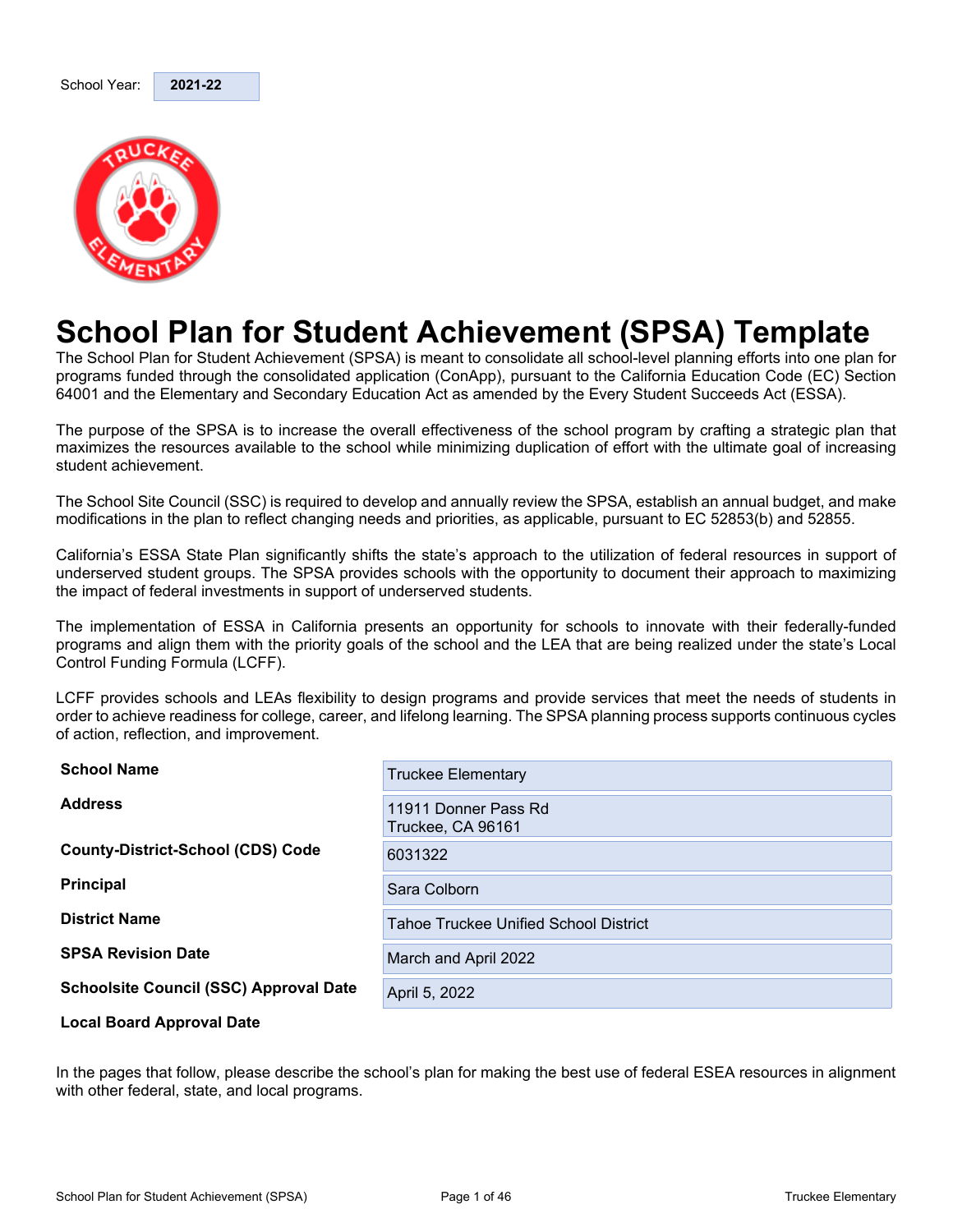| School Year: | 2021-22 |
|---|---|

# School Plan for Student Achievement (SPSA) Template

The School Plan for Student Achievement (SPSA) is meant to consolidate all school-level planning efforts into one plan for programs funded through the consolidated application (ConApp), pursuant to the California Education Code (EC) Section 64001 and the Elementary and Secondary Education Act as amended by the Every Student Succeeds Act (ESSA).

The purpose of the SPSA is to increase the overall effectiveness of the school program by crafting a strategic plan that maximizes the resources available to the school while minimizing duplication of effort with the ultimate goal of increasing student achievement.

The School Site Council (SSC) is required to develop and annually review the SPSA, establish an annual budget, and make modifications in the plan to reflect changing needs and priorities, as applicable, pursuant to EC 52853(b) and 52855.

California's ESSA State Plan significantly shifts the state's approach to the utilization of federal resources in support of underserved student groups. The SPSA provides schools with the opportunity to document their approach to maximizing the impact of federal investments in support of underserved students.

The implementation of ESSA in California presents an opportunity for schools to innovate with their federally-funded programs and align them with the priority goals of the school and the LEA that are being realized under the state's Local Control Funding Formula (LCFF).

LCFF provides schools and LEAs flexibility to design programs and provide services that meet the needs of students in order to achieve readiness for college, career, and lifelong learning. The SPSA planning process supports continuous cycles of action, reflection, and improvement.

| | |
|---|---|
| **School Name** | Truckee Elementary |
| **Address** | 11911 Donner Pass Rd<br>Truckee, CA 96161 |
| **County-District-School (CDS) Code** | 6031322 |
| **Principal** | Sara Colborn |
| **District Name** | Tahoe Truckee Unified School District |
| **SPSA Revision Date** | March and April 2022 |
| **Schoolsite Council (SSC) Approval Date** | April 5, 2022 |
| **Local Board Approval Date** | |

In the pages that follow, please describe the school's plan for making the best use of federal ESEA resources in alignment with other federal, state, and local programs.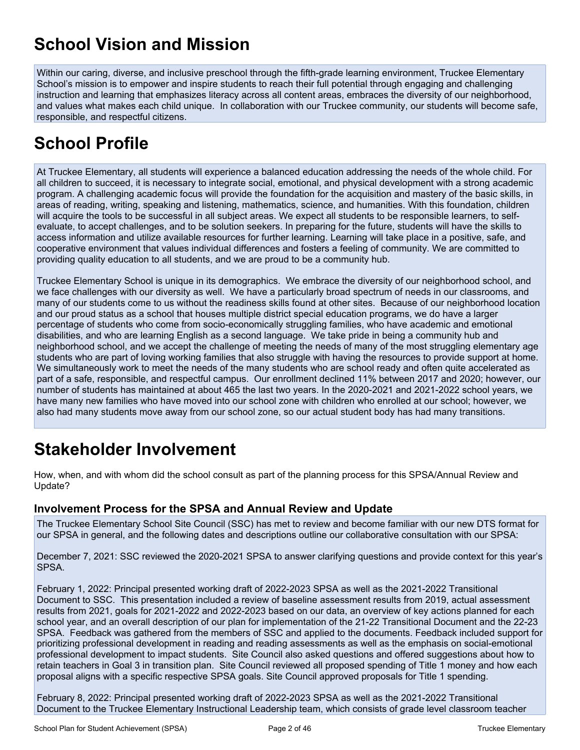# School Vision and Mission

Within our caring, diverse, and inclusive preschool through the fifth-grade learning environment, Truckee Elementary School's mission is to empower and inspire students to reach their full potential through engaging and challenging instruction and learning that emphasizes literacy across all content areas, embraces the diversity of our neighborhood, and values what makes each child unique. In collaboration with our Truckee community, our students will become safe, responsible, and respectful citizens.

# School Profile

At Truckee Elementary, all students will experience a balanced education addressing the needs of the whole child. For all children to succeed, it is necessary to integrate social, emotional, and physical development with a strong academic program. A challenging academic focus will provide the foundation for the acquisition and mastery of the basic skills, in areas of reading, writing, speaking and listening, mathematics, science, and humanities. With this foundation, children will acquire the tools to be successful in all subject areas. We expect all students to be responsible learners, to self-evaluate, to accept challenges, and to be solution seekers. In preparing for the future, students will have the skills to access information and utilize available resources for further learning. Learning will take place in a positive, safe, and cooperative environment that values individual differences and fosters a feeling of community. We are committed to providing quality education to all students, and we are proud to be a community hub.

Truckee Elementary School is unique in its demographics. We embrace the diversity of our neighborhood school, and we face challenges with our diversity as well. We have a particularly broad spectrum of needs in our classrooms, and many of our students come to us without the readiness skills found at other sites. Because of our neighborhood location and our proud status as a school that houses multiple district special education programs, we do have a larger percentage of students who come from socio-economically struggling families, who have academic and emotional disabilities, and who are learning English as a second language. We take pride in being a community hub and neighborhood school, and we accept the challenge of meeting the needs of many of the most struggling elementary age students who are part of loving working families that also struggle with having the resources to provide support at home. We simultaneously work to meet the needs of the many students who are school ready and often quite accelerated as part of a safe, responsible, and respectful campus. Our enrollment declined 11% between 2017 and 2020; however, our number of students has maintained at about 465 the last two years. In the 2020-2021 and 2021-2022 school years, we have many new families who have moved into our school zone with children who enrolled at our school; however, we also had many students move away from our school zone, so our actual student body has had many transitions.

# Stakeholder Involvement

How, when, and with whom did the school consult as part of the planning process for this SPSA/Annual Review and Update?

## Involvement Process for the SPSA and Annual Review and Update

The Truckee Elementary School Site Council (SSC) has met to review and become familiar with our new DTS format for our SPSA in general, and the following dates and descriptions outline our collaborative consultation with our SPSA:

December 7, 2021: SSC reviewed the 2020-2021 SPSA to answer clarifying questions and provide context for this year's SPSA.

February 1, 2022: Principal presented working draft of 2022-2023 SPSA as well as the 2021-2022 Transitional Document to SSC. This presentation included a review of baseline assessment results from 2019, actual assessment results from 2021, goals for 2021-2022 and 2022-2023 based on our data, an overview of key actions planned for each school year, and an overall description of our plan for implementation of the 21-22 Transitional Document and the 22-23 SPSA. Feedback was gathered from the members of SSC and applied to the documents. Feedback included support for prioritizing professional development in reading and reading assessments as well as the emphasis on social-emotional professional development to impact students. Site Council also asked questions and offered suggestions about how to retain teachers in Goal 3 in transition plan. Site Council reviewed all proposed spending of Title 1 money and how each proposal aligns with a specific respective SPSA goals. Site Council approved proposals for Title 1 spending.

February 8, 2022: Principal presented working draft of 2022-2023 SPSA as well as the 2021-2022 Transitional Document to the Truckee Elementary Instructional Leadership team, which consists of grade level classroom teacher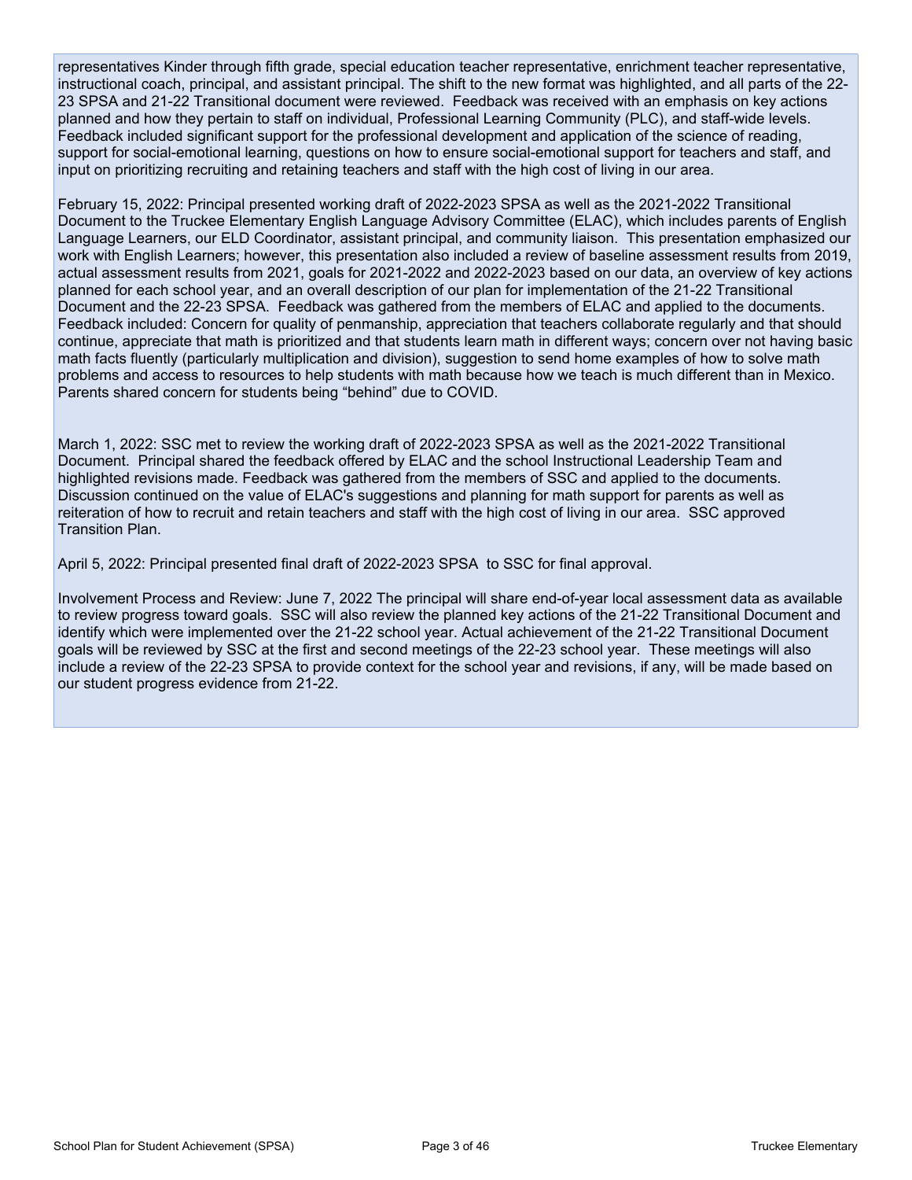representatives Kinder through fifth grade, special education teacher representative, enrichment teacher representative, instructional coach, principal, and assistant principal. The shift to the new format was highlighted, and all parts of the 22-23 SPSA and 21-22 Transitional document were reviewed. Feedback was received with an emphasis on key actions planned and how they pertain to staff on individual, Professional Learning Community (PLC), and staff-wide levels. Feedback included significant support for the professional development and application of the science of reading, support for social-emotional learning, questions on how to ensure social-emotional support for teachers and staff, and input on prioritizing recruiting and retaining teachers and staff with the high cost of living in our area.

February 15, 2022: Principal presented working draft of 2022-2023 SPSA as well as the 2021-2022 Transitional Document to the Truckee Elementary English Language Advisory Committee (ELAC), which includes parents of English Language Learners, our ELD Coordinator, assistant principal, and community liaison. This presentation emphasized our work with English Learners; however, this presentation also included a review of baseline assessment results from 2019, actual assessment results from 2021, goals for 2021-2022 and 2022-2023 based on our data, an overview of key actions planned for each school year, and an overall description of our plan for implementation of the 21-22 Transitional Document and the 22-23 SPSA. Feedback was gathered from the members of ELAC and applied to the documents. Feedback included: Concern for quality of penmanship, appreciation that teachers collaborate regularly and that should continue, appreciate that math is prioritized and that students learn math in different ways; concern over not having basic math facts fluently (particularly multiplication and division), suggestion to send home examples of how to solve math problems and access to resources to help students with math because how we teach is much different than in Mexico. Parents shared concern for students being "behind" due to COVID.

March 1, 2022: SSC met to review the working draft of 2022-2023 SPSA as well as the 2021-2022 Transitional Document. Principal shared the feedback offered by ELAC and the school Instructional Leadership Team and highlighted revisions made. Feedback was gathered from the members of SSC and applied to the documents. Discussion continued on the value of ELAC's suggestions and planning for math support for parents as well as reiteration of how to recruit and retain teachers and staff with the high cost of living in our area. SSC approved Transition Plan.

April 5, 2022: Principal presented final draft of 2022-2023 SPSA to SSC for final approval.

Involvement Process and Review: June 7, 2022 The principal will share end-of-year local assessment data as available to review progress toward goals. SSC will also review the planned key actions of the 21-22 Transitional Document and identify which were implemented over the 21-22 school year. Actual achievement of the 21-22 Transitional Document goals will be reviewed by SSC at the first and second meetings of the 22-23 school year. These meetings will also include a review of the 22-23 SPSA to provide context for the school year and revisions, if any, will be made based on our student progress evidence from 21-22.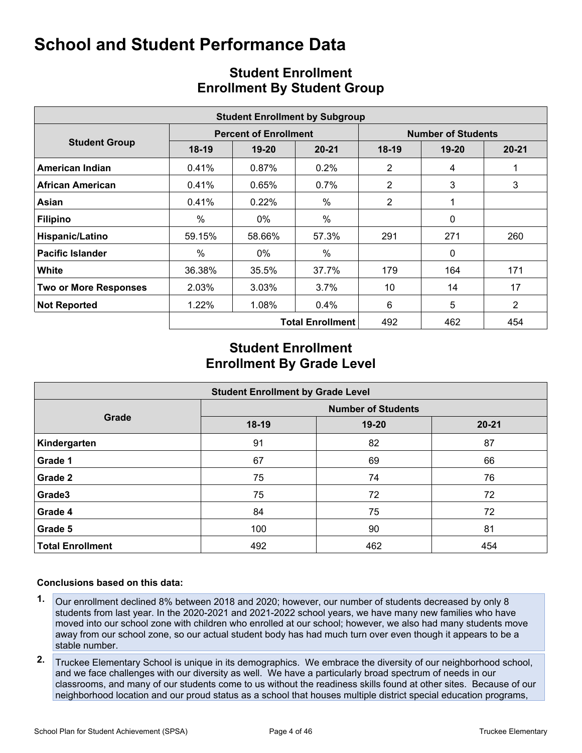# School and Student Performance Data

## Student Enrollment
## Enrollment By Student Group

| Student Enrollment by Subgroup | | | | | | |
|---|---|---|---|---|---|---|
| Student Group | Percent of Enrollment | | | Number of Students | | |
| | 18-19 | 19-20 | 20-21 | 18-19 | 19-20 | 20-21 |
| **American Indian** | 0.41% | 0.87% | 0.2% | 2 | 4 | 1 |
| **African American** | 0.41% | 0.65% | 0.7% | 2 | 3 | 3 |
| **Asian** | 0.41% | 0.22% | % | 2 | 1 | |
| **Filipino** | % | 0% | % | | 0 | |
| **Hispanic/Latino** | 59.15% | 58.66% | 57.3% | 291 | 271 | 260 |
| **Pacific Islander** | % | 0% | % | | 0 | |
| **White** | 36.38% | 35.5% | 37.7% | 179 | 164 | 171 |
| **Two or More Responses** | 2.03% | 3.03% | 3.7% | 10 | 14 | 17 |
| **Not Reported** | 1.22% | 1.08% | 0.4% | 6 | 5 | 2 |
| | | | **Total Enrollment** | 492 | 462 | 454 |

## Student Enrollment
## Enrollment By Grade Level

| Student Enrollment by Grade Level | | | |
|---|---|---|---|
| Grade | Number of Students | | |
| | 18-19 | 19-20 | 20-21 |
| **Kindergarten** | 91 | 82 | 87 |
| **Grade 1** | 67 | 69 | 66 |
| **Grade 2** | 75 | 74 | 76 |
| **Grade3** | 75 | 72 | 72 |
| **Grade 4** | 84 | 75 | 72 |
| **Grade 5** | 100 | 90 | 81 |
| **Total Enrollment** | 492 | 462 | 454 |

**Conclusions based on this data:**

1. Our enrollment declined 8% between 2018 and 2020; however, our number of students decreased by only 8 students from last year. In the 2020-2021 and 2021-2022 school years, we have many new families who have moved into our school zone with children who enrolled at our school; however, we also had many students move away from our school zone, so our actual student body has had much turn over even though it appears to be a stable number.
2. Truckee Elementary School is unique in its demographics. We embrace the diversity of our neighborhood school, and we face challenges with our diversity as well. We have a particularly broad spectrum of needs in our classrooms, and many of our students come to us without the readiness skills found at other sites. Because of our neighborhood location and our proud status as a school that houses multiple district special education programs,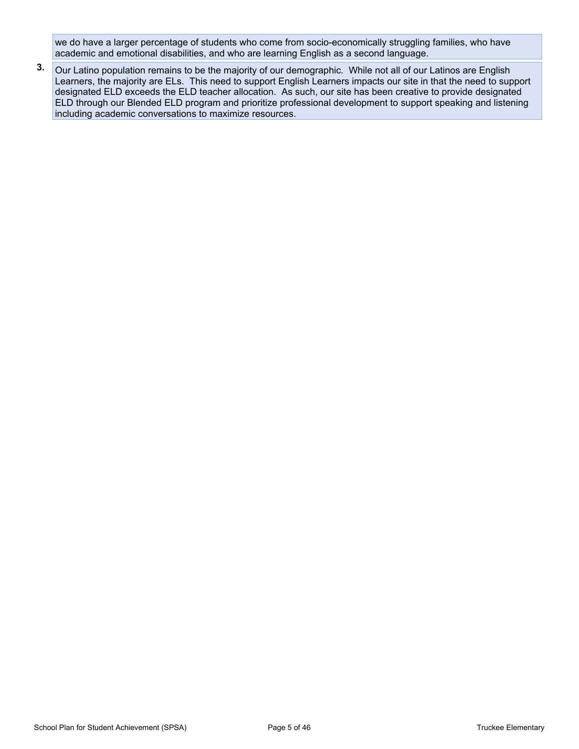we do have a larger percentage of students who come from socio-economically struggling families, who have academic and emotional disabilities, and who are learning English as a second language.

3. Our Latino population remains to be the majority of our demographic.  While not all of our Latinos are English Learners, the majority are ELs.  This need to support English Learners impacts our site in that the need to support designated ELD exceeds the ELD teacher allocation.  As such, our site has been creative to provide designated ELD through our Blended ELD program and prioritize professional development to support speaking and listening including academic conversations to maximize resources.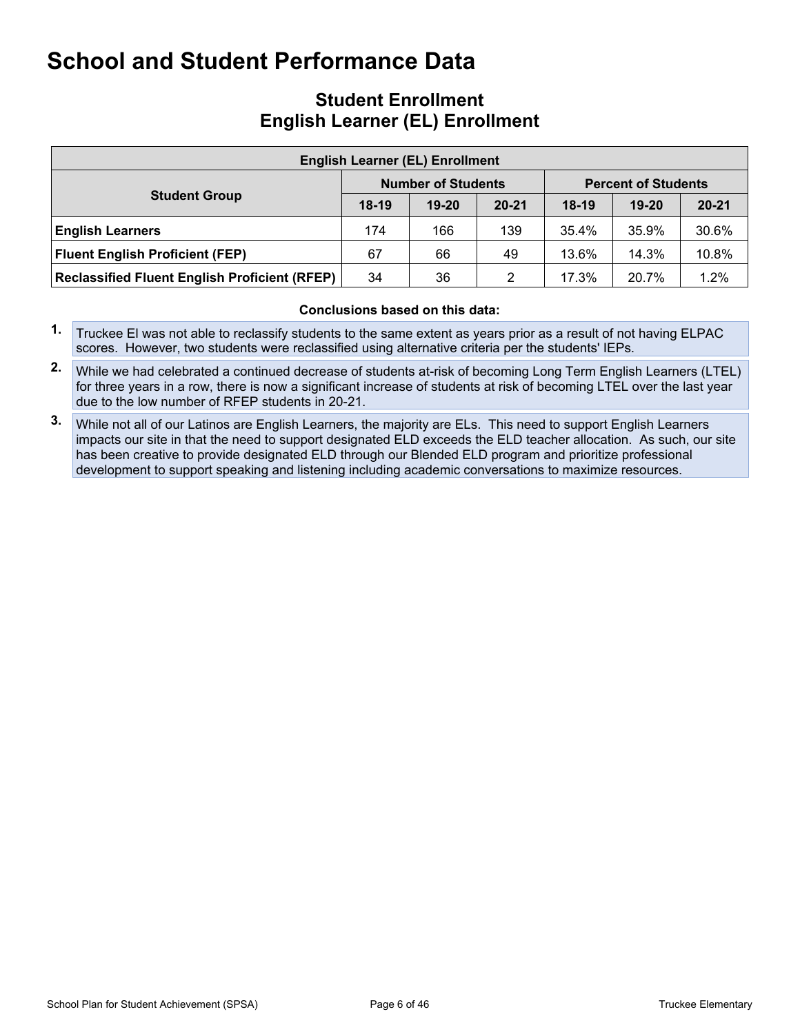# School and Student Performance Data

## Student Enrollment
## English Learner (EL) Enrollment

| English Learner (EL) Enrollment | | | | | | |
|---|---|---|---|---|---|---|
| **Student Group** | **Number of Students** | | | **Percent of Students** | | |
| | **18-19** | **19-20** | **20-21** | **18-19** | **19-20** | **20-21** |
| **English Learners** | 174 | 166 | 139 | 35.4% | 35.9% | 30.6% |
| **Fluent English Proficient (FEP)** | 67 | 66 | 49 | 13.6% | 14.3% | 10.8% |
| **Reclassified Fluent English Proficient (RFEP)** | 34 | 36 | 2 | 17.3% | 20.7% | 1.2% |

**Conclusions based on this data:**

1. Truckee El was not able to reclassify students to the same extent as years prior as a result of not having ELPAC scores. However, two students were reclassified using alternative criteria per the students' IEPs.
2. While we had celebrated a continued decrease of students at-risk of becoming Long Term English Learners (LTEL) for three years in a row, there is now a significant increase of students at risk of becoming LTEL over the last year due to the low number of RFEP students in 20-21.
3. While not all of our Latinos are English Learners, the majority are ELs. This need to support English Learners impacts our site in that the need to support designated ELD exceeds the ELD teacher allocation. As such, our site has been creative to provide designated ELD through our Blended ELD program and prioritize professional development to support speaking and listening including academic conversations to maximize resources.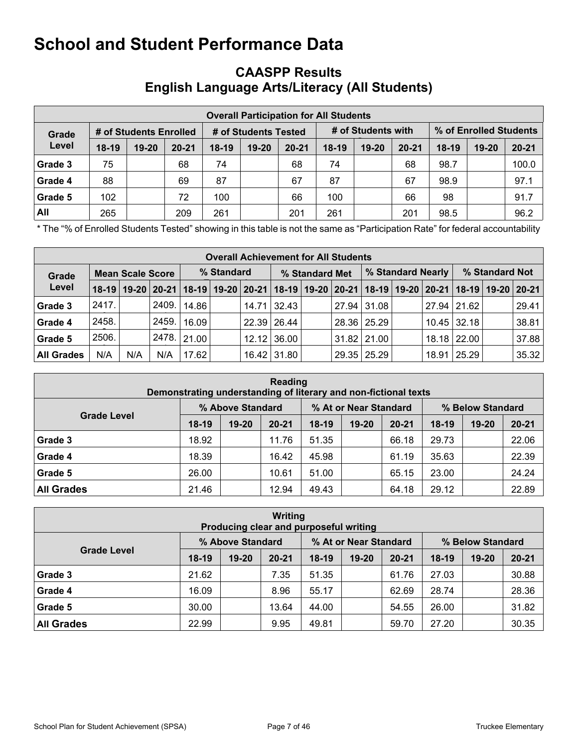# School and Student Performance Data

## CAASPP Results
## English Language Arts/Literacy (All Students)

| Overall Participation for All Students | | | | | | | | | | | | |
|---|---|---|---|---|---|---|---|---|---|---|---|---|
| Grade Level | # of Students Enrolled | | | # of Students Tested | | | # of Students with | | | % of Enrolled Students | | |
| | 18-19 | 19-20 | 20-21 | 18-19 | 19-20 | 20-21 | 18-19 | 19-20 | 20-21 | 18-19 | 19-20 | 20-21 |
| Grade 3 | 75 | | 68 | 74 | | 68 | 74 | | 68 | 98.7 | | 100.0 |
| Grade 4 | 88 | | 69 | 87 | | 67 | 87 | | 67 | 98.9 | | 97.1 |
| Grade 5 | 102 | | 72 | 100 | | 66 | 100 | | 66 | 98 | | 91.7 |
| All | 265 | | 209 | 261 | | 201 | 261 | | 201 | 98.5 | | 96.2 |

* The "% of Enrolled Students Tested" showing in this table is not the same as "Participation Rate" for federal accountability

| Overall Achievement for All Students | | | | | | | | | | | | | | | |
|---|---|---|---|---|---|---|---|---|---|---|---|---|---|---|---|
| Grade Level | Mean Scale Score | | | % Standard | | | % Standard Met | | | % Standard Nearly | | | % Standard Not | | |
| | 18-19 | 19-20 | 20-21 | 18-19 | 19-20 | 20-21 | 18-19 | 19-20 | 20-21 | 18-19 | 19-20 | 20-21 | 18-19 | 19-20 | 20-21 |
| Grade 3 | 2417. | | 2409. | 14.86 | | 14.71 | 32.43 | | 27.94 | 31.08 | | 27.94 | 21.62 | | 29.41 |
| Grade 4 | 2458. | | 2459. | 16.09 | | 22.39 | 26.44 | | 28.36 | 25.29 | | 10.45 | 32.18 | | 38.81 |
| Grade 5 | 2506. | | 2478. | 21.00 | | 12.12 | 36.00 | | 31.82 | 21.00 | | 18.18 | 22.00 | | 37.88 |
| All Grades | N/A | N/A | N/A | 17.62 | | 16.42 | 31.80 | | 29.35 | 25.29 | | 18.91 | 25.29 | | 35.32 |

| Reading<br>Demonstrating understanding of literary and non-fictional texts | | | | | | | | | |
|---|---|---|---|---|---|---|---|---|---|
| Grade Level | % Above Standard | | | % At or Near Standard | | | % Below Standard | | |
| | 18-19 | 19-20 | 20-21 | 18-19 | 19-20 | 20-21 | 18-19 | 19-20 | 20-21 |
| Grade 3 | 18.92 | | 11.76 | 51.35 | | 66.18 | 29.73 | | 22.06 |
| Grade 4 | 18.39 | | 16.42 | 45.98 | | 61.19 | 35.63 | | 22.39 |
| Grade 5 | 26.00 | | 10.61 | 51.00 | | 65.15 | 23.00 | | 24.24 |
| All Grades | 21.46 | | 12.94 | 49.43 | | 64.18 | 29.12 | | 22.89 |

| Writing<br>Producing clear and purposeful writing | | | | | | | | | |
|---|---|---|---|---|---|---|---|---|---|
| Grade Level | % Above Standard | | | % At or Near Standard | | | % Below Standard | | |
| | 18-19 | 19-20 | 20-21 | 18-19 | 19-20 | 20-21 | 18-19 | 19-20 | 20-21 |
| Grade 3 | 21.62 | | 7.35 | 51.35 | | 61.76 | 27.03 | | 30.88 |
| Grade 4 | 16.09 | | 8.96 | 55.17 | | 62.69 | 28.74 | | 28.36 |
| Grade 5 | 30.00 | | 13.64 | 44.00 | | 54.55 | 26.00 | | 31.82 |
| All Grades | 22.99 | | 9.95 | 49.81 | | 59.70 | 27.20 | | 30.35 |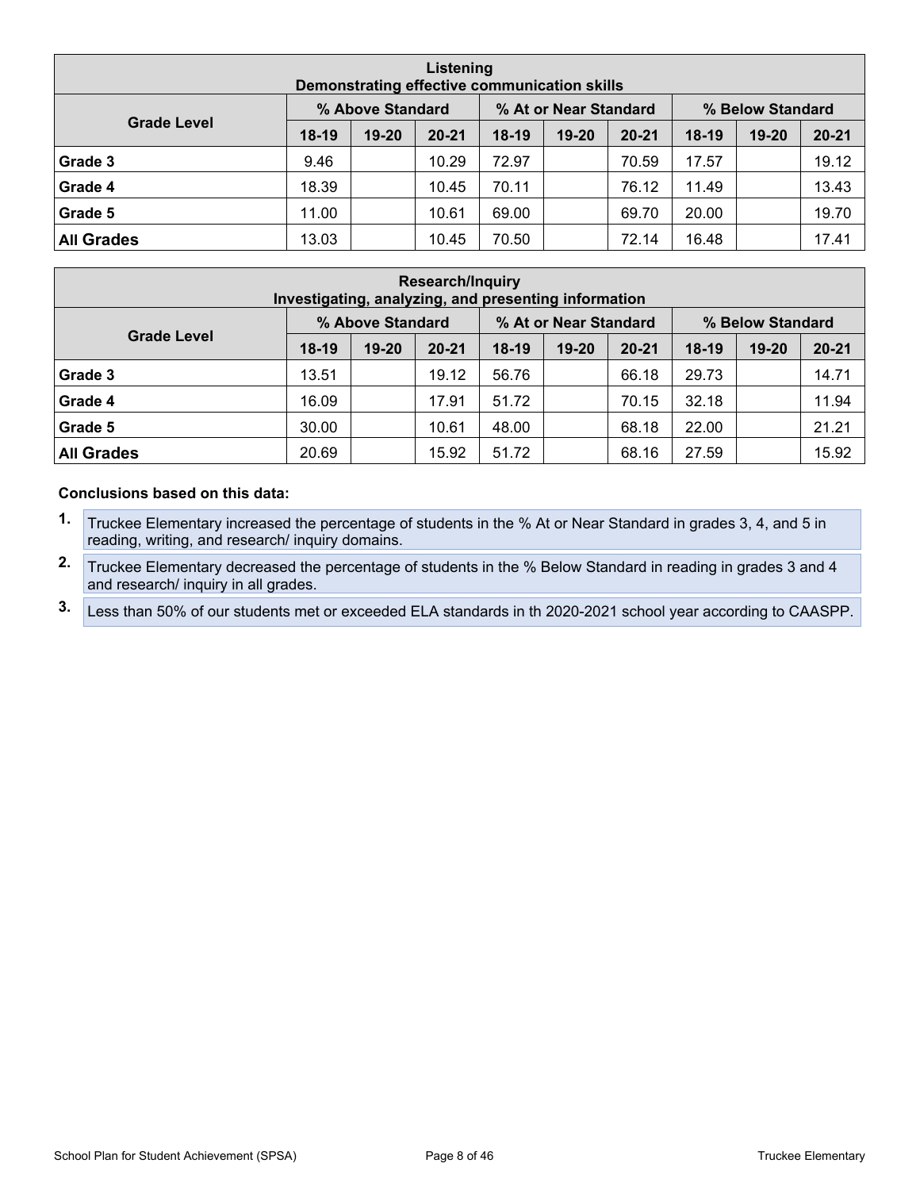| Listening<br>Demonstrating effective communication skills | | | | | | | | | |
|---|---|---|---|---|---|---|---|---|---|
| Grade Level | % Above Standard | | | % At or Near Standard | | | % Below Standard | | |
| | 18-19 | 19-20 | 20-21 | 18-19 | 19-20 | 20-21 | 18-19 | 19-20 | 20-21 |
| Grade 3 | 9.46 | | 10.29 | 72.97 | | 70.59 | 17.57 | | 19.12 |
| Grade 4 | 18.39 | | 10.45 | 70.11 | | 76.12 | 11.49 | | 13.43 |
| Grade 5 | 11.00 | | 10.61 | 69.00 | | 69.70 | 20.00 | | 19.70 |
| **All Grades** | 13.03 | | 10.45 | 70.50 | | 72.14 | 16.48 | | 17.41 |

| Research/Inquiry<br>Investigating, analyzing, and presenting information | | | | | | | | | |
|---|---|---|---|---|---|---|---|---|---|
| Grade Level | % Above Standard | | | % At or Near Standard | | | % Below Standard | | |
| | 18-19 | 19-20 | 20-21 | 18-19 | 19-20 | 20-21 | 18-19 | 19-20 | 20-21 |
| Grade 3 | 13.51 | | 19.12 | 56.76 | | 66.18 | 29.73 | | 14.71 |
| Grade 4 | 16.09 | | 17.91 | 51.72 | | 70.15 | 32.18 | | 11.94 |
| Grade 5 | 30.00 | | 10.61 | 48.00 | | 68.18 | 22.00 | | 21.21 |
| **All Grades** | 20.69 | | 15.92 | 51.72 | | 68.16 | 27.59 | | 15.92 |

**Conclusions based on this data:**

1. Truckee Elementary increased the percentage of students in the % At or Near Standard in grades 3, 4, and 5 in reading, writing, and research/ inquiry domains.
2. Truckee Elementary decreased the percentage of students in the % Below Standard in reading in grades 3 and 4 and research/ inquiry in all grades.
3. Less than 50% of our students met or exceeded ELA standards in th 2020-2021 school year according to CAASPP.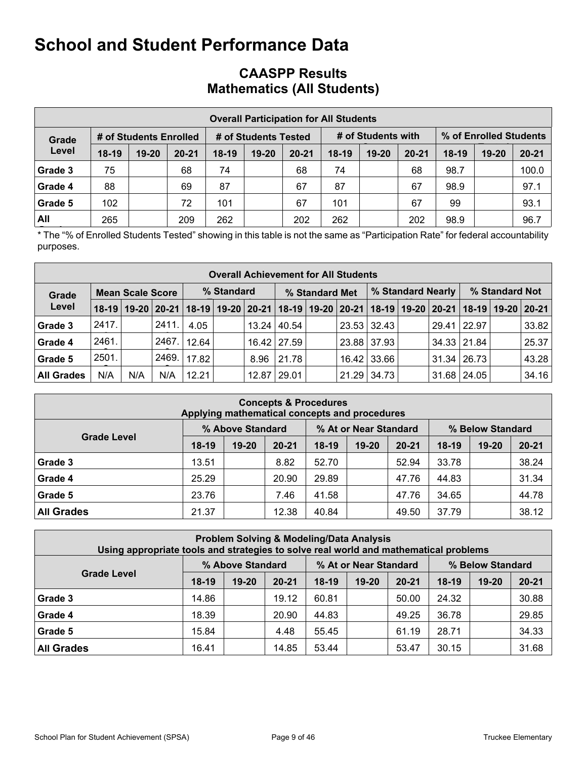# School and Student Performance Data

## CAASPP Results
## Mathematics (All Students)

| Overall Participation for All Students | | | | | | | | | | | | |
|---|---|---|---|---|---|---|---|---|---|---|---|---|
| Grade Level | # of Students Enrolled | | | # of Students Tested | | | # of Students with | | | % of Enrolled Students | | |
| | 18-19 | 19-20 | 20-21 | 18-19 | 19-20 | 20-21 | 18-19 | 19-20 | 20-21 | 18-19 | 19-20 | 20-21 |
| Grade 3 | 75 | | 68 | 74 | | 68 | 74 | | 68 | 98.7 | | 100.0 |
| Grade 4 | 88 | | 69 | 87 | | 67 | 87 | | 67 | 98.9 | | 97.1 |
| Grade 5 | 102 | | 72 | 101 | | 67 | 101 | | 67 | 99 | | 93.1 |
| All | 265 | | 209 | 262 | | 202 | 262 | | 202 | 98.9 | | 96.7 |

* The "% of Enrolled Students Tested" showing in this table is not the same as "Participation Rate" for federal accountability purposes.

| Overall Achievement for All Students | | | | | | | | | | | | | | | |
|---|---|---|---|---|---|---|---|---|---|---|---|---|---|---|---|
| Grade Level | Mean Scale Score | | | % Standard | | | % Standard Met | | | % Standard Nearly | | | % Standard Not | | |
| | 18-19 | 19-20 | 20-21 | 18-19 | 19-20 | 20-21 | 18-19 | 19-20 | 20-21 | 18-19 | 19-20 | 20-21 | 18-19 | 19-20 | 20-21 |
| Grade 3 | 2417. | | 2411. | 4.05 | | 13.24 | 40.54 | | 23.53 | 32.43 | | 29.41 | 22.97 | | 33.82 |
| Grade 4 | 2461. | | 2467. | 12.64 | | 16.42 | 27.59 | | 23.88 | 37.93 | | 34.33 | 21.84 | | 25.37 |
| Grade 5 | 2501. | | 2469. | 17.82 | | 8.96 | 21.78 | | 16.42 | 33.66 | | 31.34 | 26.73 | | 43.28 |
| All Grades | N/A | N/A | N/A | 12.21 | | 12.87 | 29.01 | | 21.29 | 34.73 | | 31.68 | 24.05 | | 34.16 |

| Concepts & Procedures<br>Applying mathematical concepts and procedures | | | | | | | | | |
|---|---|---|---|---|---|---|---|---|---|
| Grade Level | % Above Standard | | | % At or Near Standard | | | % Below Standard | | |
| | 18-19 | 19-20 | 20-21 | 18-19 | 19-20 | 20-21 | 18-19 | 19-20 | 20-21 |
| Grade 3 | 13.51 | | 8.82 | 52.70 | | 52.94 | 33.78 | | 38.24 |
| Grade 4 | 25.29 | | 20.90 | 29.89 | | 47.76 | 44.83 | | 31.34 |
| Grade 5 | 23.76 | | 7.46 | 41.58 | | 47.76 | 34.65 | | 44.78 |
| All Grades | 21.37 | | 12.38 | 40.84 | | 49.50 | 37.79 | | 38.12 |

| Problem Solving & Modeling/Data Analysis<br>Using appropriate tools and strategies to solve real world and mathematical problems | | | | | | | | | |
|---|---|---|---|---|---|---|---|---|---|
| Grade Level | % Above Standard | | | % At or Near Standard | | | % Below Standard | | |
| | 18-19 | 19-20 | 20-21 | 18-19 | 19-20 | 20-21 | 18-19 | 19-20 | 20-21 |
| Grade 3 | 14.86 | | 19.12 | 60.81 | | 50.00 | 24.32 | | 30.88 |
| Grade 4 | 18.39 | | 20.90 | 44.83 | | 49.25 | 36.78 | | 29.85 |
| Grade 5 | 15.84 | | 4.48 | 55.45 | | 61.19 | 28.71 | | 34.33 |
| All Grades | 16.41 | | 14.85 | 53.44 | | 53.47 | 30.15 | | 31.68 |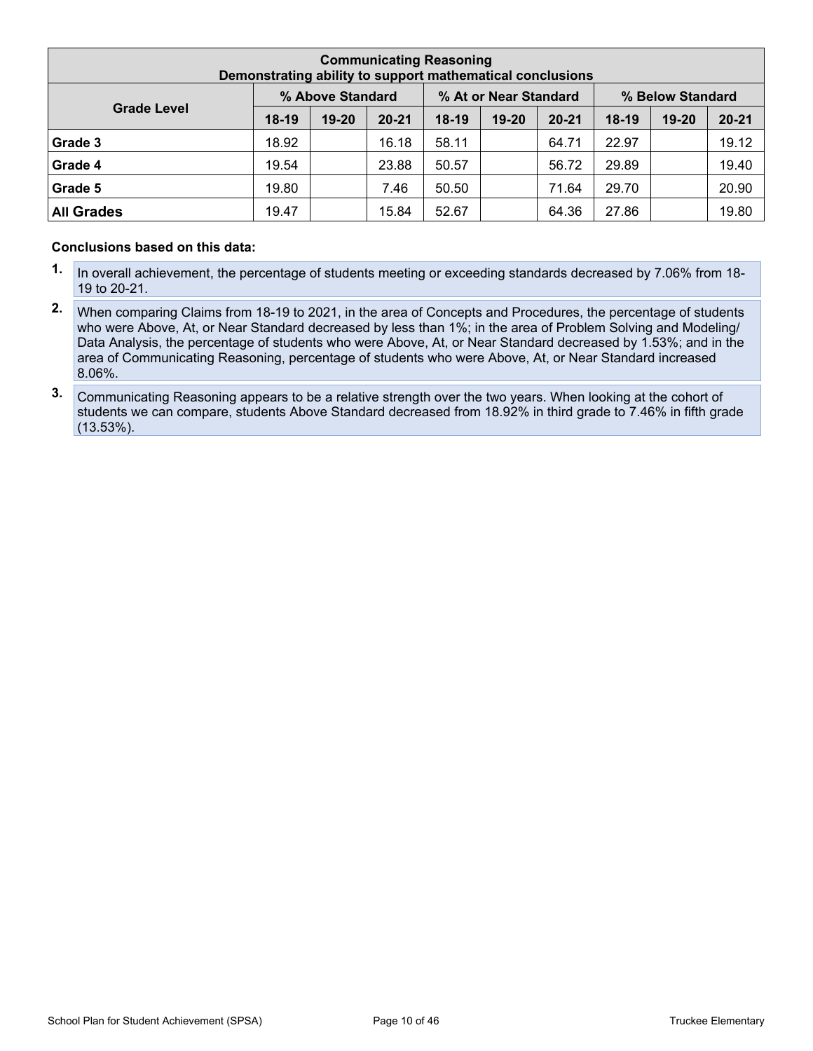| Communicating Reasoning<br>Demonstrating ability to support mathematical conclusions | | | | | | | | | |
|---|---|---|---|---|---|---|---|---|---|
| Grade Level | % Above Standard | | | % At or Near Standard | | | % Below Standard | | |
| | 18-19 | 19-20 | 20-21 | 18-19 | 19-20 | 20-21 | 18-19 | 19-20 | 20-21 |
| **Grade 3** | 18.92 | | 16.18 | 58.11 | | 64.71 | 22.97 | | 19.12 |
| **Grade 4** | 19.54 | | 23.88 | 50.57 | | 56.72 | 29.89 | | 19.40 |
| **Grade 5** | 19.80 | | 7.46 | 50.50 | | 71.64 | 29.70 | | 20.90 |
| **All Grades** | 19.47 | | 15.84 | 52.67 | | 64.36 | 27.86 | | 19.80 |

**Conclusions based on this data:**

1. In overall achievement, the percentage of students meeting or exceeding standards decreased by 7.06% from 18-19 to 20-21.
2. When comparing Claims from 18-19 to 2021, in the area of Concepts and Procedures, the percentage of students who were Above, At, or Near Standard decreased by less than 1%; in the area of Problem Solving and Modeling/ Data Analysis, the percentage of students who were Above, At, or Near Standard decreased by 1.53%; and in the area of Communicating Reasoning, percentage of students who were Above, At, or Near Standard increased 8.06%.
3. Communicating Reasoning appears to be a relative strength over the two years. When looking at the cohort of students we can compare, students Above Standard decreased from 18.92% in third grade to 7.46% in fifth grade (13.53%).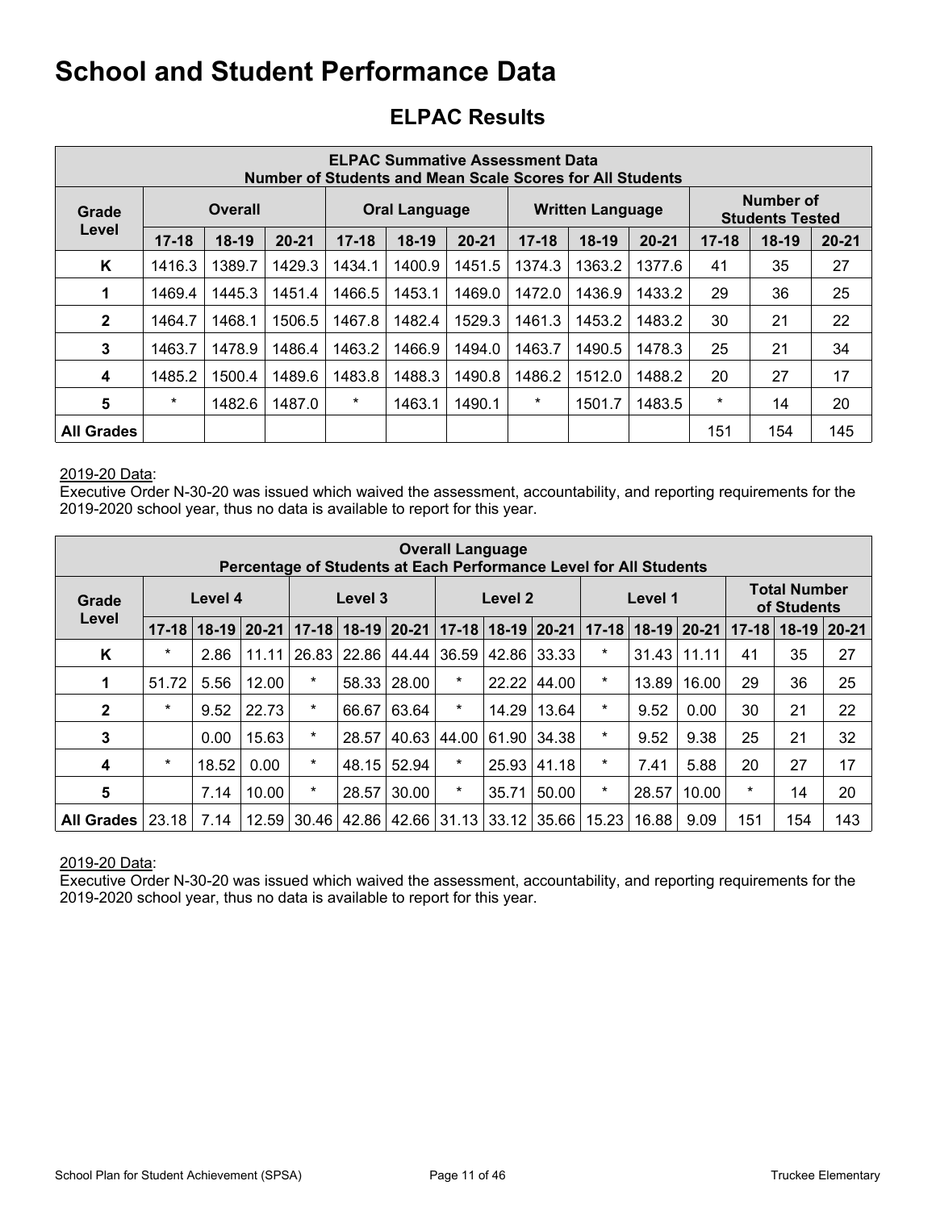# School and Student Performance Data

## ELPAC Results

| ELPAC Summative Assessment Data<br>Number of Students and Mean Scale Scores for All Students | | | | | | | | | | | | |
|---|---|---|---|---|---|---|---|---|---|---|---|---|
| Grade Level | Overall | | | Oral Language | | | Written Language | | | Number of Students Tested | | |
| | 17-18 | 18-19 | 20-21 | 17-18 | 18-19 | 20-21 | 17-18 | 18-19 | 20-21 | 17-18 | 18-19 | 20-21 |
| K | 1416.3 | 1389.7 | 1429.3 | 1434.1 | 1400.9 | 1451.5 | 1374.3 | 1363.2 | 1377.6 | 41 | 35 | 27 |
| 1 | 1469.4 | 1445.3 | 1451.4 | 1466.5 | 1453.1 | 1469.0 | 1472.0 | 1436.9 | 1433.2 | 29 | 36 | 25 |
| 2 | 1464.7 | 1468.1 | 1506.5 | 1467.8 | 1482.4 | 1529.3 | 1461.3 | 1453.2 | 1483.2 | 30 | 21 | 22 |
| 3 | 1463.7 | 1478.9 | 1486.4 | 1463.2 | 1466.9 | 1494.0 | 1463.7 | 1490.5 | 1478.3 | 25 | 21 | 34 |
| 4 | 1485.2 | 1500.4 | 1489.6 | 1483.8 | 1488.3 | 1490.8 | 1486.2 | 1512.0 | 1488.2 | 20 | 27 | 17 |
| 5 | * | 1482.6 | 1487.0 | * | 1463.1 | 1490.1 | * | 1501.7 | 1483.5 | * | 14 | 20 |
| All Grades | | | | | | | | | | 151 | 154 | 145 |

2019-20 Data:
Executive Order N-30-20 was issued which waived the assessment, accountability, and reporting requirements for the 2019-2020 school year, thus no data is available to report for this year.

| Overall Language<br>Percentage of Students at Each Performance Level for All Students | | | | | | | | | | | | | | | |
|---|---|---|---|---|---|---|---|---|---|---|---|---|---|---|---|
| Grade Level | Level 4 | | | Level 3 | | | Level 2 | | | Level 1 | | | Total Number of Students | | |
| | 17-18 | 18-19 | 20-21 | 17-18 | 18-19 | 20-21 | 17-18 | 18-19 | 20-21 | 17-18 | 18-19 | 20-21 | 17-18 | 18-19 | 20-21 |
| K | * | 2.86 | 11.11 | 26.83 | 22.86 | 44.44 | 36.59 | 42.86 | 33.33 | * | 31.43 | 11.11 | 41 | 35 | 27 |
| 1 | 51.72 | 5.56 | 12.00 | * | 58.33 | 28.00 | * | 22.22 | 44.00 | * | 13.89 | 16.00 | 29 | 36 | 25 |
| 2 | * | 9.52 | 22.73 | * | 66.67 | 63.64 | * | 14.29 | 13.64 | * | 9.52 | 0.00 | 30 | 21 | 22 |
| 3 | | 0.00 | 15.63 | * | 28.57 | 40.63 | 44.00 | 61.90 | 34.38 | * | 9.52 | 9.38 | 25 | 21 | 32 |
| 4 | * | 18.52 | 0.00 | * | 48.15 | 52.94 | * | 25.93 | 41.18 | * | 7.41 | 5.88 | 20 | 27 | 17 |
| 5 | | 7.14 | 10.00 | * | 28.57 | 30.00 | * | 35.71 | 50.00 | * | 28.57 | 10.00 | * | 14 | 20 |
| All Grades | 23.18 | 7.14 | 12.59 | 30.46 | 42.86 | 42.66 | 31.13 | 33.12 | 35.66 | 15.23 | 16.88 | 9.09 | 151 | 154 | 143 |

2019-20 Data:
Executive Order N-30-20 was issued which waived the assessment, accountability, and reporting requirements for the 2019-2020 school year, thus no data is available to report for this year.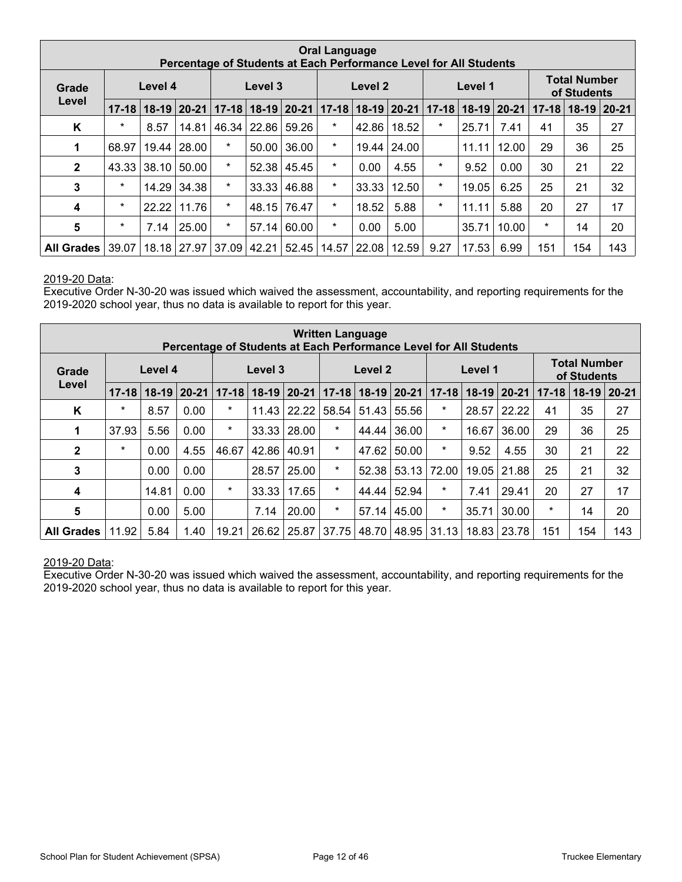| Oral Language<br>Percentage of Students at Each Performance Level for All Students | | | | | | | | | | | | | | | |
|---|---|---|---|---|---|---|---|---|---|---|---|---|---|---|---|
| Grade Level | Level 4 | | | Level 3 | | | Level 2 | | | Level 1 | | | Total Number of Students | | |
| | 17-18 | 18-19 | 20-21 | 17-18 | 18-19 | 20-21 | 17-18 | 18-19 | 20-21 | 17-18 | 18-19 | 20-21 | 17-18 | 18-19 | 20-21 |
| K | * | 8.57 | 14.81 | 46.34 | 22.86 | 59.26 | * | 42.86 | 18.52 | * | 25.71 | 7.41 | 41 | 35 | 27 |
| 1 | 68.97 | 19.44 | 28.00 | * | 50.00 | 36.00 | * | 19.44 | 24.00 | | 11.11 | 12.00 | 29 | 36 | 25 |
| 2 | 43.33 | 38.10 | 50.00 | * | 52.38 | 45.45 | * | 0.00 | 4.55 | * | 9.52 | 0.00 | 30 | 21 | 22 |
| 3 | * | 14.29 | 34.38 | * | 33.33 | 46.88 | * | 33.33 | 12.50 | * | 19.05 | 6.25 | 25 | 21 | 32 |
| 4 | * | 22.22 | 11.76 | * | 48.15 | 76.47 | * | 18.52 | 5.88 | * | 11.11 | 5.88 | 20 | 27 | 17 |
| 5 | * | 7.14 | 25.00 | * | 57.14 | 60.00 | * | 0.00 | 5.00 | | 35.71 | 10.00 | * | 14 | 20 |
| All Grades | 39.07 | 18.18 | 27.97 | 37.09 | 42.21 | 52.45 | 14.57 | 22.08 | 12.59 | 9.27 | 17.53 | 6.99 | 151 | 154 | 143 |

2019-20 Data:
Executive Order N-30-20 was issued which waived the assessment, accountability, and reporting requirements for the 2019-2020 school year, thus no data is available to report for this year.

| Written Language<br>Percentage of Students at Each Performance Level for All Students | | | | | | | | | | | | | | | |
|---|---|---|---|---|---|---|---|---|---|---|---|---|---|---|---|
| Grade Level | Level 4 | | | Level 3 | | | Level 2 | | | Level 1 | | | Total Number of Students | | |
| | 17-18 | 18-19 | 20-21 | 17-18 | 18-19 | 20-21 | 17-18 | 18-19 | 20-21 | 17-18 | 18-19 | 20-21 | 17-18 | 18-19 | 20-21 |
| K | * | 8.57 | 0.00 | * | 11.43 | 22.22 | 58.54 | 51.43 | 55.56 | * | 28.57 | 22.22 | 41 | 35 | 27 |
| 1 | 37.93 | 5.56 | 0.00 | * | 33.33 | 28.00 | * | 44.44 | 36.00 | * | 16.67 | 36.00 | 29 | 36 | 25 |
| 2 | * | 0.00 | 4.55 | 46.67 | 42.86 | 40.91 | * | 47.62 | 50.00 | * | 9.52 | 4.55 | 30 | 21 | 22 |
| 3 | | 0.00 | 0.00 | | 28.57 | 25.00 | * | 52.38 | 53.13 | 72.00 | 19.05 | 21.88 | 25 | 21 | 32 |
| 4 | | 14.81 | 0.00 | * | 33.33 | 17.65 | * | 44.44 | 52.94 | * | 7.41 | 29.41 | 20 | 27 | 17 |
| 5 | | 0.00 | 5.00 | | 7.14 | 20.00 | * | 57.14 | 45.00 | * | 35.71 | 30.00 | * | 14 | 20 |
| All Grades | 11.92 | 5.84 | 1.40 | 19.21 | 26.62 | 25.87 | 37.75 | 48.70 | 48.95 | 31.13 | 18.83 | 23.78 | 151 | 154 | 143 |

2019-20 Data:
Executive Order N-30-20 was issued which waived the assessment, accountability, and reporting requirements for the 2019-2020 school year, thus no data is available to report for this year.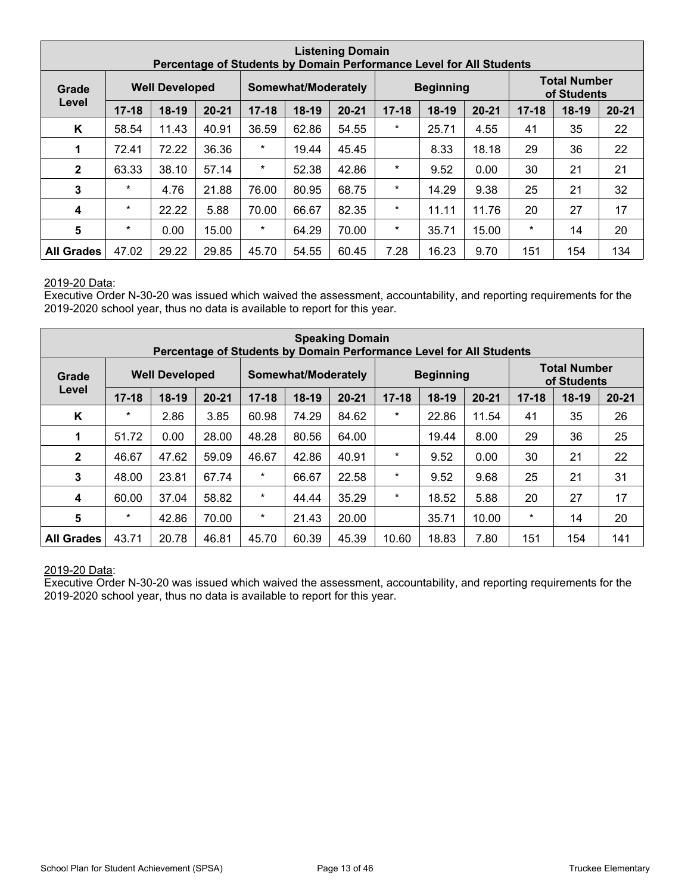| Listening Domain<br>Percentage of Students by Domain Performance Level for All Students | | | | | | | | | | | | |
|---|---|---|---|---|---|---|---|---|---|---|---|---|
| Grade Level | Well Developed | | | Somewhat/Moderately | | | Beginning | | | Total Number of Students | | |
| | 17-18 | 18-19 | 20-21 | 17-18 | 18-19 | 20-21 | 17-18 | 18-19 | 20-21 | 17-18 | 18-19 | 20-21 |
| K | 58.54 | 11.43 | 40.91 | 36.59 | 62.86 | 54.55 | * | 25.71 | 4.55 | 41 | 35 | 22 |
| 1 | 72.41 | 72.22 | 36.36 | * | 19.44 | 45.45 | | 8.33 | 18.18 | 29 | 36 | 22 |
| 2 | 63.33 | 38.10 | 57.14 | * | 52.38 | 42.86 | * | 9.52 | 0.00 | 30 | 21 | 21 |
| 3 | * | 4.76 | 21.88 | 76.00 | 80.95 | 68.75 | * | 14.29 | 9.38 | 25 | 21 | 32 |
| 4 | * | 22.22 | 5.88 | 70.00 | 66.67 | 82.35 | * | 11.11 | 11.76 | 20 | 27 | 17 |
| 5 | * | 0.00 | 15.00 | * | 64.29 | 70.00 | * | 35.71 | 15.00 | * | 14 | 20 |
| All Grades | 47.02 | 29.22 | 29.85 | 45.70 | 54.55 | 60.45 | 7.28 | 16.23 | 9.70 | 151 | 154 | 134 |

2019-20 Data:
Executive Order N-30-20 was issued which waived the assessment, accountability, and reporting requirements for the 2019-2020 school year, thus no data is available to report for this year.

| Speaking Domain<br>Percentage of Students by Domain Performance Level for All Students | | | | | | | | | | | | |
|---|---|---|---|---|---|---|---|---|---|---|---|---|
| Grade Level | Well Developed | | | Somewhat/Moderately | | | Beginning | | | Total Number of Students | | |
| | 17-18 | 18-19 | 20-21 | 17-18 | 18-19 | 20-21 | 17-18 | 18-19 | 20-21 | 17-18 | 18-19 | 20-21 |
| K | * | 2.86 | 3.85 | 60.98 | 74.29 | 84.62 | * | 22.86 | 11.54 | 41 | 35 | 26 |
| 1 | 51.72 | 0.00 | 28.00 | 48.28 | 80.56 | 64.00 | | 19.44 | 8.00 | 29 | 36 | 25 |
| 2 | 46.67 | 47.62 | 59.09 | 46.67 | 42.86 | 40.91 | * | 9.52 | 0.00 | 30 | 21 | 22 |
| 3 | 48.00 | 23.81 | 67.74 | * | 66.67 | 22.58 | * | 9.52 | 9.68 | 25 | 21 | 31 |
| 4 | 60.00 | 37.04 | 58.82 | * | 44.44 | 35.29 | * | 18.52 | 5.88 | 20 | 27 | 17 |
| 5 | * | 42.86 | 70.00 | * | 21.43 | 20.00 | | 35.71 | 10.00 | * | 14 | 20 |
| All Grades | 43.71 | 20.78 | 46.81 | 45.70 | 60.39 | 45.39 | 10.60 | 18.83 | 7.80 | 151 | 154 | 141 |

2019-20 Data:
Executive Order N-30-20 was issued which waived the assessment, accountability, and reporting requirements for the 2019-2020 school year, thus no data is available to report for this year.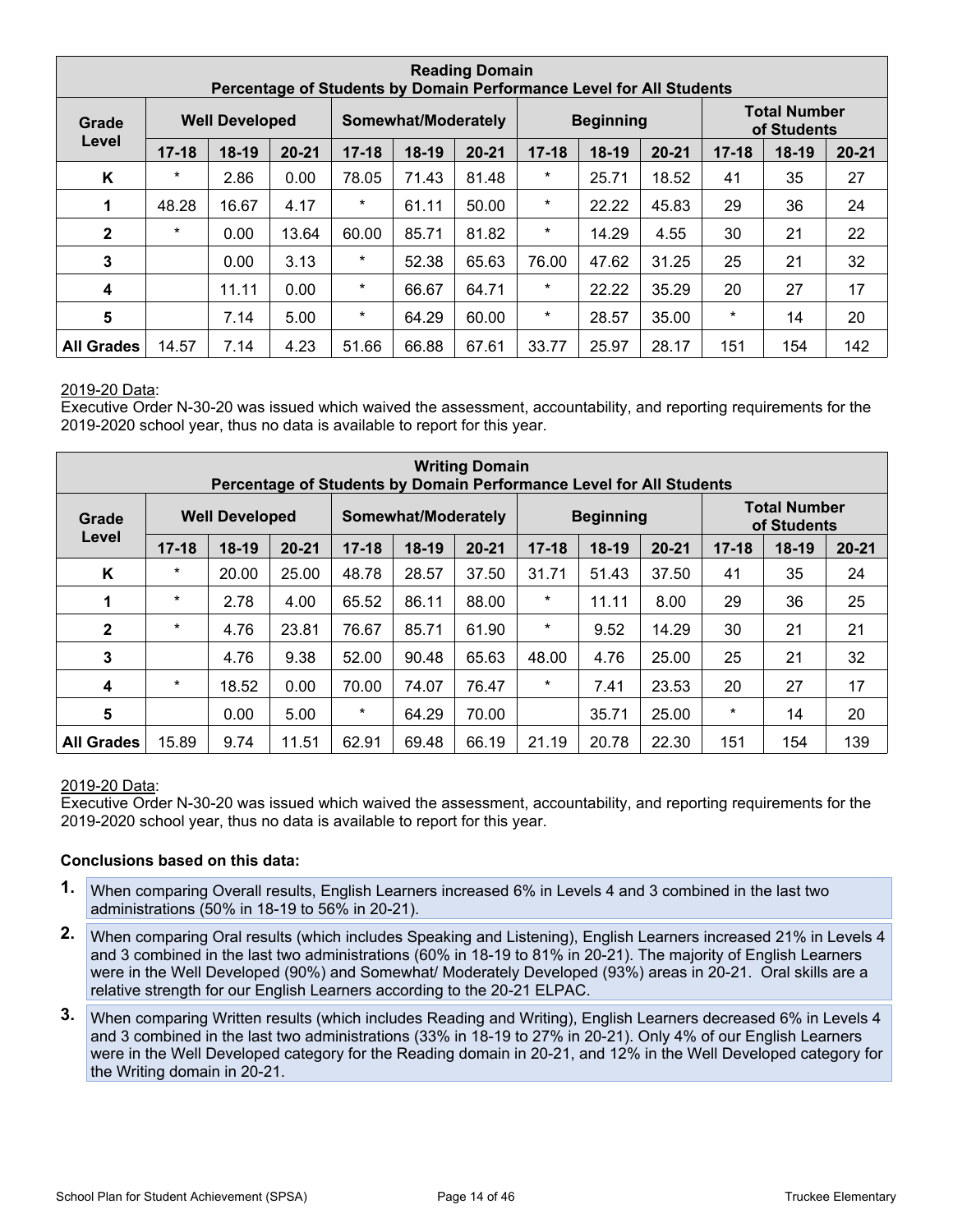| Reading Domain<br>Percentage of Students by Domain Performance Level for All Students | | | | | | | | | | | | |
|---|---|---|---|---|---|---|---|---|---|---|---|---|
| Grade Level | Well Developed | | | Somewhat/Moderately | | | Beginning | | | Total Number of Students | | |
| | 17-18 | 18-19 | 20-21 | 17-18 | 18-19 | 20-21 | 17-18 | 18-19 | 20-21 | 17-18 | 18-19 | 20-21 |
| K | * | 2.86 | 0.00 | 78.05 | 71.43 | 81.48 | * | 25.71 | 18.52 | 41 | 35 | 27 |
| 1 | 48.28 | 16.67 | 4.17 | * | 61.11 | 50.00 | * | 22.22 | 45.83 | 29 | 36 | 24 |
| 2 | * | 0.00 | 13.64 | 60.00 | 85.71 | 81.82 | * | 14.29 | 4.55 | 30 | 21 | 22 |
| 3 | | 0.00 | 3.13 | * | 52.38 | 65.63 | 76.00 | 47.62 | 31.25 | 25 | 21 | 32 |
| 4 | | 11.11 | 0.00 | * | 66.67 | 64.71 | * | 22.22 | 35.29 | 20 | 27 | 17 |
| 5 | | 7.14 | 5.00 | * | 64.29 | 60.00 | * | 28.57 | 35.00 | * | 14 | 20 |
| All Grades | 14.57 | 7.14 | 4.23 | 51.66 | 66.88 | 67.61 | 33.77 | 25.97 | 28.17 | 151 | 154 | 142 |

2019-20 Data:
Executive Order N-30-20 was issued which waived the assessment, accountability, and reporting requirements for the 2019-2020 school year, thus no data is available to report for this year.

| Writing Domain<br>Percentage of Students by Domain Performance Level for All Students | | | | | | | | | | | | |
|---|---|---|---|---|---|---|---|---|---|---|---|---|
| Grade Level | Well Developed | | | Somewhat/Moderately | | | Beginning | | | Total Number of Students | | |
| | 17-18 | 18-19 | 20-21 | 17-18 | 18-19 | 20-21 | 17-18 | 18-19 | 20-21 | 17-18 | 18-19 | 20-21 |
| K | * | 20.00 | 25.00 | 48.78 | 28.57 | 37.50 | 31.71 | 51.43 | 37.50 | 41 | 35 | 24 |
| 1 | * | 2.78 | 4.00 | 65.52 | 86.11 | 88.00 | * | 11.11 | 8.00 | 29 | 36 | 25 |
| 2 | * | 4.76 | 23.81 | 76.67 | 85.71 | 61.90 | * | 9.52 | 14.29 | 30 | 21 | 21 |
| 3 | | 4.76 | 9.38 | 52.00 | 90.48 | 65.63 | 48.00 | 4.76 | 25.00 | 25 | 21 | 32 |
| 4 | * | 18.52 | 0.00 | 70.00 | 74.07 | 76.47 | * | 7.41 | 23.53 | 20 | 27 | 17 |
| 5 | | 0.00 | 5.00 | * | 64.29 | 70.00 | | 35.71 | 25.00 | * | 14 | 20 |
| All Grades | 15.89 | 9.74 | 11.51 | 62.91 | 69.48 | 66.19 | 21.19 | 20.78 | 22.30 | 151 | 154 | 139 |

2019-20 Data:
Executive Order N-30-20 was issued which waived the assessment, accountability, and reporting requirements for the 2019-2020 school year, thus no data is available to report for this year.

**Conclusions based on this data:**

1. When comparing Overall results, English Learners increased 6% in Levels 4 and 3 combined in the last two administrations (50% in 18-19 to 56% in 20-21).
2. When comparing Oral results (which includes Speaking and Listening), English Learners increased 21% in Levels 4 and 3 combined in the last two administrations (60% in 18-19 to 81% in 20-21). The majority of English Learners were in the Well Developed (90%) and Somewhat/ Moderately Developed (93%) areas in 20-21. Oral skills are a relative strength for our English Learners according to the 20-21 ELPAC.
3. When comparing Written results (which includes Reading and Writing), English Learners decreased 6% in Levels 4 and 3 combined in the last two administrations (33% in 18-19 to 27% in 20-21). Only 4% of our English Learners were in the Well Developed category for the Reading domain in 20-21, and 12% in the Well Developed category for the Writing domain in 20-21.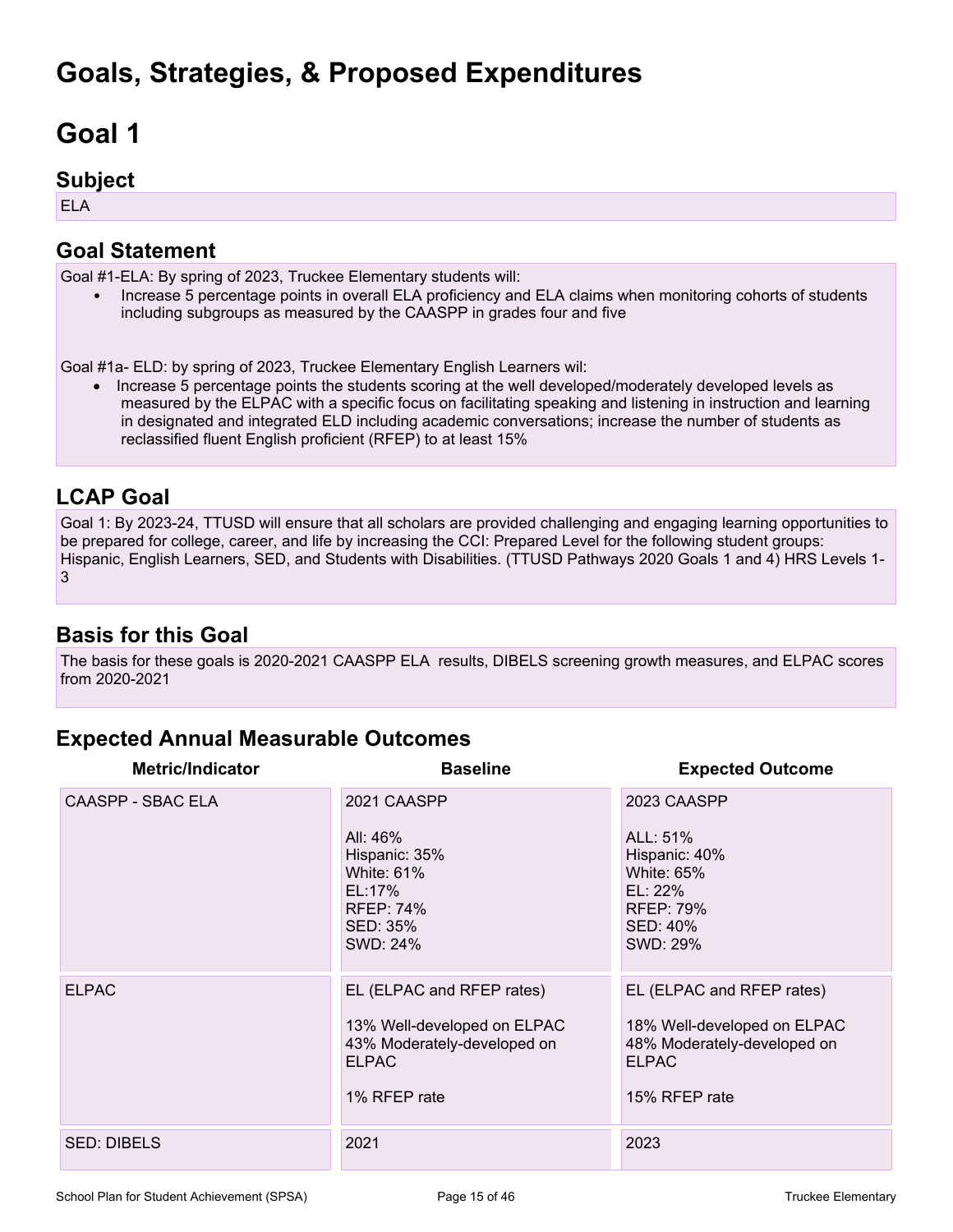# Goals, Strategies, & Proposed Expenditures

# Goal 1

## Subject

ELA

## Goal Statement

Goal #1-ELA: By spring of 2023, Truckee Elementary students will:

- Increase 5 percentage points in overall ELA proficiency and ELA claims when monitoring cohorts of students including subgroups as measured by the CAASPP in grades four and five

Goal #1a- ELD: by spring of 2023, Truckee Elementary English Learners wil:

- Increase 5 percentage points the students scoring at the well developed/moderately developed levels as measured by the ELPAC with a specific focus on facilitating speaking and listening in instruction and learning in designated and integrated ELD including academic conversations; increase the number of students as reclassified fluent English proficient (RFEP) to at least 15%

## LCAP Goal

Goal 1: By 2023-24, TTUSD will ensure that all scholars are provided challenging and engaging learning opportunities to be prepared for college, career, and life by increasing the CCI: Prepared Level for the following student groups: Hispanic, English Learners, SED, and Students with Disabilities. (TTUSD Pathways 2020 Goals 1 and 4) HRS Levels 1-3

## Basis for this Goal

The basis for these goals is 2020-2021 CAASPP ELA results, DIBELS screening growth measures, and ELPAC scores from 2020-2021

## Expected Annual Measurable Outcomes

| Metric/Indicator | Baseline | Expected Outcome |
|---|---|---|
| CAASPP - SBAC ELA | 2021 CAASPP<br><br>All: 46%<br>Hispanic: 35%<br>White: 61%<br>EL:17%<br>RFEP: 74%<br>SED: 35%<br>SWD: 24% | 2023 CAASPP<br><br>ALL: 51%<br>Hispanic: 40%<br>White: 65%<br>EL: 22%<br>RFEP: 79%<br>SED: 40%<br>SWD: 29% |
| ELPAC | EL (ELPAC and RFEP rates)<br><br>13% Well-developed on ELPAC<br>43% Moderately-developed on ELPAC<br><br>1% RFEP rate | EL (ELPAC and RFEP rates)<br><br>18% Well-developed on ELPAC<br>48% Moderately-developed on ELPAC<br><br>15% RFEP rate |
| SED: DIBELS | 2021 | 2023 |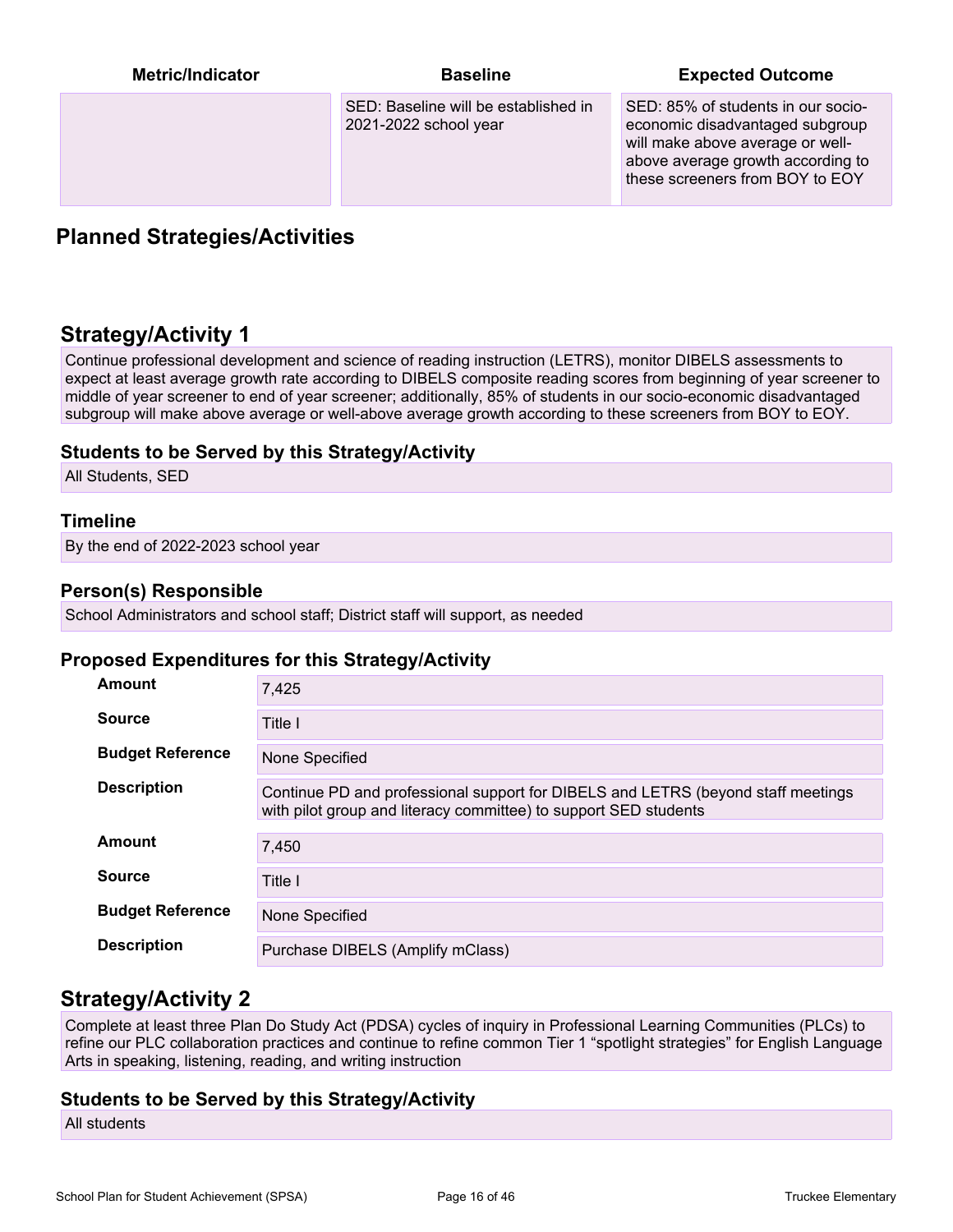| Metric/Indicator | Baseline | Expected Outcome |
| --- | --- | --- |
| | SED: Baseline will be established in 2021-2022 school year | SED: 85% of students in our socio-economic disadvantaged subgroup will make above average or well-above average growth according to these screeners from BOY to EOY |

## Planned Strategies/Activities

### Strategy/Activity 1

Continue professional development and science of reading instruction (LETRS), monitor DIBELS assessments to expect at least average growth rate according to DIBELS composite reading scores from beginning of year screener to middle of year screener to end of year screener; additionally, 85% of students in our socio-economic disadvantaged subgroup will make above average or well-above average growth according to these screeners from BOY to EOY.

#### Students to be Served by this Strategy/Activity

All Students, SED

#### Timeline

By the end of 2022-2023 school year

#### Person(s) Responsible

School Administrators and school staff; District staff will support, as needed

#### Proposed Expenditures for this Strategy/Activity

| | |
| --- | --- |
| **Amount** | 7,425 |
| **Source** | Title I |
| **Budget Reference** | None Specified |
| **Description** | Continue PD and professional support for DIBELS and LETRS (beyond staff meetings with pilot group and literacy committee) to support SED students |

| | |
| --- | --- |
| **Amount** | 7,450 |
| **Source** | Title I |
| **Budget Reference** | None Specified |
| **Description** | Purchase DIBELS (Amplify mClass) |

### Strategy/Activity 2

Complete at least three Plan Do Study Act (PDSA) cycles of inquiry in Professional Learning Communities (PLCs) to refine our PLC collaboration practices and continue to refine common Tier 1 “spotlight strategies” for English Language Arts in speaking, listening, reading, and writing instruction

#### Students to be Served by this Strategy/Activity

All students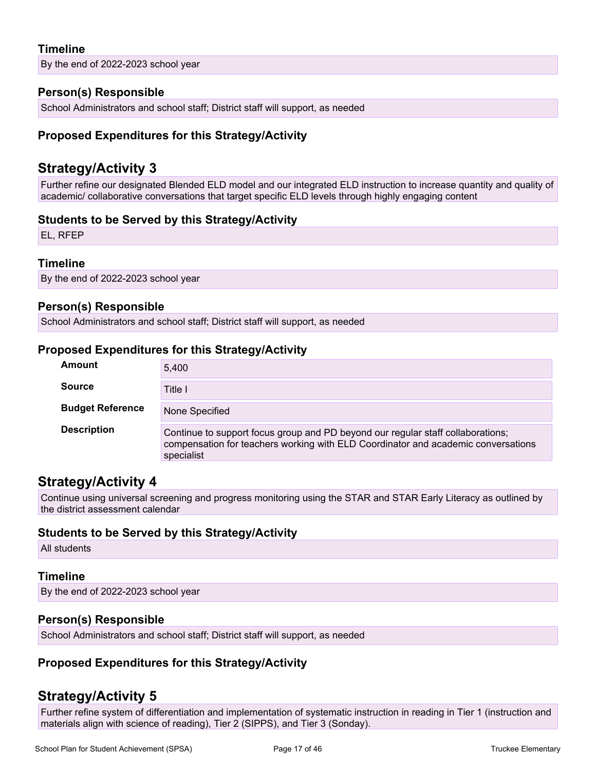### Timeline

By the end of 2022-2023 school year

### Person(s) Responsible

School Administrators and school staff; District staff will support, as needed

### Proposed Expenditures for this Strategy/Activity

## Strategy/Activity 3

Further refine our designated Blended ELD model and our integrated ELD instruction to increase quantity and quality of academic/ collaborative conversations that target specific ELD levels through highly engaging content

### Students to be Served by this Strategy/Activity

EL, RFEP

### Timeline

By the end of 2022-2023 school year

### Person(s) Responsible

School Administrators and school staff; District staff will support, as needed

### Proposed Expenditures for this Strategy/Activity

| | |
|---|---|
| **Amount** | 5,400 |
| **Source** | Title I |
| **Budget Reference** | None Specified |
| **Description** | Continue to support focus group and PD beyond our regular staff collaborations; compensation for teachers working with ELD Coordinator and academic conversations specialist |

## Strategy/Activity 4

Continue using universal screening and progress monitoring using the STAR and STAR Early Literacy as outlined by the district assessment calendar

### Students to be Served by this Strategy/Activity

All students

### Timeline

By the end of 2022-2023 school year

### Person(s) Responsible

School Administrators and school staff; District staff will support, as needed

### Proposed Expenditures for this Strategy/Activity

## Strategy/Activity 5

Further refine system of differentiation and implementation of systematic instruction in reading in Tier 1 (instruction and materials align with science of reading), Tier 2 (SIPPS), and Tier 3 (Sonday).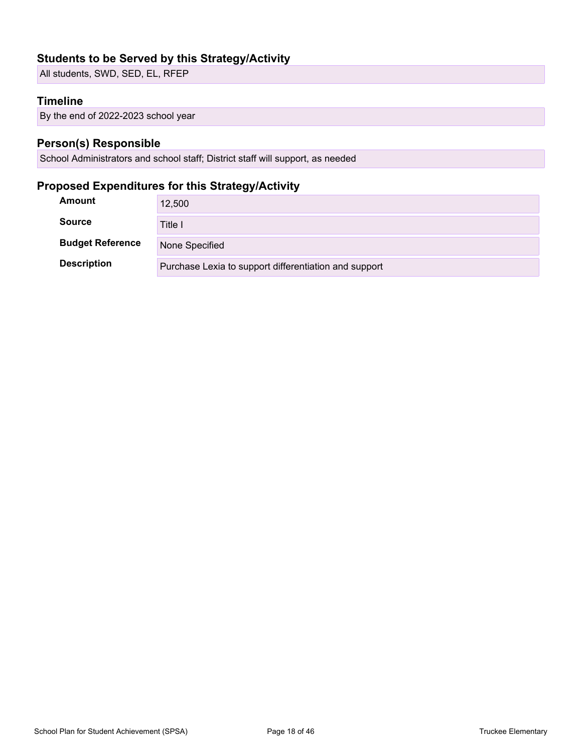### Students to be Served by this Strategy/Activity

All students, SWD, SED, EL, RFEP

### Timeline

By the end of 2022-2023 school year

### Person(s) Responsible

School Administrators and school staff; District staff will support, as needed

### Proposed Expenditures for this Strategy/Activity

| | |
|---|---|
| **Amount** | 12,500 |
| **Source** | Title I |
| **Budget Reference** | None Specified |
| **Description** | Purchase Lexia to support differentiation and support |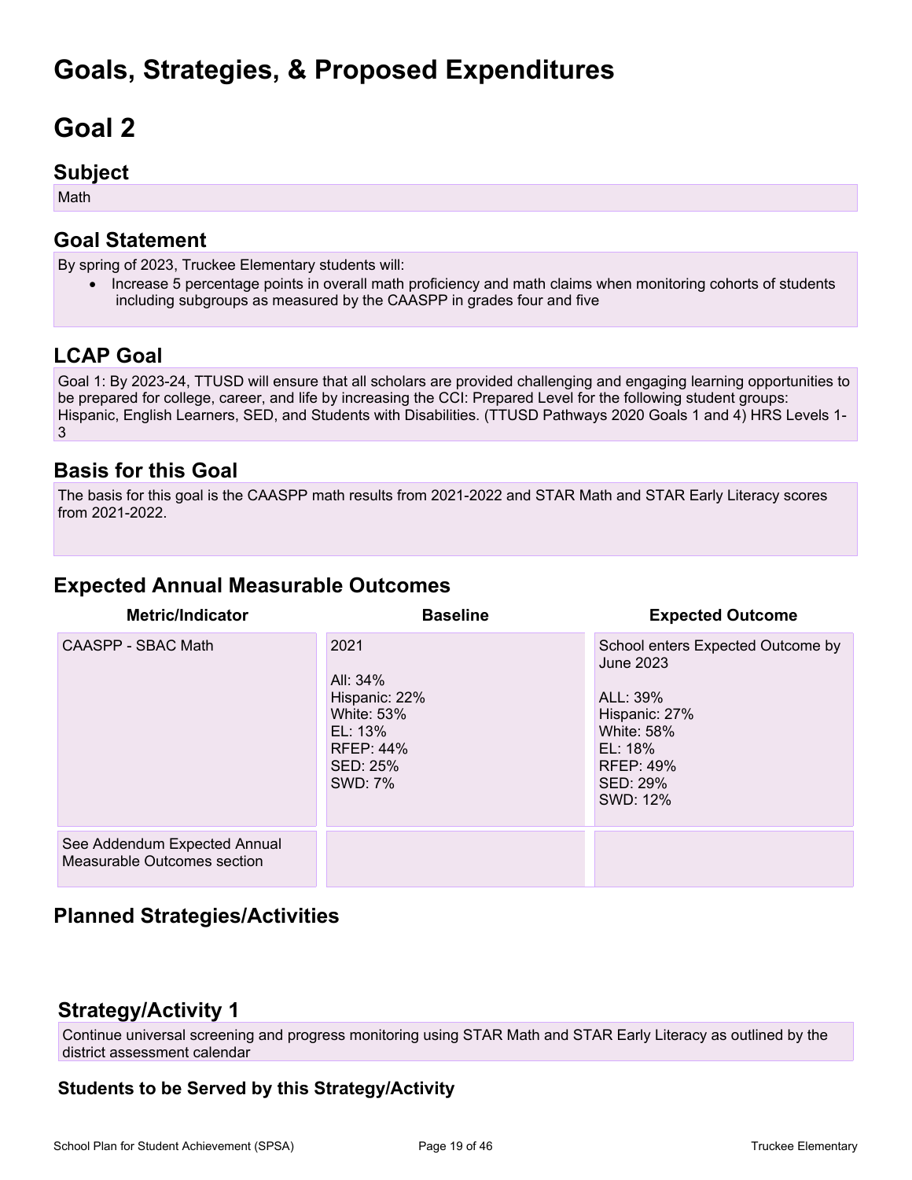# Goals, Strategies, & Proposed Expenditures

# Goal 2

## Subject

Math

## Goal Statement

By spring of 2023, Truckee Elementary students will:

- Increase 5 percentage points in overall math proficiency and math claims when monitoring cohorts of students including subgroups as measured by the CAASPP in grades four and five

## LCAP Goal

Goal 1: By 2023-24, TTUSD will ensure that all scholars are provided challenging and engaging learning opportunities to be prepared for college, career, and life by increasing the CCI: Prepared Level for the following student groups: Hispanic, English Learners, SED, and Students with Disabilities. (TTUSD Pathways 2020 Goals 1 and 4) HRS Levels 1-3

## Basis for this Goal

The basis for this goal is the CAASPP math results from 2021-2022 and STAR Math and STAR Early Literacy scores from 2021-2022.

## Expected Annual Measurable Outcomes

| Metric/Indicator | Baseline | Expected Outcome |
|---|---|---|
| CAASPP - SBAC Math | 2021<br><br>All: 34%<br>Hispanic: 22%<br>White: 53%<br>EL: 13%<br>RFEP: 44%<br>SED: 25%<br>SWD: 7% | School enters Expected Outcome by June 2023<br><br>ALL: 39%<br>Hispanic: 27%<br>White: 58%<br>EL: 18%<br>RFEP: 49%<br>SED: 29%<br>SWD: 12% |
| See Addendum Expected Annual Measurable Outcomes section | | |

## Planned Strategies/Activities

### Strategy/Activity 1

Continue universal screening and progress monitoring using STAR Math and STAR Early Literacy as outlined by the district assessment calendar

### Students to be Served by this Strategy/Activity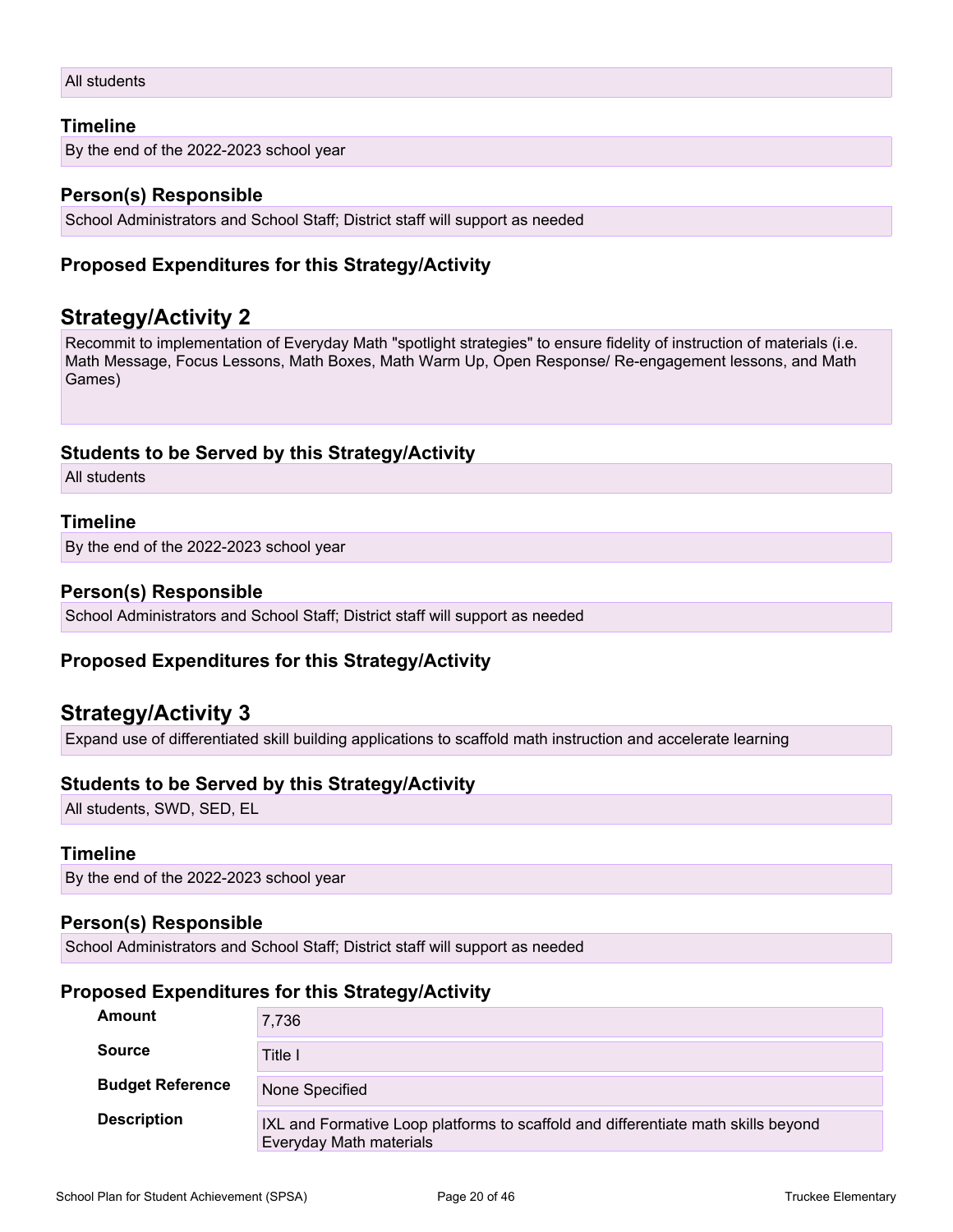All students

#### Timeline

By the end of the 2022-2023 school year

#### Person(s) Responsible

School Administrators and School Staff; District staff will support as needed

#### Proposed Expenditures for this Strategy/Activity

### Strategy/Activity 2

Recommit to implementation of Everyday Math "spotlight strategies" to ensure fidelity of instruction of materials (i.e. Math Message, Focus Lessons, Math Boxes, Math Warm Up, Open Response/ Re-engagement lessons, and Math Games)

#### Students to be Served by this Strategy/Activity

All students

#### Timeline

By the end of the 2022-2023 school year

#### Person(s) Responsible

School Administrators and School Staff; District staff will support as needed

#### Proposed Expenditures for this Strategy/Activity

### Strategy/Activity 3

Expand use of differentiated skill building applications to scaffold math instruction and accelerate learning

#### Students to be Served by this Strategy/Activity

All students, SWD, SED, EL

#### Timeline

By the end of the 2022-2023 school year

#### Person(s) Responsible

School Administrators and School Staff; District staff will support as needed

#### Proposed Expenditures for this Strategy/Activity

| | |
|---|---|
| **Amount** | 7,736 |
| **Source** | Title I |
| **Budget Reference** | None Specified |
| **Description** | IXL and Formative Loop platforms to scaffold and differentiate math skills beyond Everyday Math materials |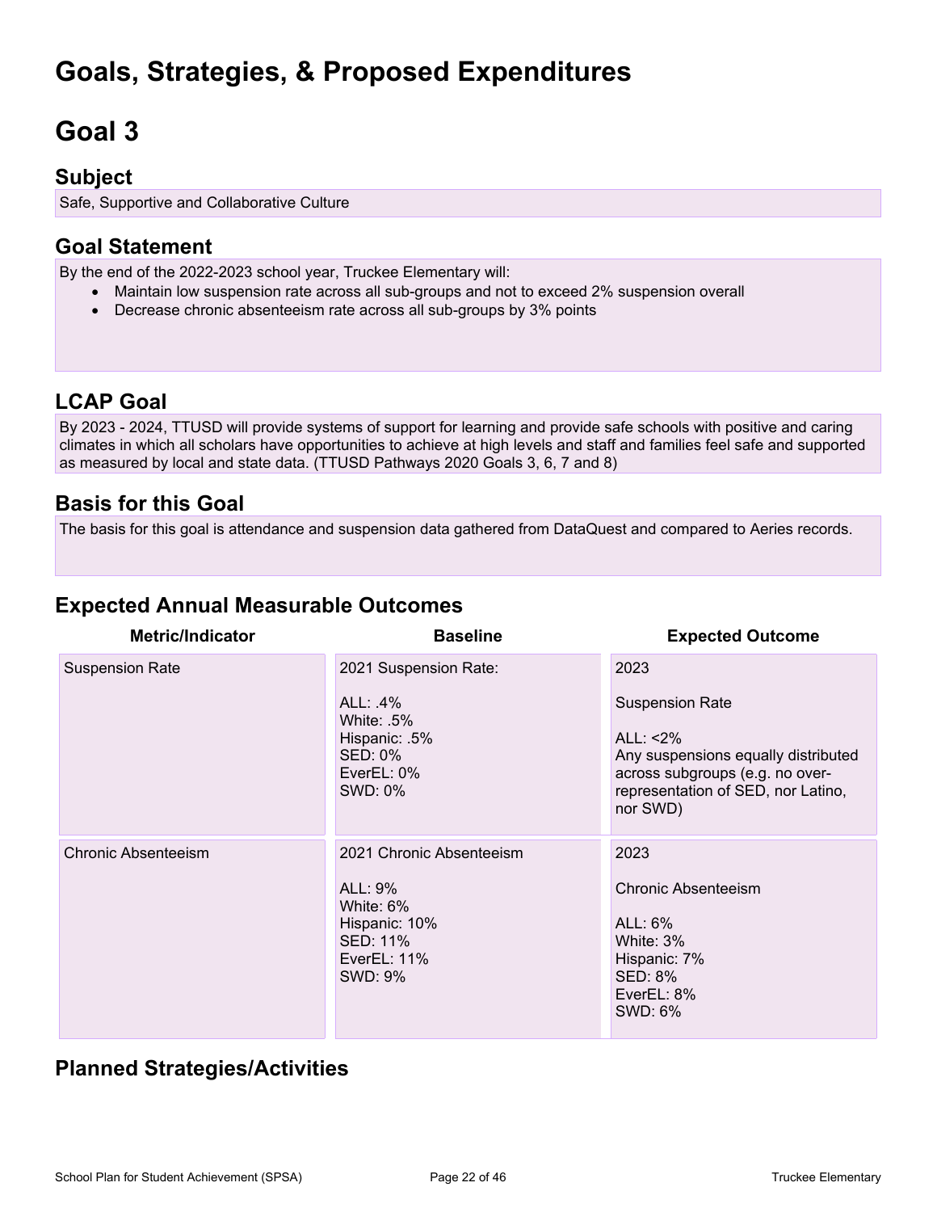# Goals, Strategies, & Proposed Expenditures

# Goal 3

## Subject

Safe, Supportive and Collaborative Culture

## Goal Statement

By the end of the 2022-2023 school year, Truckee Elementary will:

- Maintain low suspension rate across all sub-groups and not to exceed 2% suspension overall
- Decrease chronic absenteeism rate across all sub-groups by 3% points

## LCAP Goal

By 2023 - 2024, TTUSD will provide systems of support for learning and provide safe schools with positive and caring climates in which all scholars have opportunities to achieve at high levels and staff and families feel safe and supported as measured by local and state data. (TTUSD Pathways 2020 Goals 3, 6, 7 and 8)

## Basis for this Goal

The basis for this goal is attendance and suspension data gathered from DataQuest and compared to Aeries records.

## Expected Annual Measurable Outcomes

| Metric/Indicator | Baseline | Expected Outcome |
|---|---|---|
| Suspension Rate | 2021 Suspension Rate:<br><br>ALL: .4%<br>White: .5%<br>Hispanic: .5%<br>SED: 0%<br>EverEL: 0%<br>SWD: 0% | 2023<br><br>Suspension Rate<br><br>ALL: <2%<br>Any suspensions equally distributed across subgroups (e.g. no over-representation of SED, nor Latino, nor SWD) |
| Chronic Absenteeism | 2021 Chronic Absenteeism<br><br>ALL: 9%<br>White: 6%<br>Hispanic: 10%<br>SED: 11%<br>EverEL: 11%<br>SWD: 9% | 2023<br><br>Chronic Absenteeism<br><br>ALL: 6%<br>White: 3%<br>Hispanic: 7%<br>SED: 8%<br>EverEL: 8%<br>SWD: 6% |

## Planned Strategies/Activities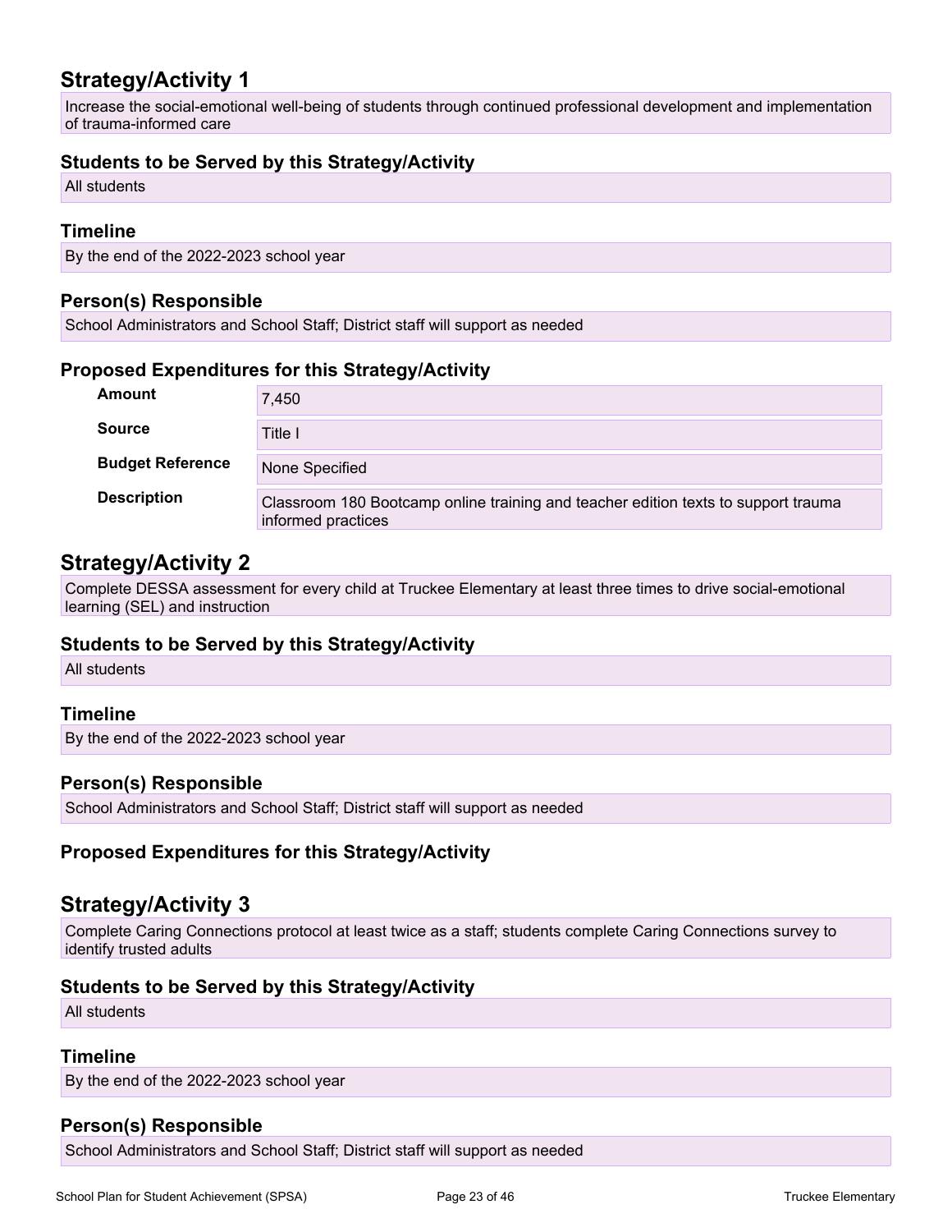## Strategy/Activity 1

Increase the social-emotional well-being of students through continued professional development and implementation of trauma-informed care

### Students to be Served by this Strategy/Activity

All students

### Timeline

By the end of the 2022-2023 school year

### Person(s) Responsible

School Administrators and School Staff; District staff will support as needed

### Proposed Expenditures for this Strategy/Activity

| | |
|---|---|
| **Amount** | 7,450 |
| **Source** | Title I |
| **Budget Reference** | None Specified |
| **Description** | Classroom 180 Bootcamp online training and teacher edition texts to support trauma informed practices |

## Strategy/Activity 2

Complete DESSA assessment for every child at Truckee Elementary at least three times to drive social-emotional learning (SEL) and instruction

### Students to be Served by this Strategy/Activity

All students

### Timeline

By the end of the 2022-2023 school year

### Person(s) Responsible

School Administrators and School Staff; District staff will support as needed

### Proposed Expenditures for this Strategy/Activity

## Strategy/Activity 3

Complete Caring Connections protocol at least twice as a staff; students complete Caring Connections survey to identify trusted adults

### Students to be Served by this Strategy/Activity

All students

### Timeline

By the end of the 2022-2023 school year

### Person(s) Responsible

School Administrators and School Staff; District staff will support as needed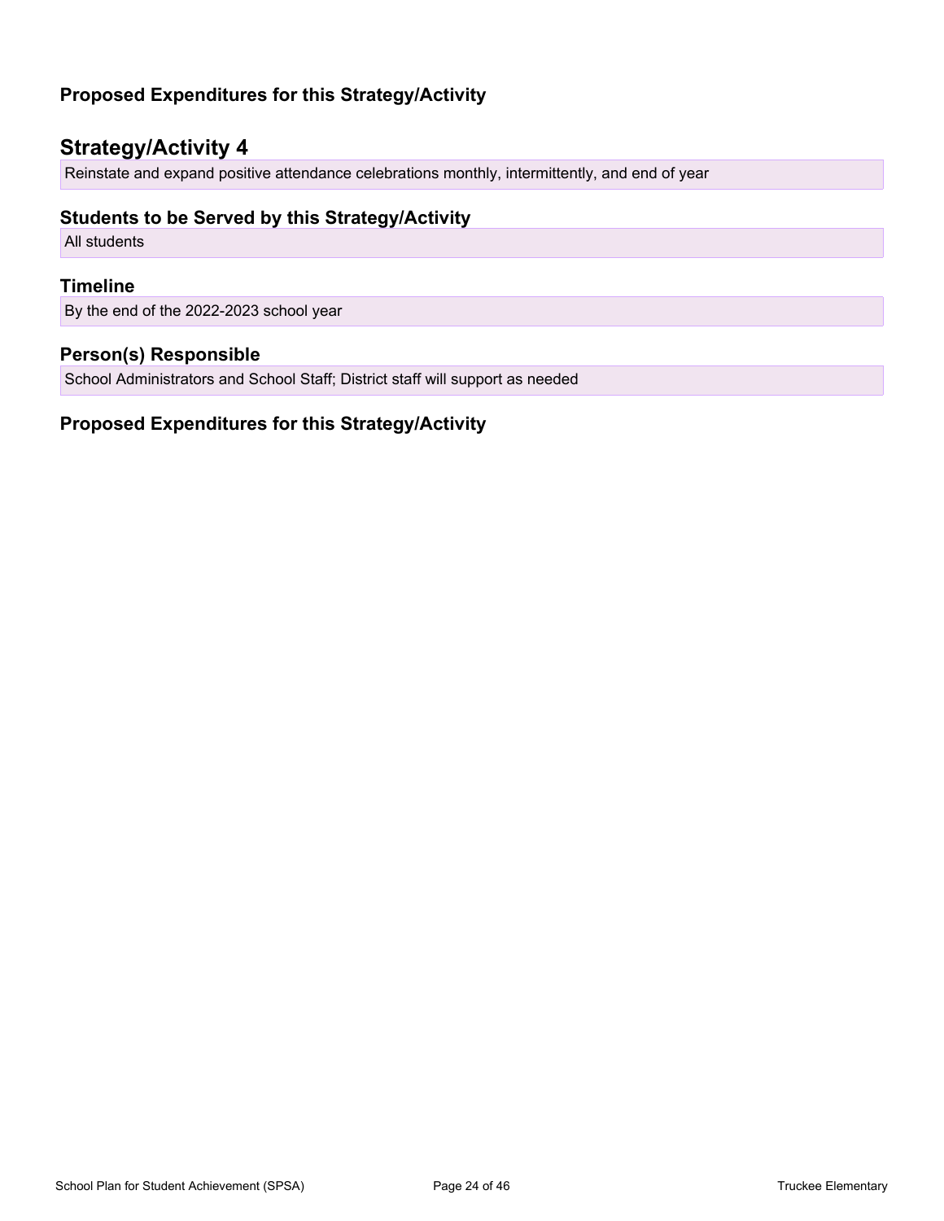### Proposed Expenditures for this Strategy/Activity

## Strategy/Activity 4

Reinstate and expand positive attendance celebrations monthly, intermittently, and end of year

### Students to be Served by this Strategy/Activity

All students

### Timeline

By the end of the 2022-2023 school year

### Person(s) Responsible

School Administrators and School Staff; District staff will support as needed

### Proposed Expenditures for this Strategy/Activity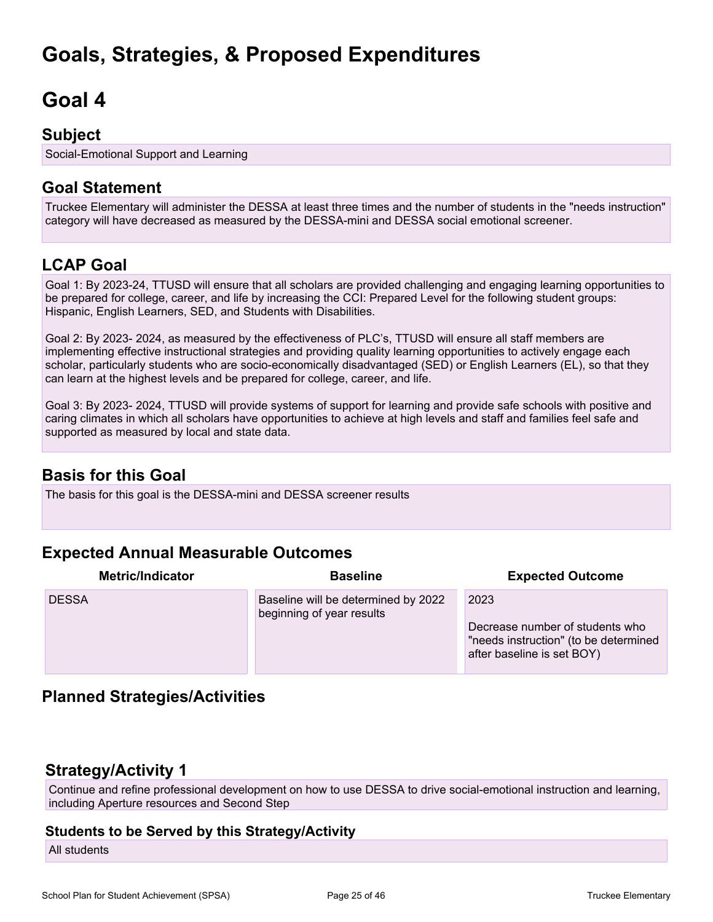# Goals, Strategies, & Proposed Expenditures

# Goal 4

## Subject

Social-Emotional Support and Learning

## Goal Statement

Truckee Elementary will administer the DESSA at least three times and the number of students in the "needs instruction" category will have decreased as measured by the DESSA-mini and DESSA social emotional screener.

## LCAP Goal

Goal 1: By 2023-24, TTUSD will ensure that all scholars are provided challenging and engaging learning opportunities to be prepared for college, career, and life by increasing the CCI: Prepared Level for the following student groups: Hispanic, English Learners, SED, and Students with Disabilities.

Goal 2: By 2023- 2024, as measured by the effectiveness of PLC's, TTUSD will ensure all staff members are implementing effective instructional strategies and providing quality learning opportunities to actively engage each scholar, particularly students who are socio-economically disadvantaged (SED) or English Learners (EL), so that they can learn at the highest levels and be prepared for college, career, and life.

Goal 3: By 2023- 2024, TTUSD will provide systems of support for learning and provide safe schools with positive and caring climates in which all scholars have opportunities to achieve at high levels and staff and families feel safe and supported as measured by local and state data.

## Basis for this Goal

The basis for this goal is the DESSA-mini and DESSA screener results

## Expected Annual Measurable Outcomes

| Metric/Indicator | Baseline | Expected Outcome |
|---|---|---|
| DESSA | Baseline will be determined by 2022 beginning of year results | 2023<br><br>Decrease number of students who "needs instruction" (to be determined after baseline is set BOY) |

## Planned Strategies/Activities

### Strategy/Activity 1

Continue and refine professional development on how to use DESSA to drive social-emotional instruction and learning, including Aperture resources and Second Step

#### Students to be Served by this Strategy/Activity

All students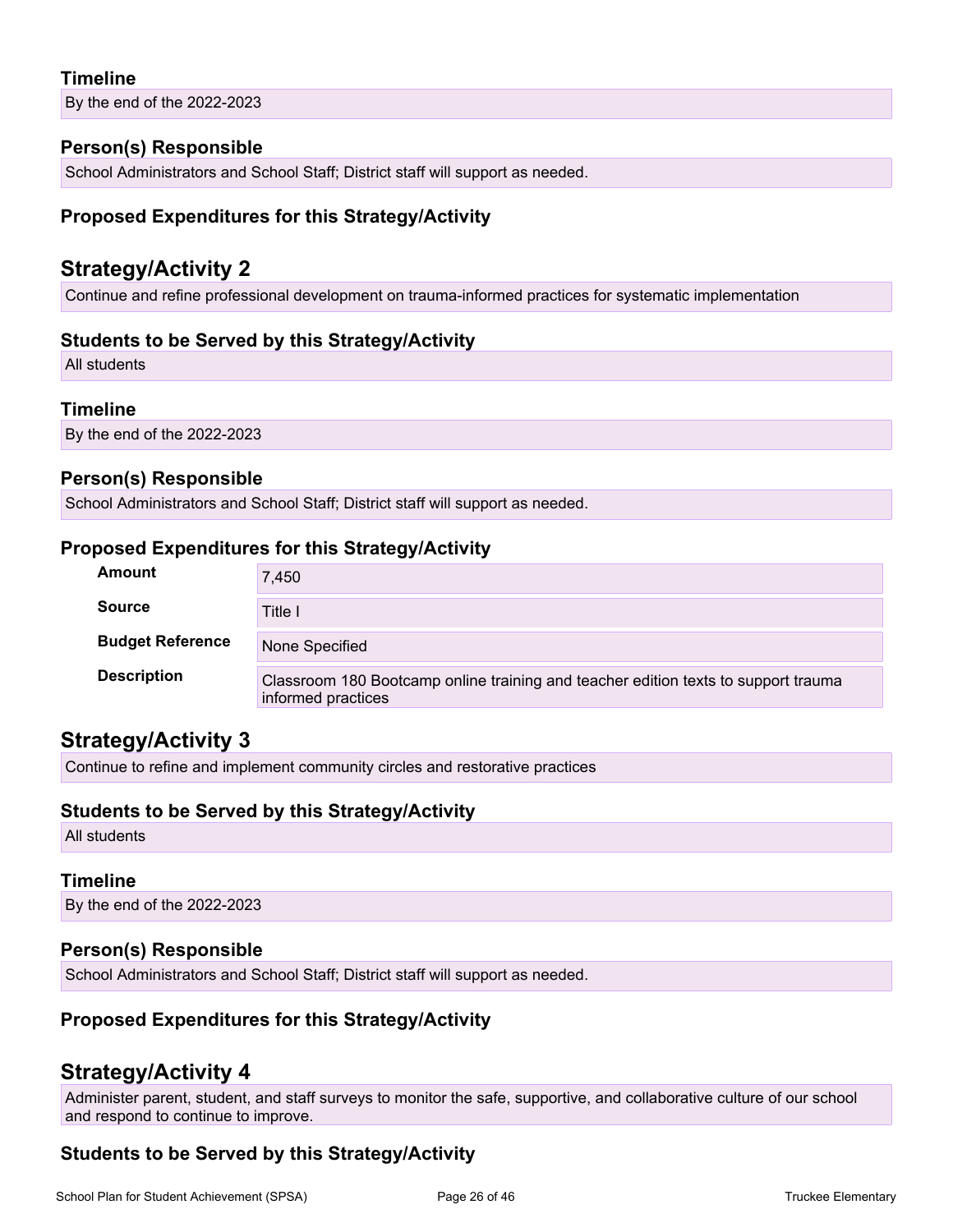### Timeline

By the end of the 2022-2023

### Person(s) Responsible

School Administrators and School Staff; District staff will support as needed.

### Proposed Expenditures for this Strategy/Activity

## Strategy/Activity 2

Continue and refine professional development on trauma-informed practices for systematic implementation

### Students to be Served by this Strategy/Activity

All students

### Timeline

By the end of the 2022-2023

### Person(s) Responsible

School Administrators and School Staff; District staff will support as needed.

### Proposed Expenditures for this Strategy/Activity

| | |
|---|---|
| **Amount** | 7,450 |
| **Source** | Title I |
| **Budget Reference** | None Specified |
| **Description** | Classroom 180 Bootcamp online training and teacher edition texts to support trauma informed practices |

## Strategy/Activity 3

Continue to refine and implement community circles and restorative practices

### Students to be Served by this Strategy/Activity

All students

### Timeline

By the end of the 2022-2023

### Person(s) Responsible

School Administrators and School Staff; District staff will support as needed.

### Proposed Expenditures for this Strategy/Activity

## Strategy/Activity 4

Administer parent, student, and staff surveys to monitor the safe, supportive, and collaborative culture of our school and respond to continue to improve.

### Students to be Served by this Strategy/Activity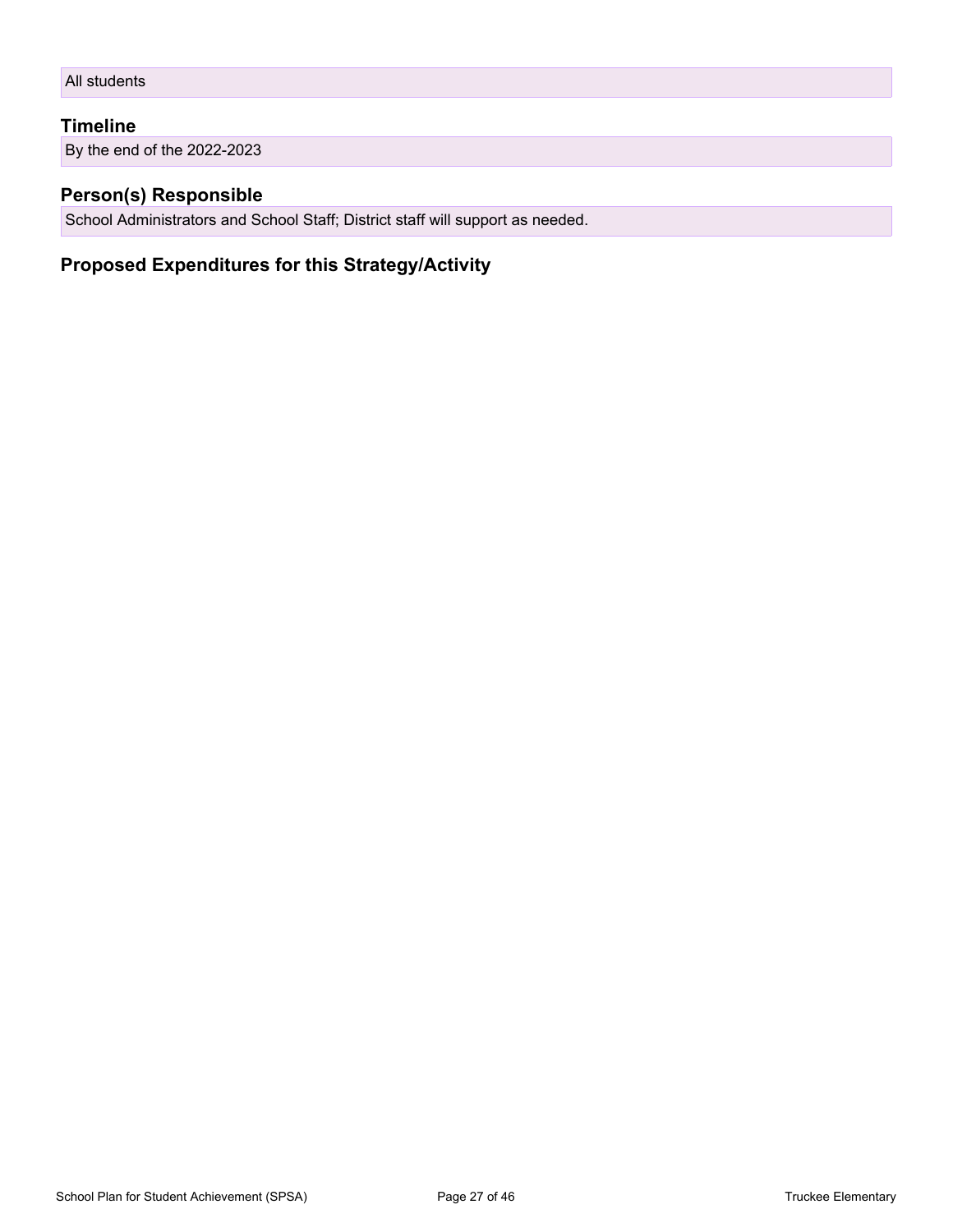All students

### Timeline

By the end of the 2022-2023

### Person(s) Responsible

School Administrators and School Staff; District staff will support as needed.

### Proposed Expenditures for this Strategy/Activity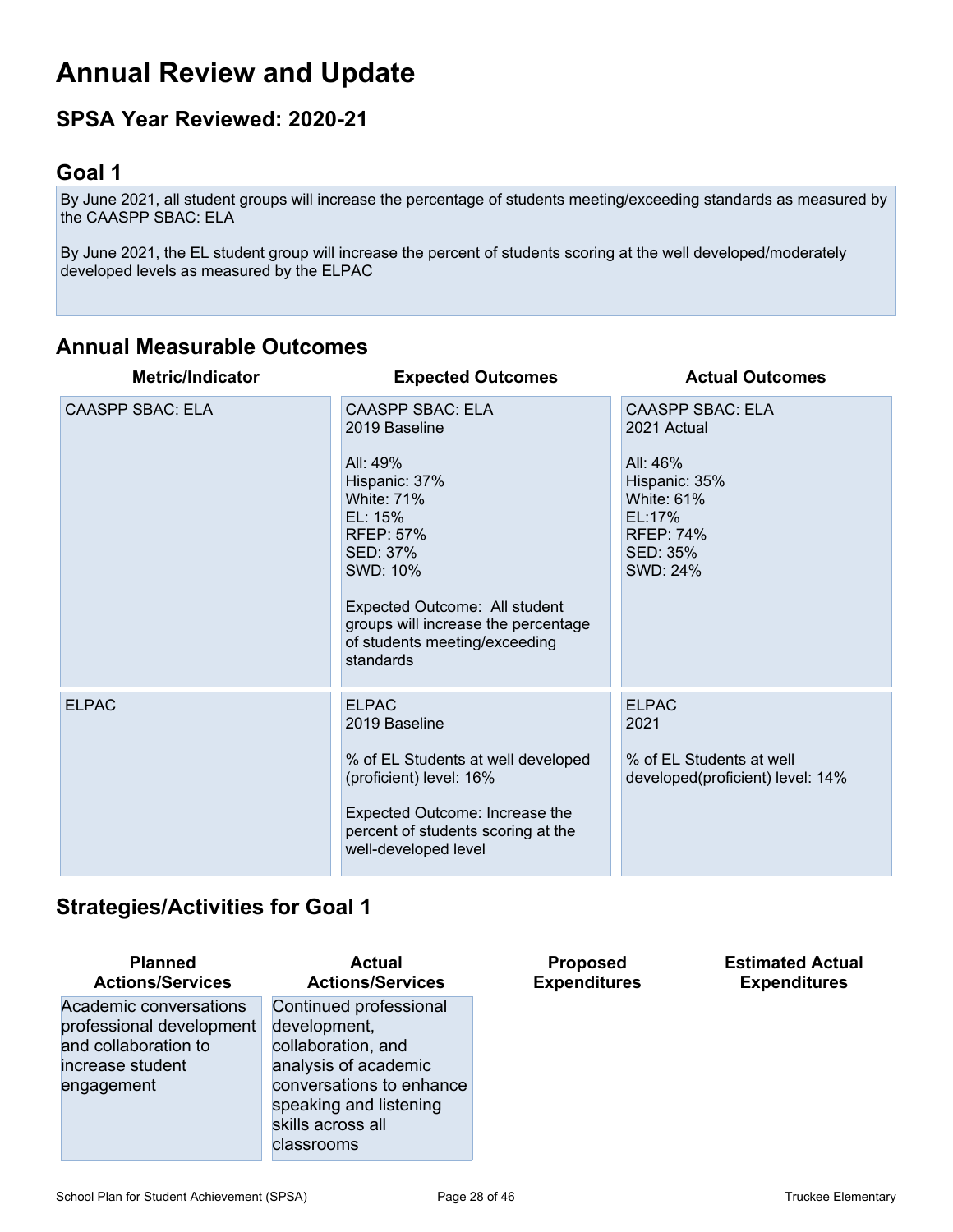# Annual Review and Update

## SPSA Year Reviewed: 2020-21

## Goal 1

By June 2021, all student groups will increase the percentage of students meeting/exceeding standards as measured by the CAASPP SBAC: ELA

By June 2021, the EL student group will increase the percent of students scoring at the well developed/moderately developed levels as measured by the ELPAC

## Annual Measurable Outcomes

| Metric/Indicator | Expected Outcomes | Actual Outcomes |
|---|---|---|
| CAASPP SBAC: ELA | CAASPP SBAC: ELA<br>2019 Baseline<br><br>All: 49%<br>Hispanic: 37%<br>White: 71%<br>EL: 15%<br>RFEP: 57%<br>SED: 37%<br>SWD: 10%<br><br>Expected Outcome: All student groups will increase the percentage of students meeting/exceeding standards | CAASPP SBAC: ELA<br>2021 Actual<br><br>All: 46%<br>Hispanic: 35%<br>White: 61%<br>EL:17%<br>RFEP: 74%<br>SED: 35%<br>SWD: 24% |
| ELPAC | ELPAC<br>2019 Baseline<br><br>% of EL Students at well developed (proficient) level: 16%<br><br>Expected Outcome: Increase the percent of students scoring at the well-developed level | ELPAC<br>2021<br><br>% of EL Students at well developed(proficient) level: 14% |

## Strategies/Activities for Goal 1

| Planned Actions/Services | Actual Actions/Services | Proposed Expenditures | Estimated Actual Expenditures |
|---|---|---|---|
| Academic conversations professional development and collaboration to increase student engagement | Continued professional development, collaboration, and analysis of academic conversations to enhance speaking and listening skills across all classrooms | | |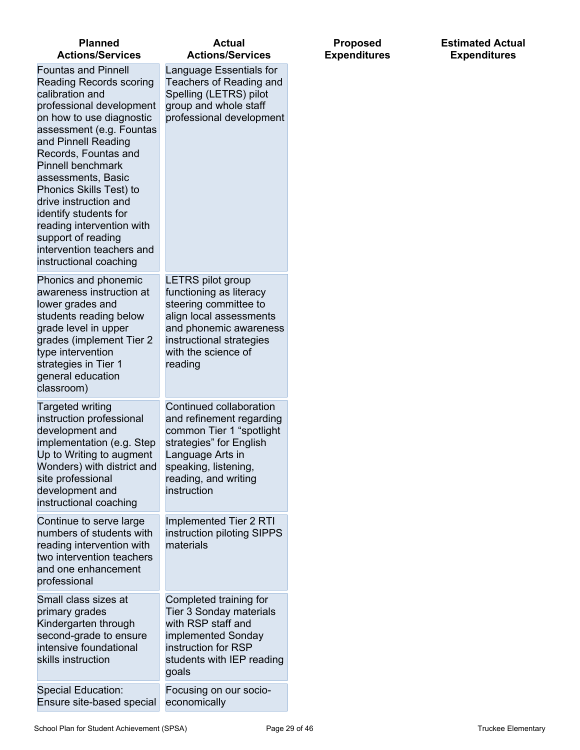| Planned Actions/Services | Actual Actions/Services | Proposed Expenditures | Estimated Actual Expenditures |
| --- | --- | --- | --- |
| Fountas and Pinnell Reading Records scoring calibration and professional development on how to use diagnostic assessment (e.g. Fountas and Pinnell Reading Records, Fountas and Pinnell benchmark assessments, Basic Phonics Skills Test) to drive instruction and identify students for reading intervention with support of reading intervention teachers and instructional coaching | Language Essentials for Teachers of Reading and Spelling (LETRS) pilot group and whole staff professional development | | |
| Phonics and phonemic awareness instruction at lower grades and students reading below grade level in upper grades (implement Tier 2 type intervention strategies in Tier 1 general education classroom) | LETRS pilot group functioning as literacy steering committee to align local assessments and phonemic awareness instructional strategies with the science of reading | | |
| Targeted writing instruction professional development and implementation (e.g. Step Up to Writing to augment Wonders) with district and site professional development and instructional coaching | Continued collaboration and refinement regarding common Tier 1 “spotlight strategies” for English Language Arts in speaking, listening, reading, and writing instruction | | |
| Continue to serve large numbers of students with reading intervention with two intervention teachers and one enhancement professional | Implemented Tier 2 RTI instruction piloting SIPPS materials | | |
| Small class sizes at primary grades Kindergarten through second-grade to ensure intensive foundational skills instruction | Completed training for Tier 3 Sonday materials with RSP staff and implemented Sonday instruction for RSP students with IEP reading goals | | |
| Special Education: Ensure site-based special | Focusing on our socio-economically | | |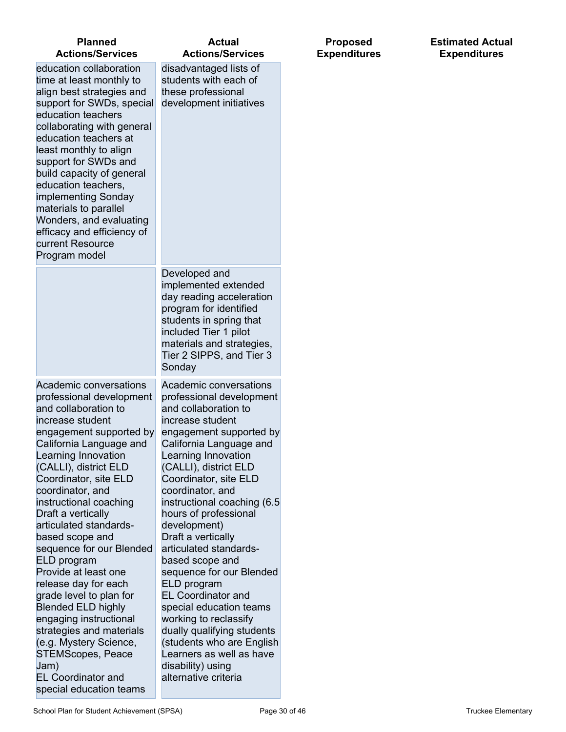| Planned Actions/Services | Actual Actions/Services | Proposed Expenditures | Estimated Actual Expenditures |
| --- | --- | --- | --- |
| education collaboration time at least monthly to align best strategies and support for SWDs, special education teachers collaborating with general education teachers at least monthly to align support for SWDs and build capacity of general education teachers, implementing Sonday materials to parallel Wonders, and evaluating efficacy and efficiency of current Resource Program model | disadvantaged lists of students with each of these professional development initiatives | | |
| | Developed and implemented extended day reading acceleration program for identified students in spring that included Tier 1 pilot materials and strategies, Tier 2 SIPPS, and Tier 3 Sonday | | |
| Academic conversations professional development and collaboration to increase student engagement supported by California Language and Learning Innovation (CALLI), district ELD Coordinator, site ELD coordinator, and instructional coaching<br>Draft a vertically articulated standards-based scope and sequence for our Blended ELD program<br>Provide at least one release day for each grade level to plan for Blended ELD highly engaging instructional strategies and materials (e.g. Mystery Science, STEMScopes, Peace Jam)<br>EL Coordinator and special education teams | Academic conversations professional development and collaboration to increase student engagement supported by California Language and Learning Innovation (CALLI), district ELD Coordinator, site ELD coordinator, and instructional coaching (6.5 hours of professional development)<br>Draft a vertically articulated standards-based scope and sequence for our Blended ELD program<br>EL Coordinator and special education teams working to reclassify dually qualifying students (students who are English Learners as well as have disability) using alternative criteria | | |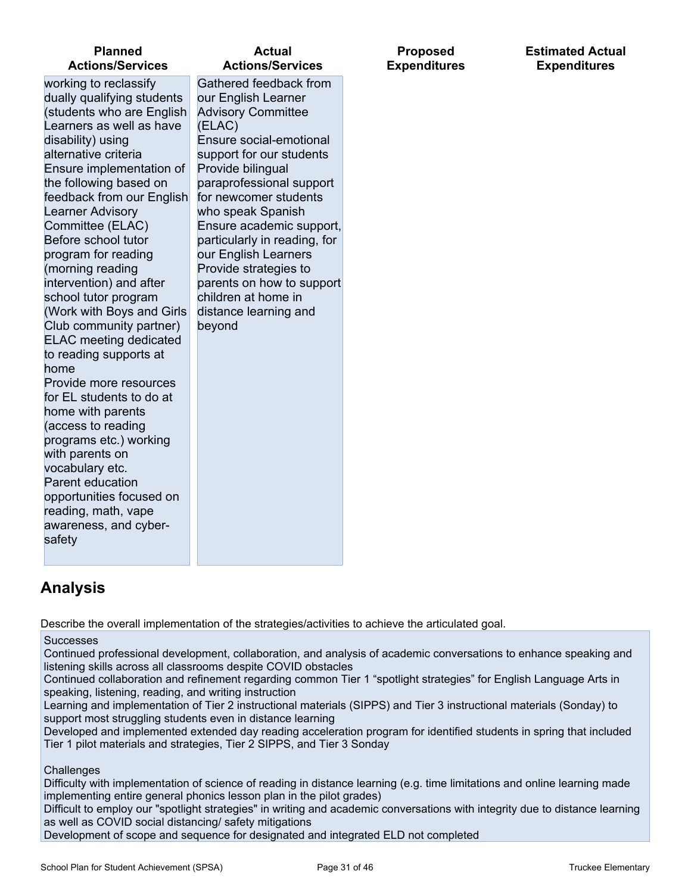| Planned Actions/Services | Actual Actions/Services | Proposed Expenditures | Estimated Actual Expenditures |
|---|---|---|---|
| working to reclassify dually qualifying students (students who are English Learners as well as have disability) using alternative criteria<br>Ensure implementation of the following based on feedback from our English Learner Advisory Committee (ELAC)<br>Before school tutor program for reading (morning reading intervention) and after school tutor program (Work with Boys and Girls Club community partner)<br>ELAC meeting dedicated to reading supports at home<br>Provide more resources for EL students to do at home with parents (access to reading programs etc.) working with parents on vocabulary etc.<br>Parent education opportunities focused on reading, math, vape awareness, and cyber-safety | Gathered feedback from our English Learner Advisory Committee (ELAC)<br>Ensure social-emotional support for our students<br>Provide bilingual paraprofessional support for newcomer students who speak Spanish<br>Ensure academic support, particularly in reading, for our English Learners<br>Provide strategies to parents on how to support children at home in distance learning and beyond | | |

## Analysis

Describe the overall implementation of the strategies/activities to achieve the articulated goal.

Successes

Continued professional development, collaboration, and analysis of academic conversations to enhance speaking and listening skills across all classrooms despite COVID obstacles

Continued collaboration and refinement regarding common Tier 1 “spotlight strategies” for English Language Arts in speaking, listening, reading, and writing instruction

Learning and implementation of Tier 2 instructional materials (SIPPS) and Tier 3 instructional materials (Sonday) to support most struggling students even in distance learning

Developed and implemented extended day reading acceleration program for identified students in spring that included Tier 1 pilot materials and strategies, Tier 2 SIPPS, and Tier 3 Sonday

Challenges

Difficulty with implementation of science of reading in distance learning (e.g. time limitations and online learning made implementing entire general phonics lesson plan in the pilot grades)

Difficult to employ our "spotlight strategies" in writing and academic conversations with integrity due to distance learning as well as COVID social distancing/ safety mitigations

Development of scope and sequence for designated and integrated ELD not completed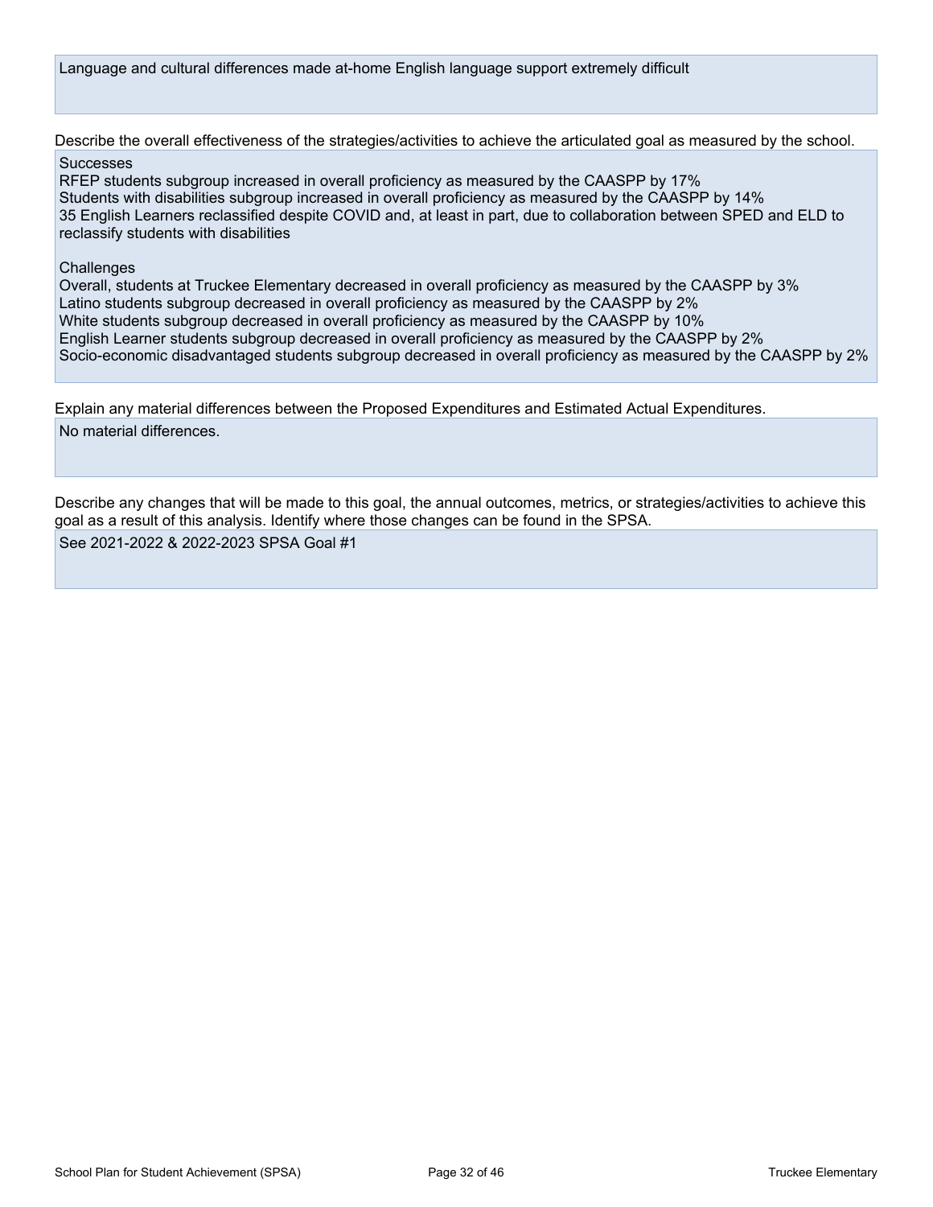Language and cultural differences made at-home English language support extremely difficult

Describe the overall effectiveness of the strategies/activities to achieve the articulated goal as measured by the school.

Successes
RFEP students subgroup increased in overall proficiency as measured by the CAASPP by 17%
Students with disabilities subgroup increased in overall proficiency as measured by the CAASPP by 14%
35 English Learners reclassified despite COVID and, at least in part, due to collaboration between SPED and ELD to reclassify students with disabilities

Challenges
Overall, students at Truckee Elementary decreased in overall proficiency as measured by the CAASPP by 3%
Latino students subgroup decreased in overall proficiency as measured by the CAASPP by 2%
White students subgroup decreased in overall proficiency as measured by the CAASPP by 10%
English Learner students subgroup decreased in overall proficiency as measured by the CAASPP by 2%
Socio-economic disadvantaged students subgroup decreased in overall proficiency as measured by the CAASPP by 2%

Explain any material differences between the Proposed Expenditures and Estimated Actual Expenditures.

No material differences.

Describe any changes that will be made to this goal, the annual outcomes, metrics, or strategies/activities to achieve this goal as a result of this analysis. Identify where those changes can be found in the SPSA.

See 2021-2022 & 2022-2023 SPSA Goal #1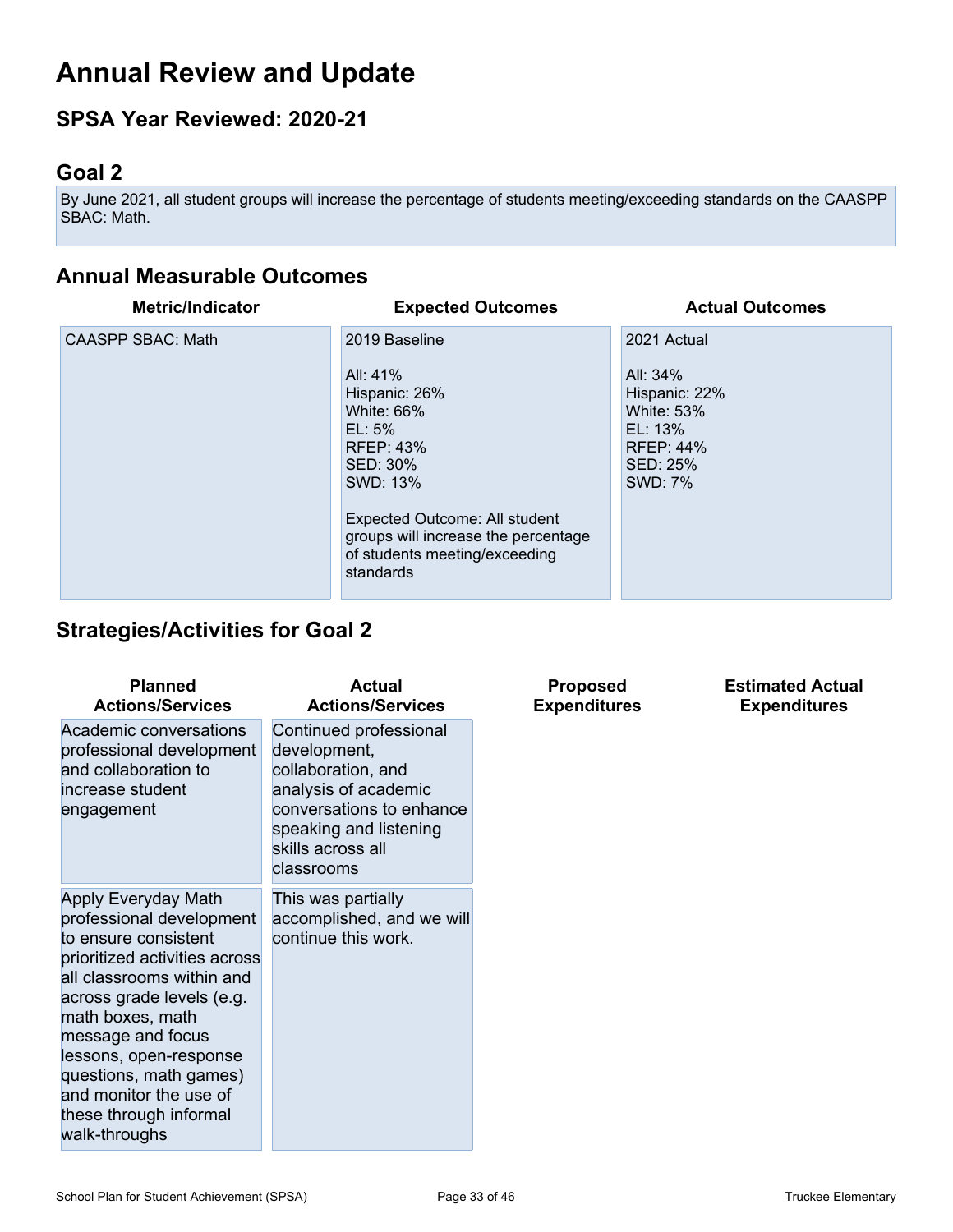# Annual Review and Update

## SPSA Year Reviewed: 2020-21

## Goal 2

By June 2021, all student groups will increase the percentage of students meeting/exceeding standards on the CAASPP SBAC: Math.

## Annual Measurable Outcomes

| Metric/Indicator | Expected Outcomes | Actual Outcomes |
|---|---|---|
| CAASPP SBAC: Math | 2019 Baseline<br><br>All: 41%<br>Hispanic: 26%<br>White: 66%<br>EL: 5%<br>RFEP: 43%<br>SED: 30%<br>SWD: 13%<br><br>Expected Outcome: All student groups will increase the percentage of students meeting/exceeding standards | 2021 Actual<br><br>All: 34%<br>Hispanic: 22%<br>White: 53%<br>EL: 13%<br>RFEP: 44%<br>SED: 25%<br>SWD: 7% |

## Strategies/Activities for Goal 2

| Planned Actions/Services | Actual Actions/Services | Proposed Expenditures | Estimated Actual Expenditures |
|---|---|---|---|
| Academic conversations professional development and collaboration to increase student engagement | Continued professional development, collaboration, and analysis of academic conversations to enhance speaking and listening skills across all classrooms | | |
| Apply Everyday Math professional development to ensure consistent prioritized activities across all classrooms within and across grade levels (e.g. math boxes, math message and focus lessons, open-response questions, math games) and monitor the use of these through informal walk-throughs | This was partially accomplished, and we will continue this work. | | |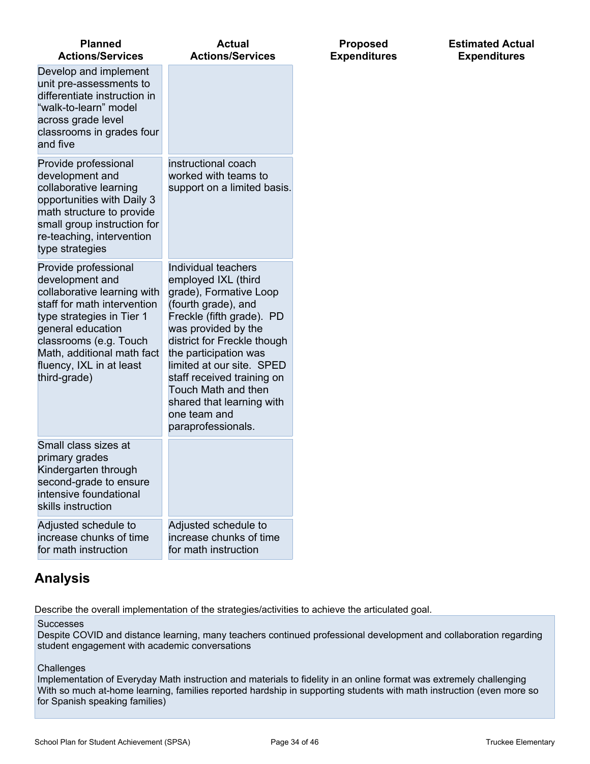| Planned Actions/Services | Actual Actions/Services | Proposed Expenditures | Estimated Actual Expenditures |
|---|---|---|---|
| Develop and implement unit pre-assessments to differentiate instruction in "walk-to-learn" model across grade level classrooms in grades four and five | | | |
| Provide professional development and collaborative learning opportunities with Daily 3 math structure to provide small group instruction for re-teaching, intervention type strategies | instructional coach worked with teams to support on a limited basis. | | |
| Provide professional development and collaborative learning with staff for math intervention type strategies in Tier 1 general education classrooms (e.g. Touch Math, additional math fact fluency, IXL in at least third-grade) | Individual teachers employed IXL (third grade), Formative Loop (fourth grade), and Freckle (fifth grade). PD was provided by the district for Freckle though the participation was limited at our site. SPED staff received training on Touch Math and then shared that learning with one team and paraprofessionals. | | |
| Small class sizes at primary grades Kindergarten through second-grade to ensure intensive foundational skills instruction | | | |
| Adjusted schedule to increase chunks of time for math instruction | Adjusted schedule to increase chunks of time for math instruction | | |

## Analysis

Describe the overall implementation of the strategies/activities to achieve the articulated goal.

Successes
Despite COVID and distance learning, many teachers continued professional development and collaboration regarding student engagement with academic conversations

Challenges
Implementation of Everyday Math instruction and materials to fidelity in an online format was extremely challenging
With so much at-home learning, families reported hardship in supporting students with math instruction (even more so for Spanish speaking families)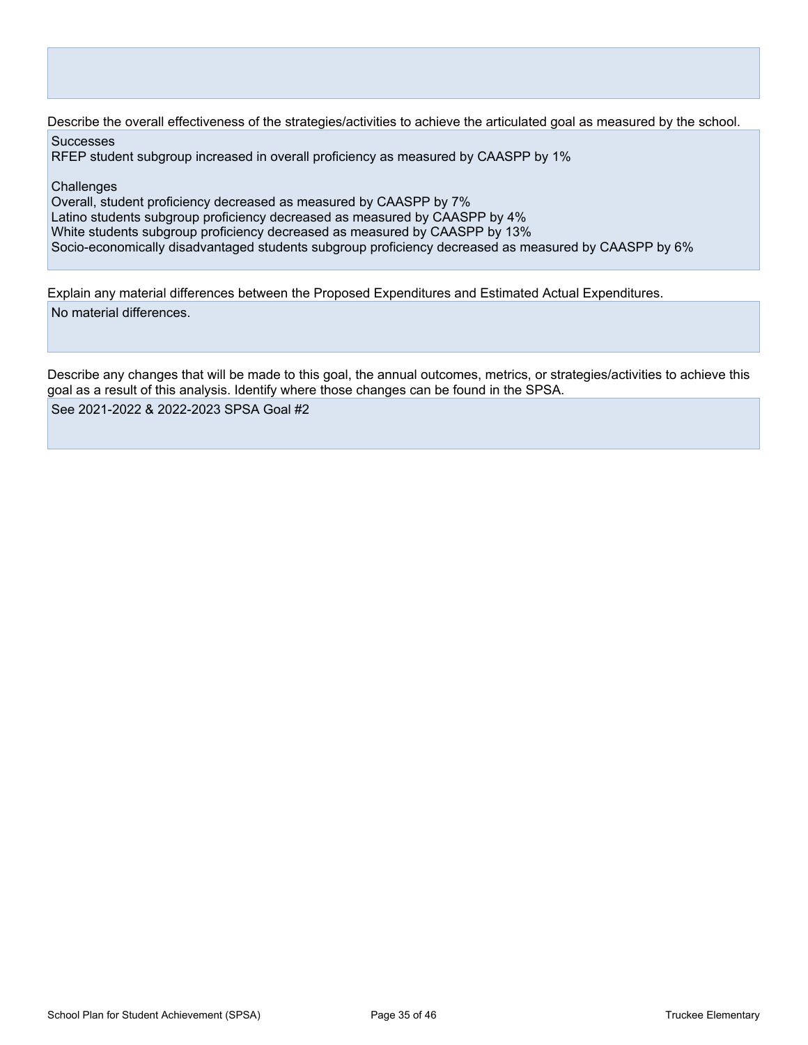Describe the overall effectiveness of the strategies/activities to achieve the articulated goal as measured by the school.

Successes
RFEP student subgroup increased in overall proficiency as measured by CAASPP by 1%

Challenges
Overall, student proficiency decreased as measured by CAASPP by 7%
Latino students subgroup proficiency decreased as measured by CAASPP by 4%
White students subgroup proficiency decreased as measured by CAASPP by 13%
Socio-economically disadvantaged students subgroup proficiency decreased as measured by CAASPP by 6%

Explain any material differences between the Proposed Expenditures and Estimated Actual Expenditures.

No material differences.

Describe any changes that will be made to this goal, the annual outcomes, metrics, or strategies/activities to achieve this goal as a result of this analysis. Identify where those changes can be found in the SPSA.

See 2021-2022 & 2022-2023 SPSA Goal #2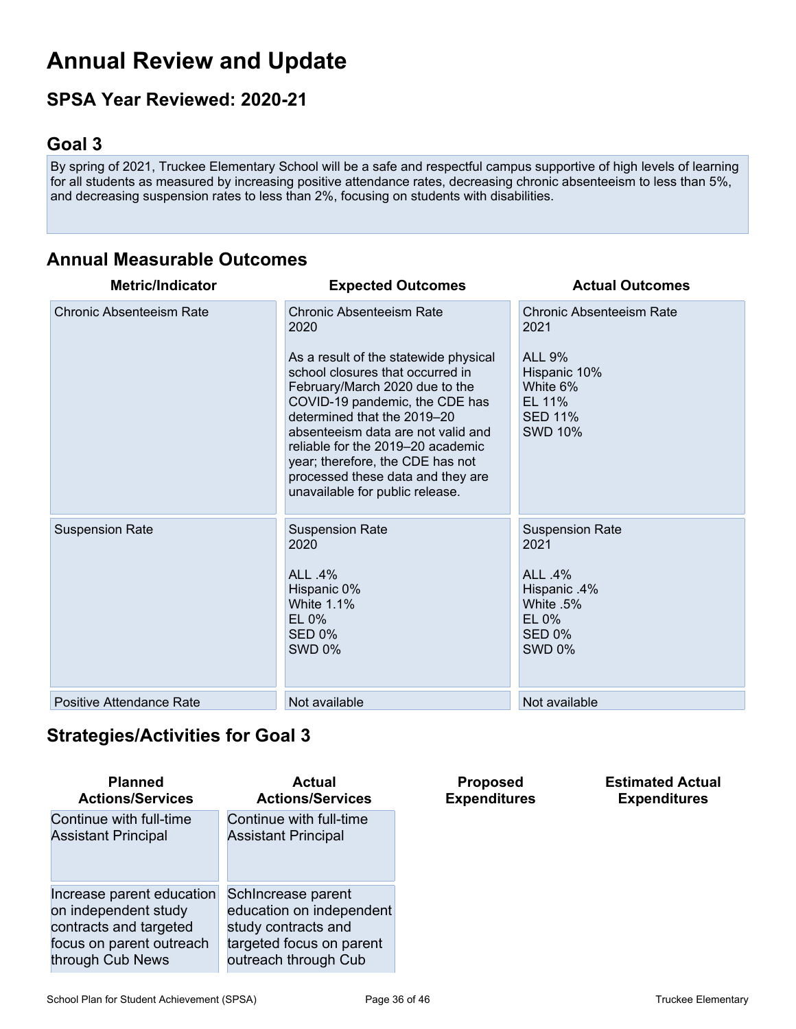# Annual Review and Update

## SPSA Year Reviewed: 2020-21

## Goal 3

By spring of 2021, Truckee Elementary School will be a safe and respectful campus supportive of high levels of learning for all students as measured by increasing positive attendance rates, decreasing chronic absenteeism to less than 5%, and decreasing suspension rates to less than 2%, focusing on students with disabilities.

## Annual Measurable Outcomes

| Metric/Indicator | Expected Outcomes | Actual Outcomes |
|---|---|---|
| Chronic Absenteeism Rate | Chronic Absenteeism Rate 2020<br><br>As a result of the statewide physical school closures that occurred in February/March 2020 due to the COVID-19 pandemic, the CDE has determined that the 2019–20 absenteeism data are not valid and reliable for the 2019–20 academic year; therefore, the CDE has not processed these data and they are unavailable for public release. | Chronic Absenteeism Rate 2021<br><br>ALL 9%<br>Hispanic 10%<br>White 6%<br>EL 11%<br>SED 11%<br>SWD 10% |
| Suspension Rate | Suspension Rate 2020<br><br>ALL .4%<br>Hispanic 0%<br>White 1.1%<br>EL 0%<br>SED 0%<br>SWD 0% | Suspension Rate 2021<br><br>ALL .4%<br>Hispanic .4%<br>White .5%<br>EL 0%<br>SED 0%<br>SWD 0% |
| Positive Attendance Rate | Not available | Not available |

## Strategies/Activities for Goal 3

| Planned Actions/Services | Actual Actions/Services | Proposed Expenditures | Estimated Actual Expenditures |
|---|---|---|---|
| Continue with full-time Assistant Principal | Continue with full-time Assistant Principal | | |
| Increase parent education on independent study contracts and targeted focus on parent outreach through Cub News | SchIncrease parent education on independent study contracts and targeted focus on parent outreach through Cub | | |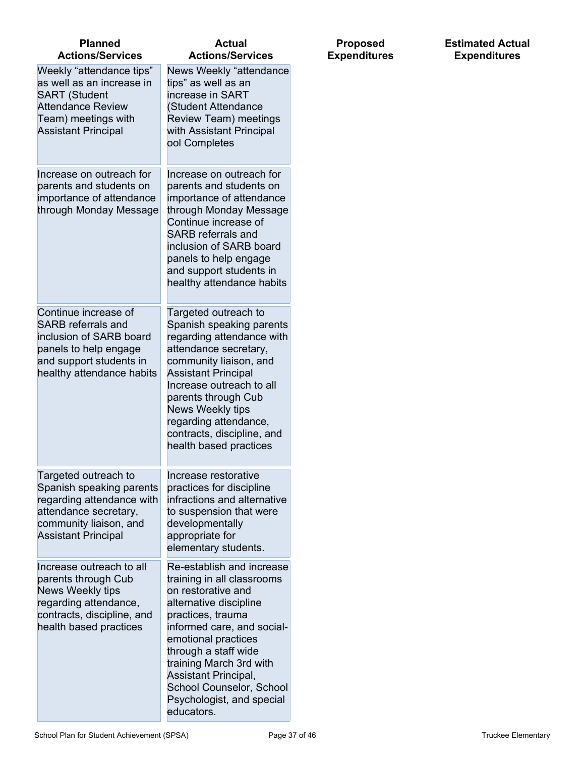| Planned Actions/Services | Actual Actions/Services | Proposed Expenditures | Estimated Actual Expenditures |
|---|---|---|---|
| Weekly "attendance tips" as well as an increase in SART (Student Attendance Review Team) meetings with Assistant Principal | News Weekly "attendance tips" as well as an increase in SART (Student Attendance Review Team) meetings with Assistant Principal ool Completes | | |
| Increase on outreach for parents and students on importance of attendance through Monday Message | Increase on outreach for parents and students on importance of attendance through Monday Message Continue increase of SARB referrals and inclusion of SARB board panels to help engage and support students in healthy attendance habits | | |
| Continue increase of SARB referrals and inclusion of SARB board panels to help engage and support students in healthy attendance habits | Targeted outreach to Spanish speaking parents regarding attendance with attendance secretary, community liaison, and Assistant Principal Increase outreach to all parents through Cub News Weekly tips regarding attendance, contracts, discipline, and health based practices | | |
| Targeted outreach to Spanish speaking parents regarding attendance with attendance secretary, community liaison, and Assistant Principal | Increase restorative practices for discipline infractions and alternative to suspension that were developmentally appropriate for elementary students. | | |
| Increase outreach to all parents through Cub News Weekly tips regarding attendance, contracts, discipline, and health based practices | Re-establish and increase training in all classrooms on restorative and alternative discipline practices, trauma informed care, and social-emotional practices through a staff wide training March 3rd with Assistant Principal, School Counselor, School Psychologist, and special educators. | | |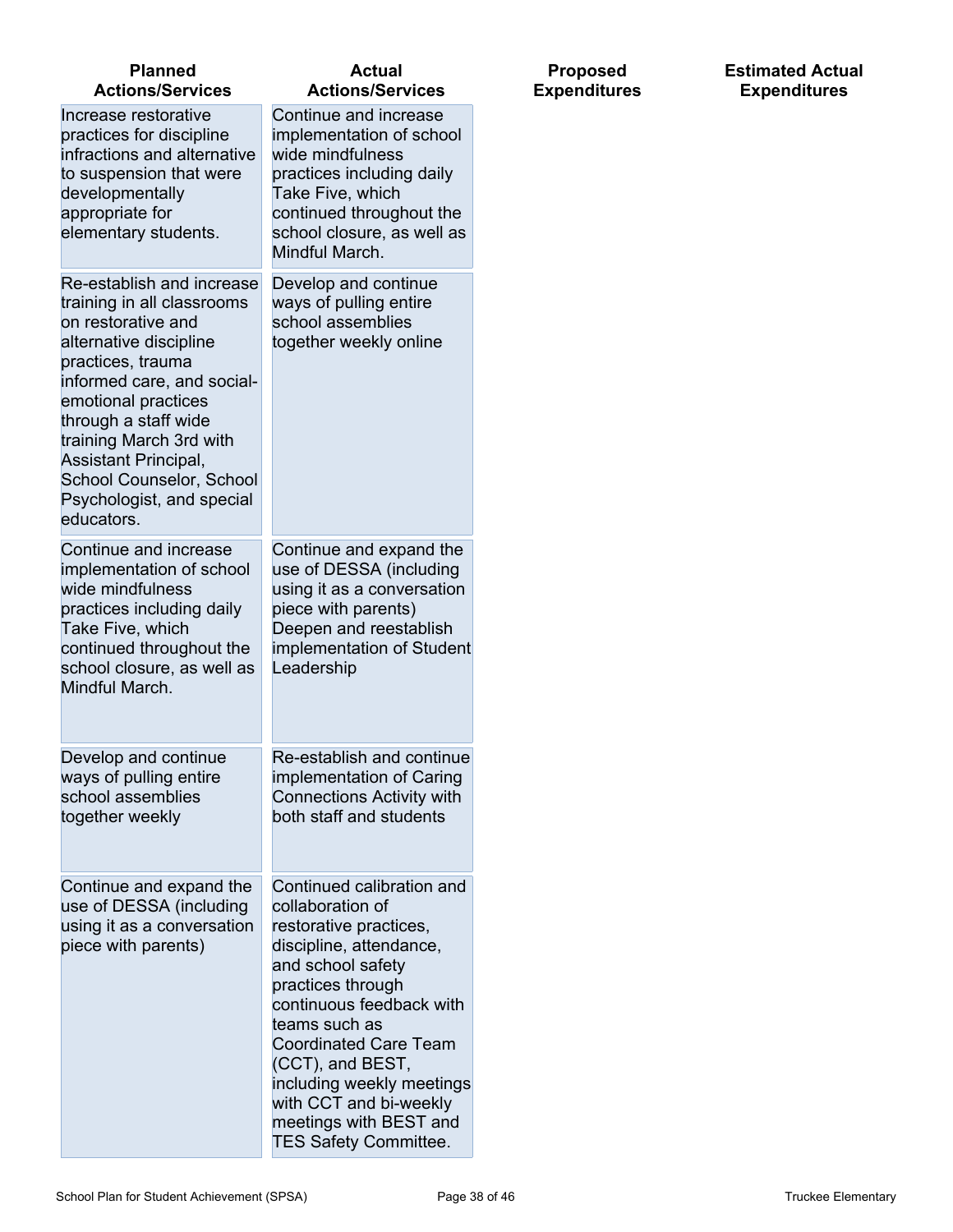| Planned Actions/Services | Actual Actions/Services | Proposed Expenditures | Estimated Actual Expenditures |
| --- | --- | --- | --- |
| Increase restorative practices for discipline infractions and alternative to suspension that were developmentally appropriate for elementary students. | Continue and increase implementation of school wide mindfulness practices including daily Take Five, which continued throughout the school closure, as well as Mindful March. | | |
| Re-establish and increase training in all classrooms on restorative and alternative discipline practices, trauma informed care, and social-emotional practices through a staff wide training March 3rd with Assistant Principal, School Counselor, School Psychologist, and special educators. | Develop and continue ways of pulling entire school assemblies together weekly online | | |
| Continue and increase implementation of school wide mindfulness practices including daily Take Five, which continued throughout the school closure, as well as Mindful March. | Continue and expand the use of DESSA (including using it as a conversation piece with parents) Deepen and reestablish implementation of Student Leadership | | |
| Develop and continue ways of pulling entire school assemblies together weekly | Re-establish and continue implementation of Caring Connections Activity with both staff and students | | |
| Continue and expand the use of DESSA (including using it as a conversation piece with parents) | Continued calibration and collaboration of restorative practices, discipline, attendance, and school safety practices through continuous feedback with teams such as Coordinated Care Team (CCT), and BEST, including weekly meetings with CCT and bi-weekly meetings with BEST and TES Safety Committee. | | |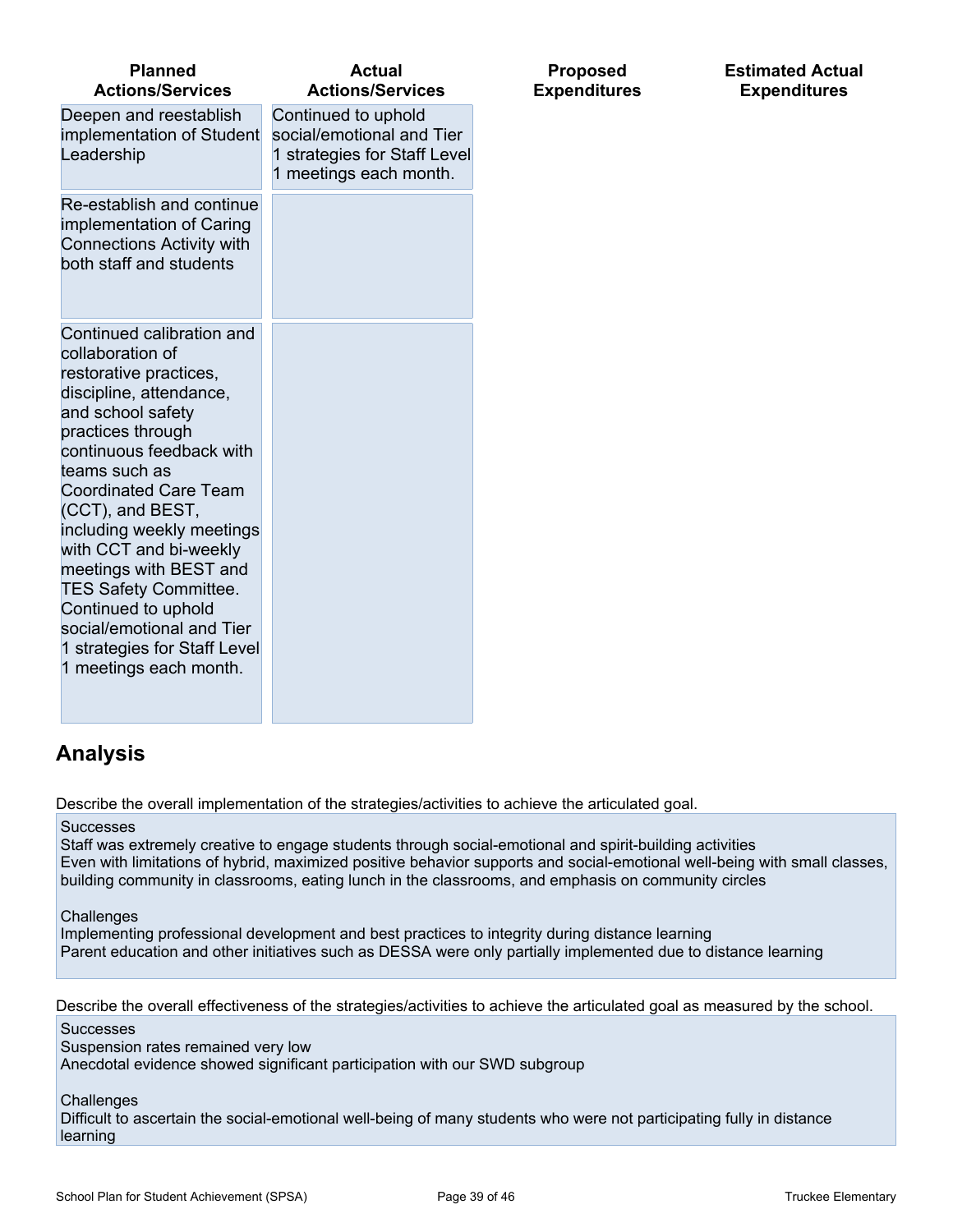| Planned Actions/Services | Actual Actions/Services | Proposed Expenditures | Estimated Actual Expenditures |
|---|---|---|---|
| Deepen and reestablish implementation of Student Leadership | Continued to uphold social/emotional and Tier 1 strategies for Staff Level 1 meetings each month. | | |
| Re-establish and continue implementation of Caring Connections Activity with both staff and students | | | |
| Continued calibration and collaboration of restorative practices, discipline, attendance, and school safety practices through continuous feedback with teams such as Coordinated Care Team (CCT), and BEST, including weekly meetings with CCT and bi-weekly meetings with BEST and TES Safety Committee. Continued to uphold social/emotional and Tier 1 strategies for Staff Level 1 meetings each month. | | | |

## Analysis

Describe the overall implementation of the strategies/activities to achieve the articulated goal.

Successes
Staff was extremely creative to engage students through social-emotional and spirit-building activities
Even with limitations of hybrid, maximized positive behavior supports and social-emotional well-being with small classes, building community in classrooms, eating lunch in the classrooms, and emphasis on community circles

Challenges
Implementing professional development and best practices to integrity during distance learning
Parent education and other initiatives such as DESSA were only partially implemented due to distance learning

Describe the overall effectiveness of the strategies/activities to achieve the articulated goal as measured by the school.

Successes
Suspension rates remained very low
Anecdotal evidence showed significant participation with our SWD subgroup

Challenges
Difficult to ascertain the social-emotional well-being of many students who were not participating fully in distance learning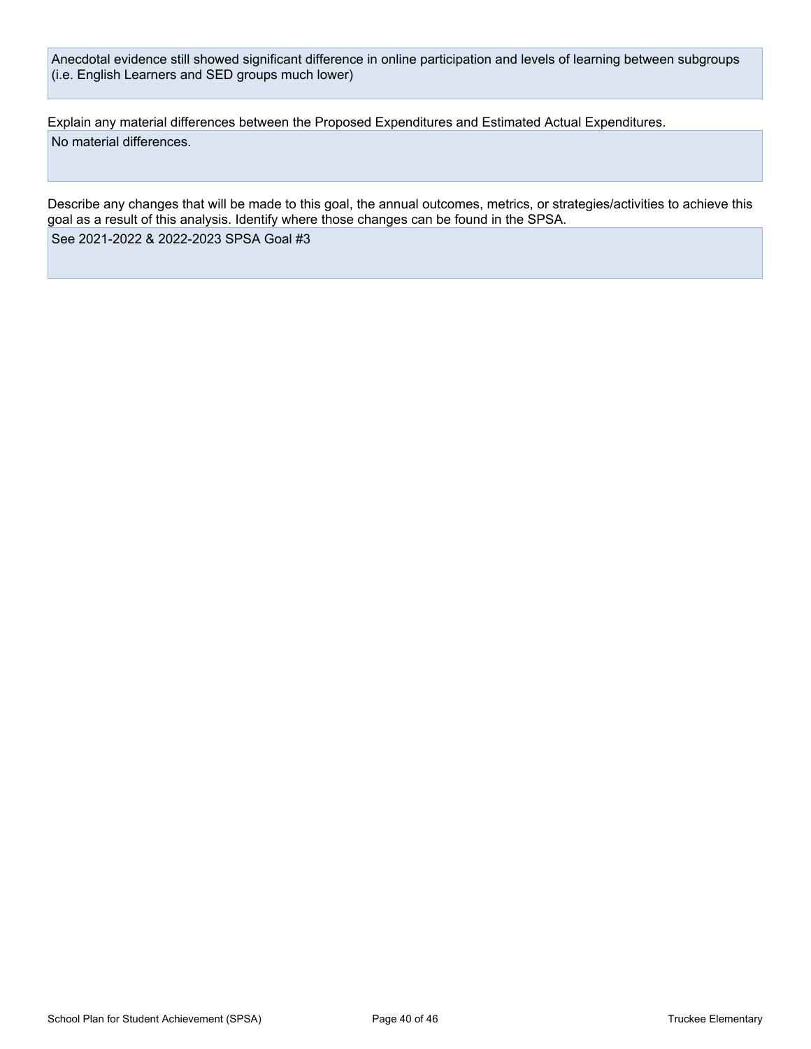Anecdotal evidence still showed significant difference in online participation and levels of learning between subgroups (i.e. English Learners and SED groups much lower)

Explain any material differences between the Proposed Expenditures and Estimated Actual Expenditures.

No material differences.

Describe any changes that will be made to this goal, the annual outcomes, metrics, or strategies/activities to achieve this goal as a result of this analysis. Identify where those changes can be found in the SPSA.

See 2021-2022 & 2022-2023 SPSA Goal #3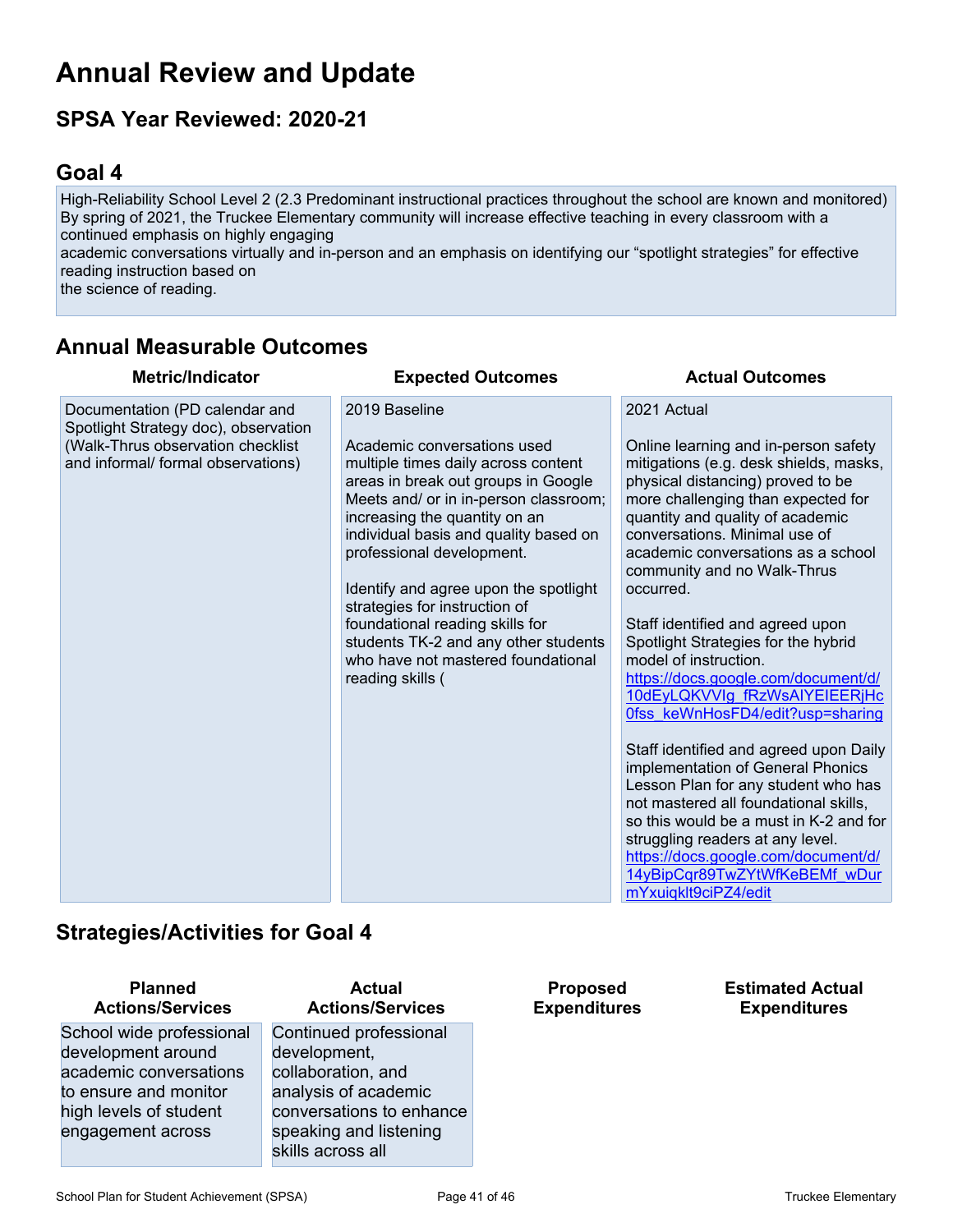# Annual Review and Update

## SPSA Year Reviewed: 2020-21

## Goal 4

High-Reliability School Level 2 (2.3 Predominant instructional practices throughout the school are known and monitored) By spring of 2021, the Truckee Elementary community will increase effective teaching in every classroom with a continued emphasis on highly engaging
academic conversations virtually and in-person and an emphasis on identifying our "spotlight strategies" for effective reading instruction based on
the science of reading.

## Annual Measurable Outcomes

| Metric/Indicator | Expected Outcomes | Actual Outcomes |
|---|---|---|
| Documentation (PD calendar and Spotlight Strategy doc), observation (Walk-Thrus observation checklist and informal/ formal observations) | 2019 Baseline<br><br>Academic conversations used multiple times daily across content areas in break out groups in Google Meets and/ or in in-person classroom; increasing the quantity on an individual basis and quality based on professional development.<br><br>Identify and agree upon the spotlight strategies for instruction of foundational reading skills for students TK-2 and any other students who have not mastered foundational reading skills ( | 2021 Actual<br><br>Online learning and in-person safety mitigations (e.g. desk shields, masks, physical distancing) proved to be more challenging than expected for quantity and quality of academic conversations. Minimal use of academic conversations as a school community and no Walk-Thrus occurred.<br><br>Staff identified and agreed upon Spotlight Strategies for the hybrid model of instruction. https://docs.google.com/document/d/10dEyLQKVVlg_fRzWsAIYEIEERjHc0fss_keWnHosFD4/edit?usp=sharing<br><br>Staff identified and agreed upon Daily implementation of General Phonics Lesson Plan for any student who has not mastered all foundational skills, so this would be a must in K-2 and for struggling readers at any level. https://docs.google.com/document/d/14yBipCqr89TwZYtWfKeBEMf_wDurmYxuiqklt9ciPZ4/edit |

## Strategies/Activities for Goal 4

| Planned Actions/Services | Actual Actions/Services | Proposed Expenditures | Estimated Actual Expenditures |
|---|---|---|---|
| School wide professional development around academic conversations to ensure and monitor high levels of student engagement across | Continued professional development, collaboration, and analysis of academic conversations to enhance speaking and listening skills across all | | |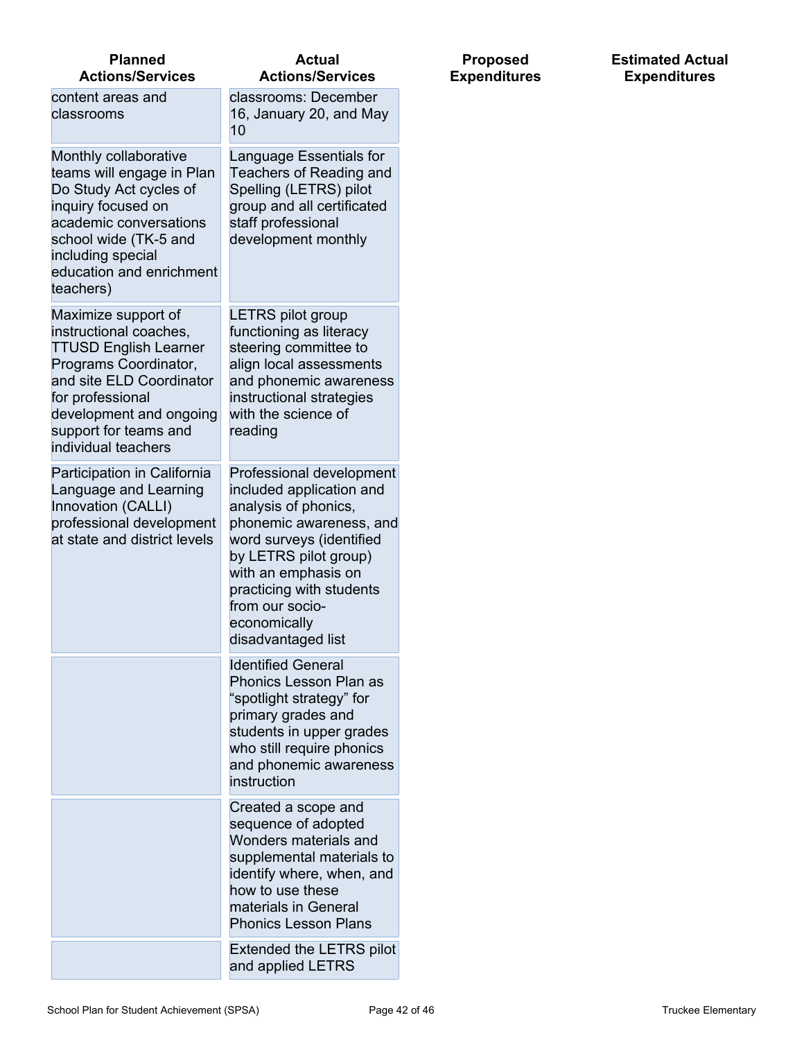| Planned Actions/Services | Actual Actions/Services | Proposed Expenditures | Estimated Actual Expenditures |
|---|---|---|---|
| content areas and classrooms | classrooms: December 16, January 20, and May 10 | | |
| Monthly collaborative teams will engage in Plan Do Study Act cycles of inquiry focused on academic conversations school wide (TK-5 and including special education and enrichment teachers) | Language Essentials for Teachers of Reading and Spelling (LETRS) pilot group and all certificated staff professional development monthly | | |
| Maximize support of instructional coaches, TTUSD English Learner Programs Coordinator, and site ELD Coordinator for professional development and ongoing support for teams and individual teachers | LETRS pilot group functioning as literacy steering committee to align local assessments and phonemic awareness instructional strategies with the science of reading | | |
| Participation in California Language and Learning Innovation (CALLI) professional development at state and district levels | Professional development included application and analysis of phonics, phonemic awareness, and word surveys (identified by LETRS pilot group) with an emphasis on practicing with students from our socio-economically disadvantaged list | | |
| | Identified General Phonics Lesson Plan as "spotlight strategy" for primary grades and students in upper grades who still require phonics and phonemic awareness instruction | | |
| | Created a scope and sequence of adopted Wonders materials and supplemental materials to identify where, when, and how to use these materials in General Phonics Lesson Plans | | |
| | Extended the LETRS pilot and applied LETRS | | |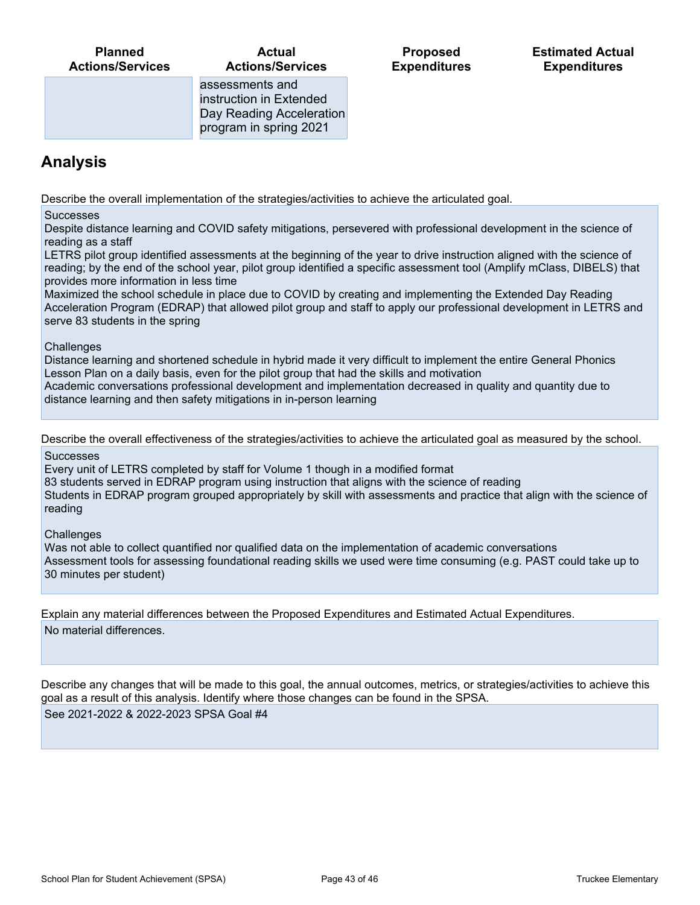| Planned Actions/Services | Actual Actions/Services | Proposed Expenditures | Estimated Actual Expenditures |
|---|---|---|---|
| | assessments and instruction in Extended Day Reading Acceleration program in spring 2021 | | |

## Analysis

Describe the overall implementation of the strategies/activities to achieve the articulated goal.

Successes
Despite distance learning and COVID safety mitigations, persevered with professional development in the science of reading as a staff
LETRS pilot group identified assessments at the beginning of the year to drive instruction aligned with the science of reading; by the end of the school year, pilot group identified a specific assessment tool (Amplify mClass, DIBELS) that provides more information in less time
Maximized the school schedule in place due to COVID by creating and implementing the Extended Day Reading Acceleration Program (EDRAP) that allowed pilot group and staff to apply our professional development in LETRS and serve 83 students in the spring

Challenges
Distance learning and shortened schedule in hybrid made it very difficult to implement the entire General Phonics Lesson Plan on a daily basis, even for the pilot group that had the skills and motivation
Academic conversations professional development and implementation decreased in quality and quantity due to distance learning and then safety mitigations in in-person learning

Describe the overall effectiveness of the strategies/activities to achieve the articulated goal as measured by the school.

Successes
Every unit of LETRS completed by staff for Volume 1 though in a modified format
83 students served in EDRAP program using instruction that aligns with the science of reading
Students in EDRAP program grouped appropriately by skill with assessments and practice that align with the science of reading

Challenges
Was not able to collect quantified nor qualified data on the implementation of academic conversations
Assessment tools for assessing foundational reading skills we used were time consuming (e.g. PAST could take up to 30 minutes per student)

Explain any material differences between the Proposed Expenditures and Estimated Actual Expenditures.

No material differences.

Describe any changes that will be made to this goal, the annual outcomes, metrics, or strategies/activities to achieve this goal as a result of this analysis. Identify where those changes can be found in the SPSA.

See 2021-2022 & 2022-2023 SPSA Goal #4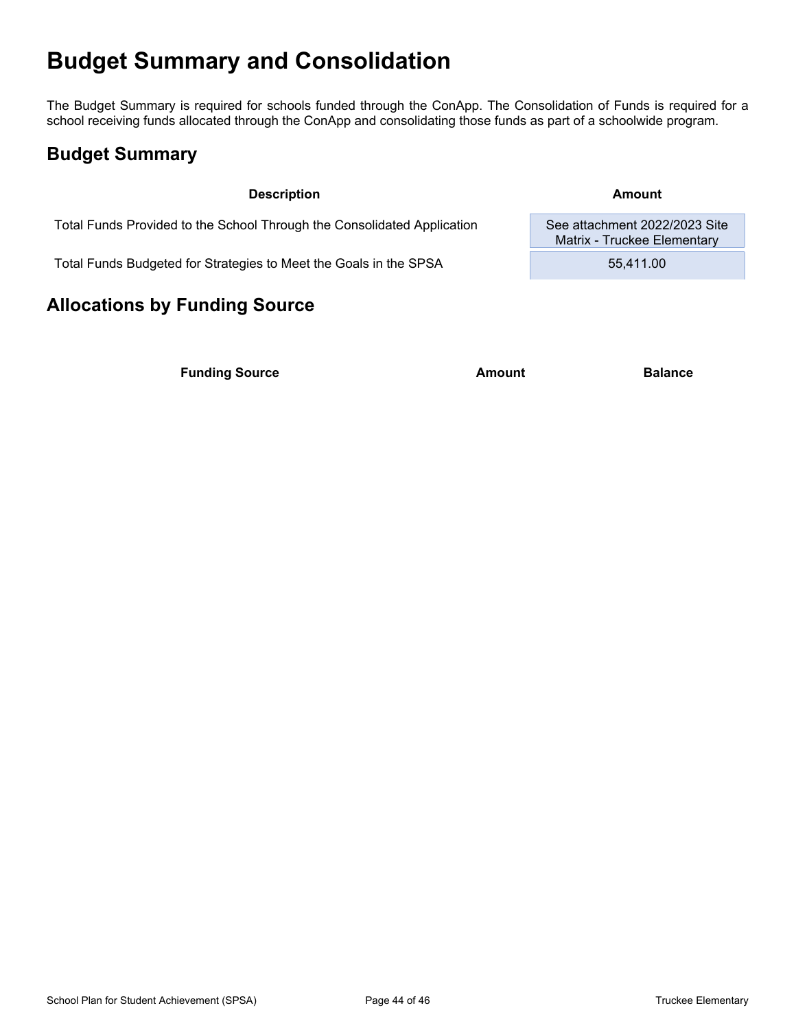# Budget Summary and Consolidation

The Budget Summary is required for schools funded through the ConApp. The Consolidation of Funds is required for a school receiving funds allocated through the ConApp and consolidating those funds as part of a schoolwide program.

## Budget Summary

| Description | Amount |
| --- | --- |
| Total Funds Provided to the School Through the Consolidated Application | See attachment 2022/2023 Site Matrix - Truckee Elementary |
| Total Funds Budgeted for Strategies to Meet the Goals in the SPSA | 55,411.00 |

## Allocations by Funding Source

| Funding Source | Amount | Balance |
| --- | --- | --- |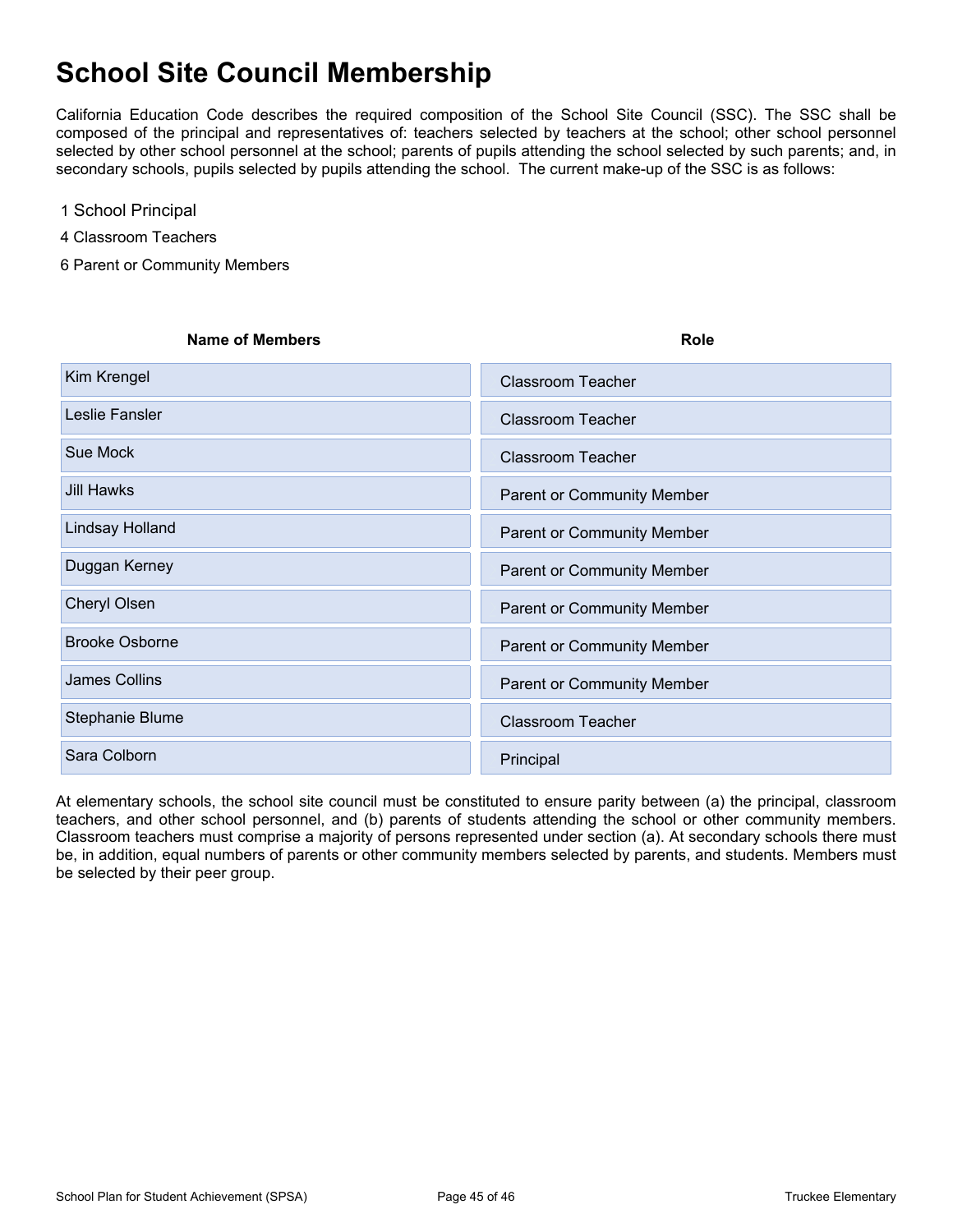# School Site Council Membership

California Education Code describes the required composition of the School Site Council (SSC). The SSC shall be composed of the principal and representatives of: teachers selected by teachers at the school; other school personnel selected by other school personnel at the school; parents of pupils attending the school selected by such parents; and, in secondary schools, pupils selected by pupils attending the school. The current make-up of the SSC is as follows:

1 School Principal

4 Classroom Teachers

6 Parent or Community Members

| Name of Members | Role |
| --- | --- |
| Kim Krengel | Classroom Teacher |
| Leslie Fansler | Classroom Teacher |
| Sue Mock | Classroom Teacher |
| Jill Hawks | Parent or Community Member |
| Lindsay Holland | Parent or Community Member |
| Duggan Kerney | Parent or Community Member |
| Cheryl Olsen | Parent or Community Member |
| Brooke Osborne | Parent or Community Member |
| James Collins | Parent or Community Member |
| Stephanie Blume | Classroom Teacher |
| Sara Colborn | Principal |

At elementary schools, the school site council must be constituted to ensure parity between (a) the principal, classroom teachers, and other school personnel, and (b) parents of students attending the school or other community members. Classroom teachers must comprise a majority of persons represented under section (a). At secondary schools there must be, in addition, equal numbers of parents or other community members selected by parents, and students. Members must be selected by their peer group.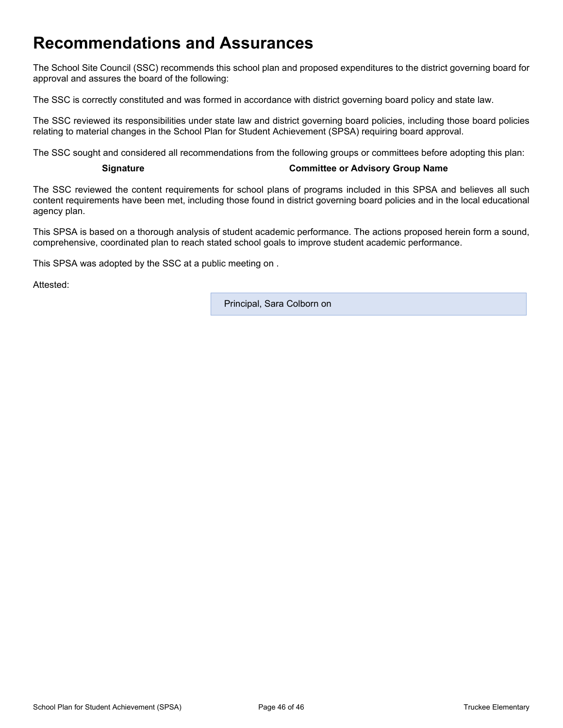# Recommendations and Assurances

The School Site Council (SSC) recommends this school plan and proposed expenditures to the district governing board for approval and assures the board of the following:

The SSC is correctly constituted and was formed in accordance with district governing board policy and state law.

The SSC reviewed its responsibilities under state law and district governing board policies, including those board policies relating to material changes in the School Plan for Student Achievement (SPSA) requiring board approval.

The SSC sought and considered all recommendations from the following groups or committees before adopting this plan:

| Signature | Committee or Advisory Group Name |
| --- | --- |

The SSC reviewed the content requirements for school plans of programs included in this SPSA and believes all such content requirements have been met, including those found in district governing board policies and in the local educational agency plan.

This SPSA is based on a thorough analysis of student academic performance. The actions proposed herein form a sound, comprehensive, coordinated plan to reach stated school goals to improve student academic performance.

This SPSA was adopted by the SSC at a public meeting on .

Attested:

Principal, Sara Colborn on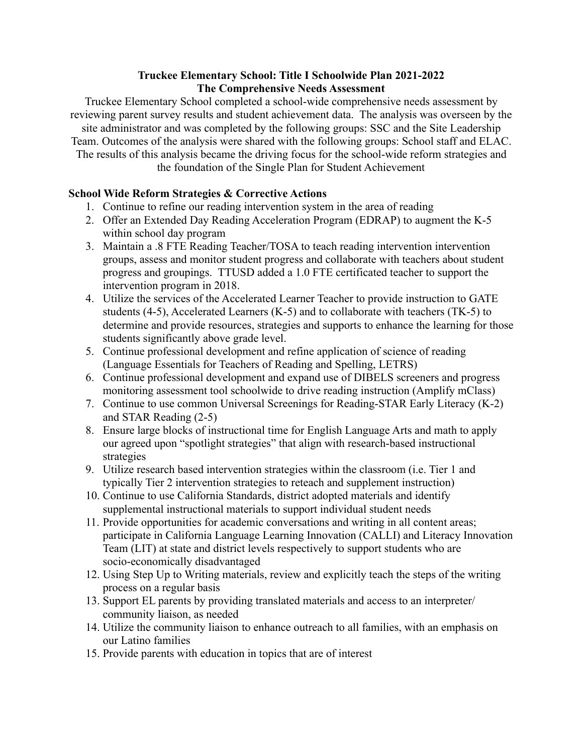# Truckee Elementary School: Title I Schoolwide Plan 2021-2022

## The Comprehensive Needs Assessment

Truckee Elementary School completed a school-wide comprehensive needs assessment by reviewing parent survey results and student achievement data. The analysis was overseen by the site administrator and was completed by the following groups: SSC and the Site Leadership Team. Outcomes of the analysis were shared with the following groups: School staff and ELAC. The results of this analysis became the driving focus for the school-wide reform strategies and the foundation of the Single Plan for Student Achievement

### School Wide Reform Strategies & Corrective Actions

1. Continue to refine our reading intervention system in the area of reading
2. Offer an Extended Day Reading Acceleration Program (EDRAP) to augment the K-5 within school day program
3. Maintain a .8 FTE Reading Teacher/TOSA to teach reading intervention intervention groups, assess and monitor student progress and collaborate with teachers about student progress and groupings. TTUSD added a 1.0 FTE certificated teacher to support the intervention program in 2018.
4. Utilize the services of the Accelerated Learner Teacher to provide instruction to GATE students (4-5), Accelerated Learners (K-5) and to collaborate with teachers (TK-5) to determine and provide resources, strategies and supports to enhance the learning for those students significantly above grade level.
5. Continue professional development and refine application of science of reading (Language Essentials for Teachers of Reading and Spelling, LETRS)
6. Continue professional development and expand use of DIBELS screeners and progress monitoring assessment tool schoolwide to drive reading instruction (Amplify mClass)
7. Continue to use common Universal Screenings for Reading-STAR Early Literacy (K-2) and STAR Reading (2-5)
8. Ensure large blocks of instructional time for English Language Arts and math to apply our agreed upon "spotlight strategies" that align with research-based instructional strategies
9. Utilize research based intervention strategies within the classroom (i.e. Tier 1 and typically Tier 2 intervention strategies to reteach and supplement instruction)
10. Continue to use California Standards, district adopted materials and identify supplemental instructional materials to support individual student needs
11. Provide opportunities for academic conversations and writing in all content areas; participate in California Language Learning Innovation (CALLI) and Literacy Innovation Team (LIT) at state and district levels respectively to support students who are socio-economically disadvantaged
12. Using Step Up to Writing materials, review and explicitly teach the steps of the writing process on a regular basis
13. Support EL parents by providing translated materials and access to an interpreter/ community liaison, as needed
14. Utilize the community liaison to enhance outreach to all families, with an emphasis on our Latino families
15. Provide parents with education in topics that are of interest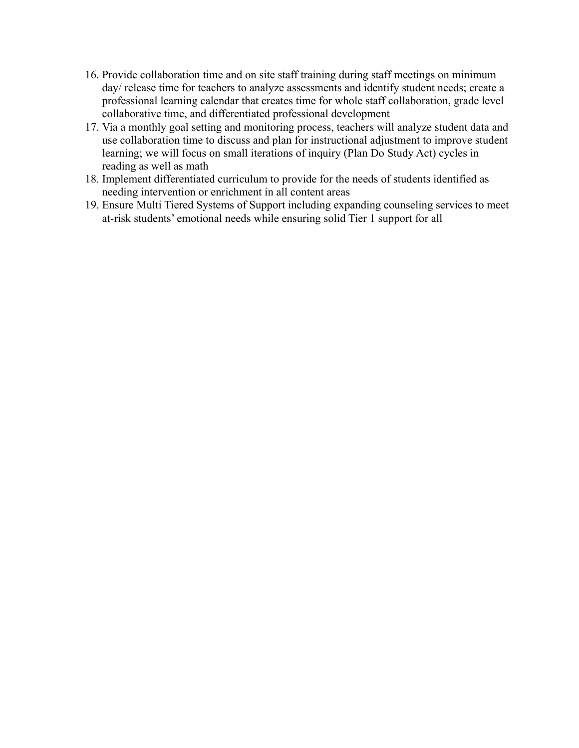16. Provide collaboration time and on site staff training during staff meetings on minimum day/ release time for teachers to analyze assessments and identify student needs; create a professional learning calendar that creates time for whole staff collaboration, grade level collaborative time, and differentiated professional development
17. Via a monthly goal setting and monitoring process, teachers will analyze student data and use collaboration time to discuss and plan for instructional adjustment to improve student learning; we will focus on small iterations of inquiry (Plan Do Study Act) cycles in reading as well as math
18. Implement differentiated curriculum to provide for the needs of students identified as needing intervention or enrichment in all content areas
19. Ensure Multi Tiered Systems of Support including expanding counseling services to meet at-risk students' emotional needs while ensuring solid Tier 1 support for all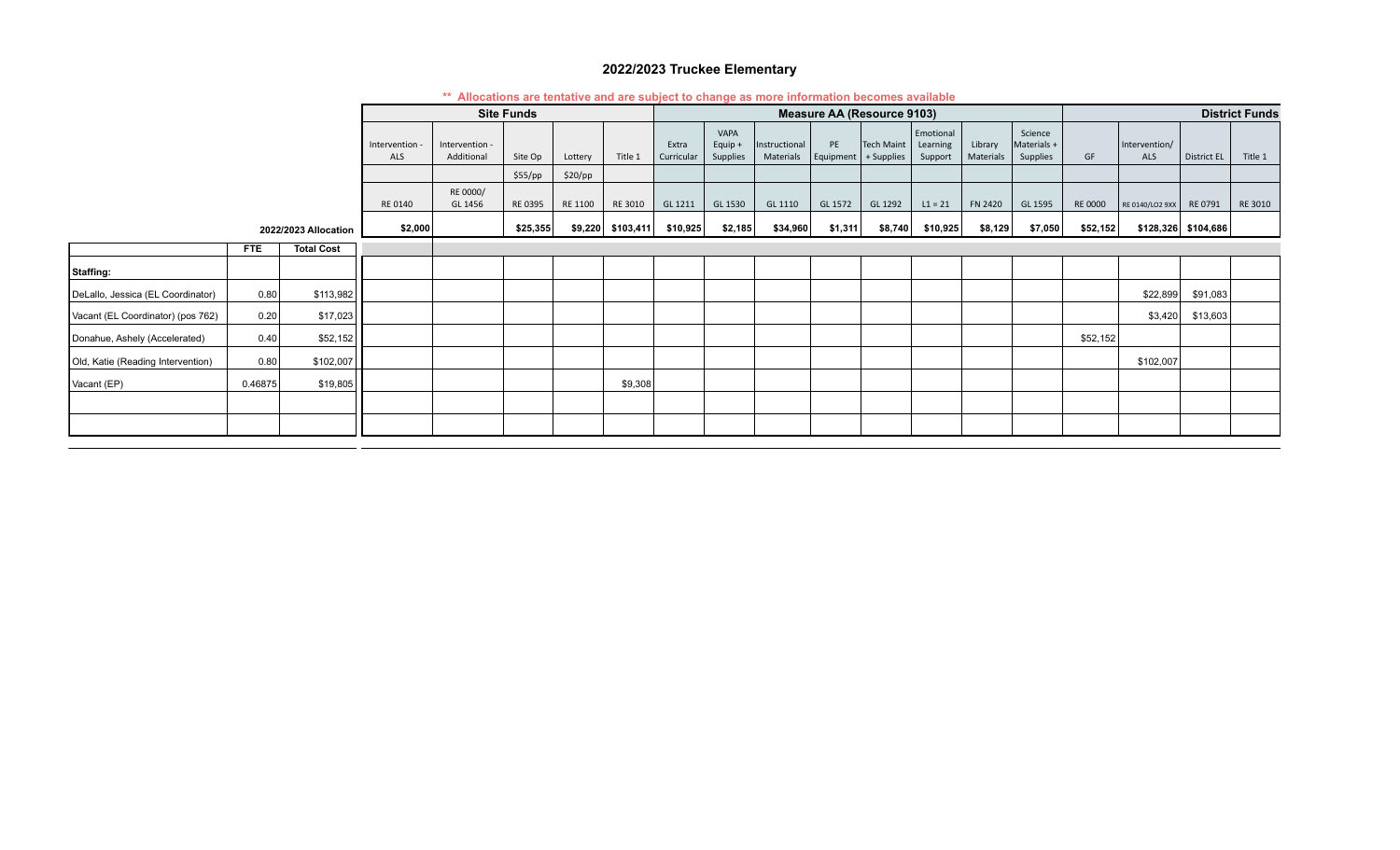## 2022/2023 Truckee Elementary

** Allocations are tentative and are subject to change as more information becomes available

| | | | Site Funds | | | | | Measure AA (Resource 9103) | | | | | | | | | District Funds | | | |
|---|---|---|---|---|---|---|---|---|---|---|---|---|---|---|---|---|---|---|---|---|
| | | | Intervention - ALS | Intervention - Additional | Site Op | Lottery | Title 1 | Extra Curricular | VAPA Equip + Supplies | Instructional Materials | PE Equipment | Tech Maint + Supplies | Emotional Learning Support | Library Materials | Science Materials + Supplies | GF | Intervention/ ALS | District EL | Title 1 |
| | | | | | $55/pp | $20/pp | | | | | | | | | | | | | |
| | | | RE 0140 | RE 0000/ GL 1456 | RE 0395 | RE 1100 | RE 3010 | GL 1211 | GL 1530 | GL 1110 | GL 1572 | GL 1292 | L1 = 21 | FN 2420 | GL 1595 | RE 0000 | RE 0140/LO2 9XX | RE 0791 | RE 3010 |
| | | 2022/2023 Allocation | $2,000 | | $25,355 | $9,220 | $103,411 | $10,925 | $2,185 | $34,960 | $1,311 | $8,740 | $10,925 | $8,129 | $7,050 | $52,152 | $128,326 | $104,686 | |
| | FTE | Total Cost | | | | | | | | | | | | | | | | | |
| Staffing: | | | | | | | | | | | | | | | | | | | |
| DeLallo, Jessica (EL Coordinator) | 0.80 | $113,982 | | | | | | | | | | | | | | | $22,899 | $91,083 | |
| Vacant (EL Coordinator) (pos 762) | 0.20 | $17,023 | | | | | | | | | | | | | | | $3,420 | $13,603 | |
| Donahue, Ashely (Accelerated) | 0.40 | $52,152 | | | | | | | | | | | | | | $52,152 | | | |
| Old, Katie (Reading Intervention) | 0.80 | $102,007 | | | | | | | | | | | | | | | $102,007 | | |
| Vacant (EP) | 0.46875 | $19,805 | | | | | $9,308 | | | | | | | | | | | | |
| | | | | | | | | | | | | | | | | | | | |
| | | | | | | | | | | | | | | | | | | | |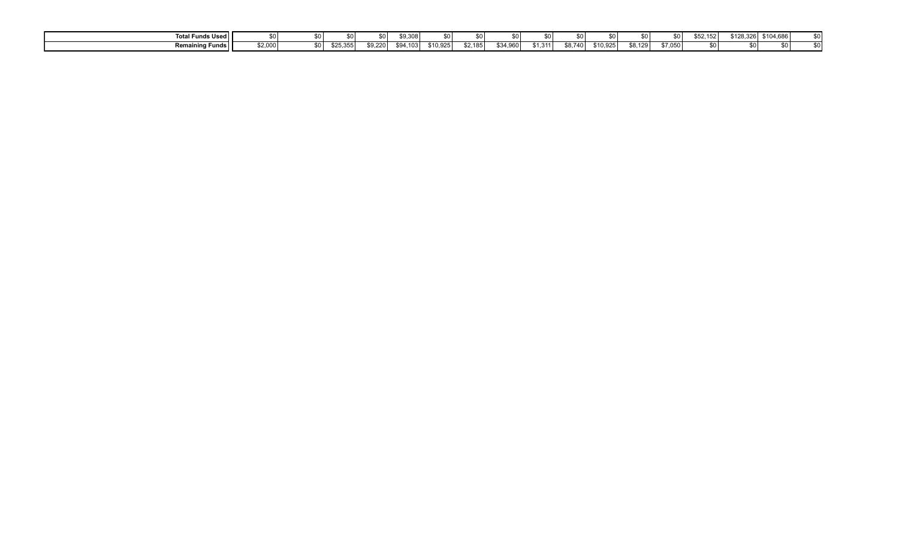| | | | | | | | | | | | | | | | | | | |
|---|---|---|---|---|---|---|---|---|---|---|---|---|---|---|---|---|---|---|
| **Total Funds Used** | $0 | $0 | $0 | $0 | $9,308 | $0 | $0 | $0 | $0 | $0 | $0 | $0 | $0 | $52,152 | $128,326 | $104,686 | $0 |
| **Remaining Funds** | $2,000 | $0 | $25,355 | $9,220 | $94,103 | $10,925 | $2,185 | $34,960 | $1,311 | $8,740 | $10,925 | $8,129 | $7,050 | $0 | $0 | $0 | $0 |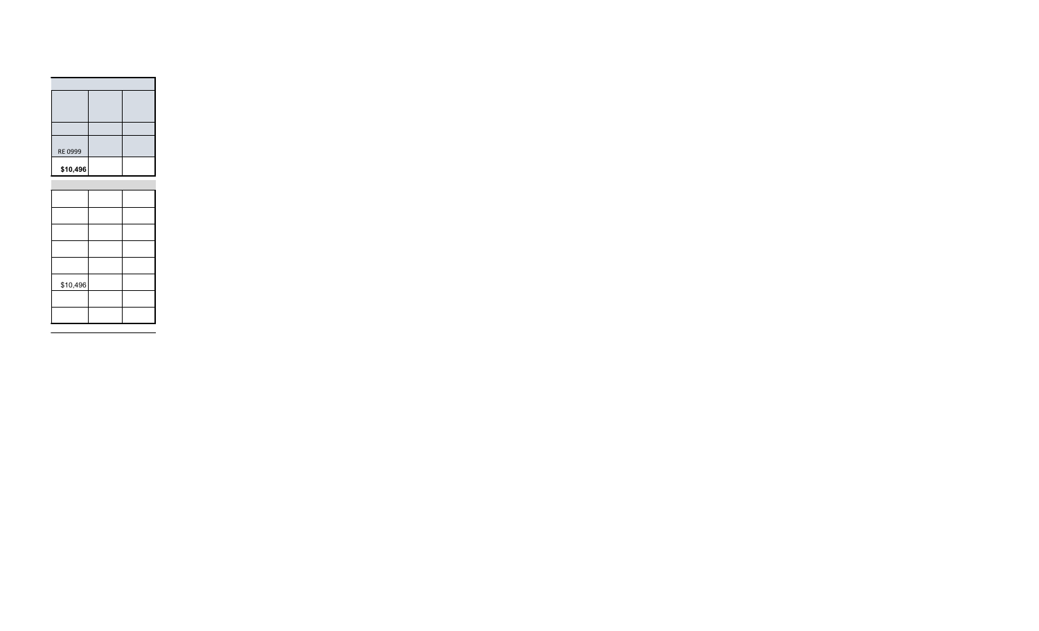| | | |
|---|---|---|
| | | |
| | | |
| RE 0999 | | |
| **$10,496** | | |

| | | |
|---|---|---|
| | | |
| | | |
| | | |
| | | |
| | | |
| $10,496 | | |
| | | |
| | | |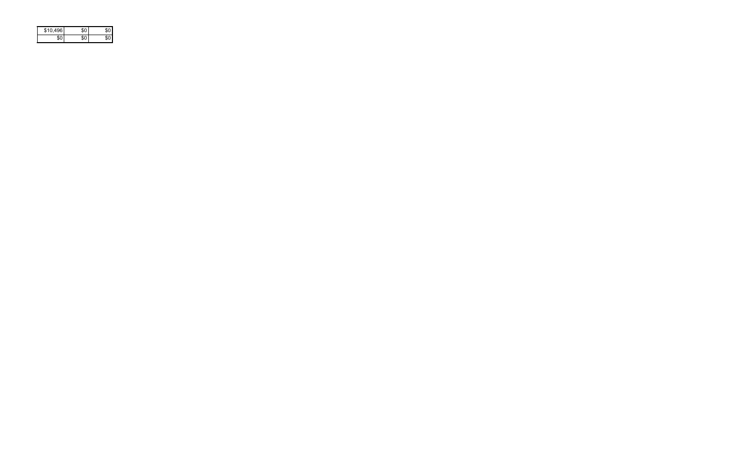| | | |
|---|---|---|
| $10,496 | $0 | $0 |
| $0 | $0 | $0 |